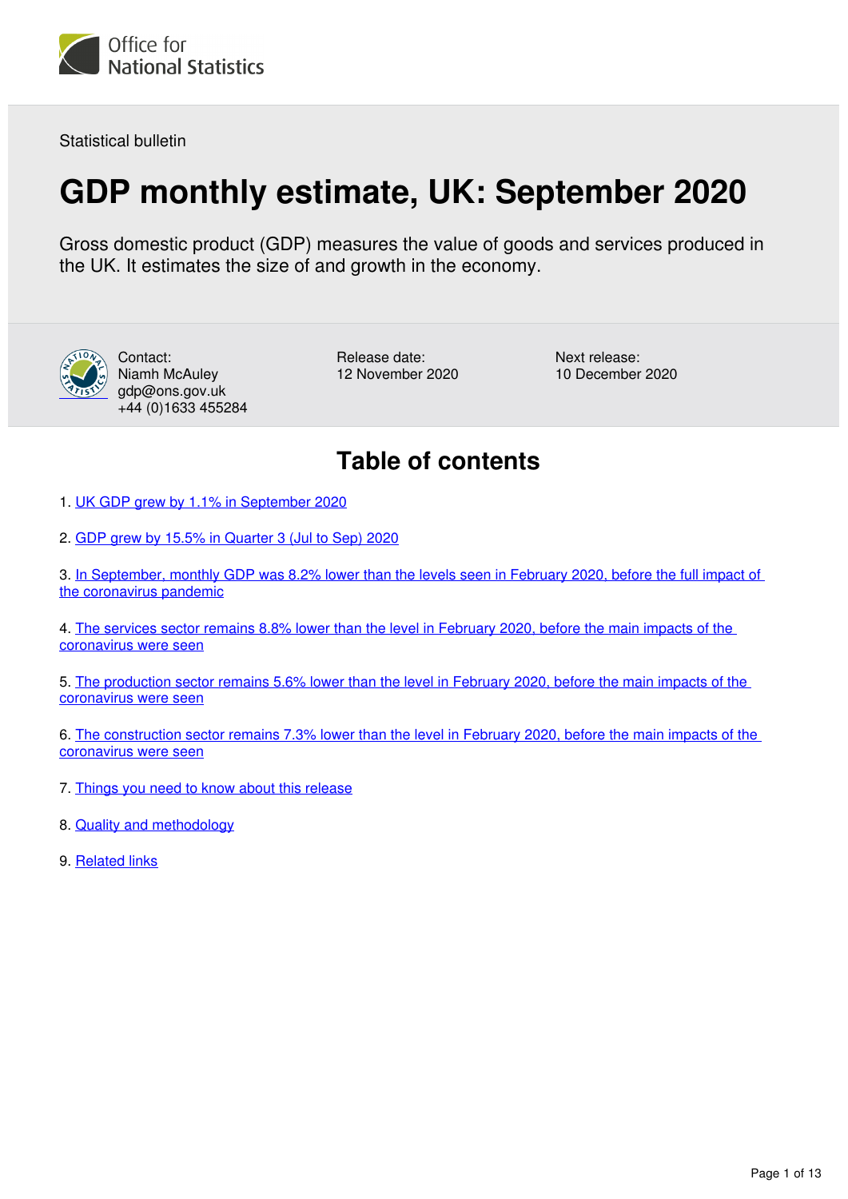Office for National Statistics

Statistical bulletin

# GDP monthly estimate, UK: September 2020

Gross domestic product (GDP) measures the value of goods and services produced in the UK. It estimates the size of and growth in the economy.

Contact:
Niamh McAuley
gdp@ons.gov.uk
+44 (0)1633 455284

Release date:
12 November 2020

Next release:
10 December 2020

## Table of contents

1. UK GDP grew by 1.1% in September 2020
2. GDP grew by 15.5% in Quarter 3 (Jul to Sep) 2020
3. In September, monthly GDP was 8.2% lower than the levels seen in February 2020, before the full impact of the coronavirus pandemic
4. The services sector remains 8.8% lower than the level in February 2020, before the main impacts of the coronavirus were seen
5. The production sector remains 5.6% lower than the level in February 2020, before the main impacts of the coronavirus were seen
6. The construction sector remains 7.3% lower than the level in February 2020, before the main impacts of the coronavirus were seen
7. Things you need to know about this release
8. Quality and methodology
9. Related links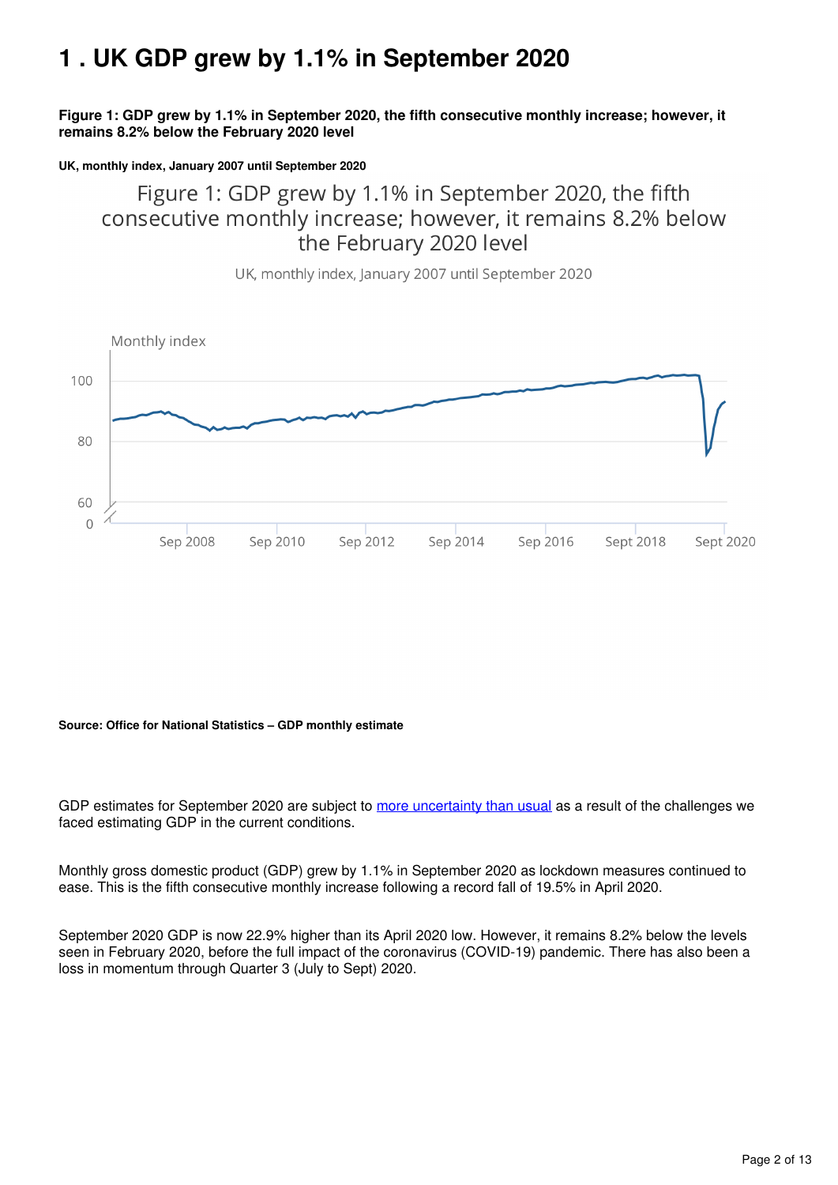# 1 . UK GDP grew by 1.1% in September 2020

**Figure 1: GDP grew by 1.1% in September 2020, the fifth consecutive monthly increase; however, it remains 8.2% below the February 2020 level**

**UK, monthly index, January 2007 until September 2020**

**Source: Office for National Statistics – GDP monthly estimate**

GDP estimates for September 2020 are subject to [more uncertainty than usual](#) as a result of the challenges we faced estimating GDP in the current conditions.

Monthly gross domestic product (GDP) grew by 1.1% in September 2020 as lockdown measures continued to ease. This is the fifth consecutive monthly increase following a record fall of 19.5% in April 2020.

September 2020 GDP is now 22.9% higher than its April 2020 low. However, it remains 8.2% below the levels seen in February 2020, before the full impact of the coronavirus (COVID-19) pandemic. There has also been a loss in momentum through Quarter 3 (July to Sept) 2020.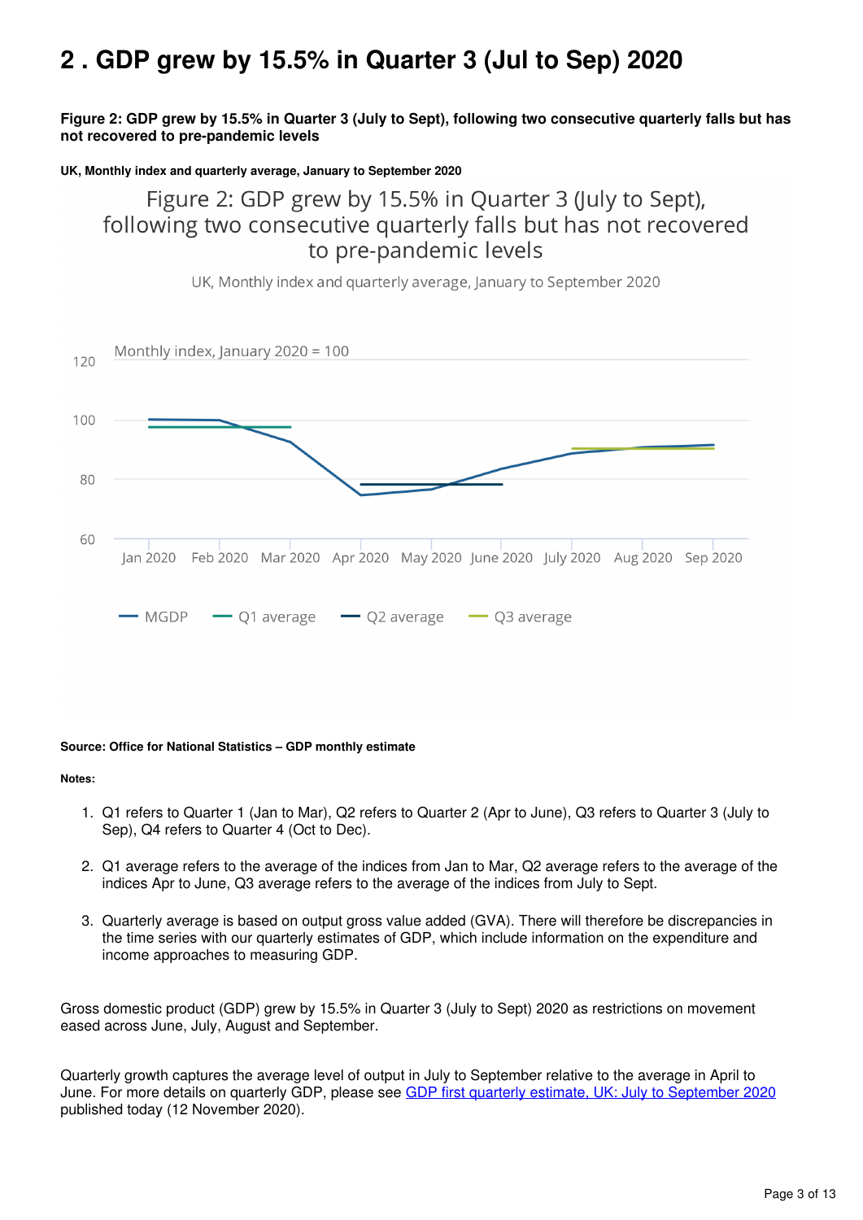## 2 . GDP grew by 15.5% in Quarter 3 (Jul to Sep) 2020

**Figure 2: GDP grew by 15.5% in Quarter 3 (July to Sept), following two consecutive quarterly falls but has not recovered to pre-pandemic levels**

**UK, Monthly index and quarterly average, January to September 2020**

Figure 2: GDP grew by 15.5% in Quarter 3 (July to Sept), following two consecutive quarterly falls but has not recovered to pre-pandemic levels

UK, Monthly index and quarterly average, January to September 2020

Monthly index, January 2020 = 100

120

100

80

60

Jan 2020 Feb 2020 Mar 2020 Apr 2020 May 2020 June 2020 July 2020 Aug 2020 Sep 2020

MGDP Q1 average Q2 average Q3 average

**Source: Office for National Statistics – GDP monthly estimate**

**Notes:**

1. Q1 refers to Quarter 1 (Jan to Mar), Q2 refers to Quarter 2 (Apr to June), Q3 refers to Quarter 3 (July to Sep), Q4 refers to Quarter 4 (Oct to Dec).
2. Q1 average refers to the average of the indices from Jan to Mar, Q2 average refers to the average of the indices Apr to June, Q3 average refers to the average of the indices from July to Sept.
3. Quarterly average is based on output gross value added (GVA). There will therefore be discrepancies in the time series with our quarterly estimates of GDP, which include information on the expenditure and income approaches to measuring GDP.

Gross domestic product (GDP) grew by 15.5% in Quarter 3 (July to Sept) 2020 as restrictions on movement eased across June, July, August and September.

Quarterly growth captures the average level of output in July to September relative to the average in April to June. For more details on quarterly GDP, please see GDP first quarterly estimate, UK: July to September 2020 published today (12 November 2020).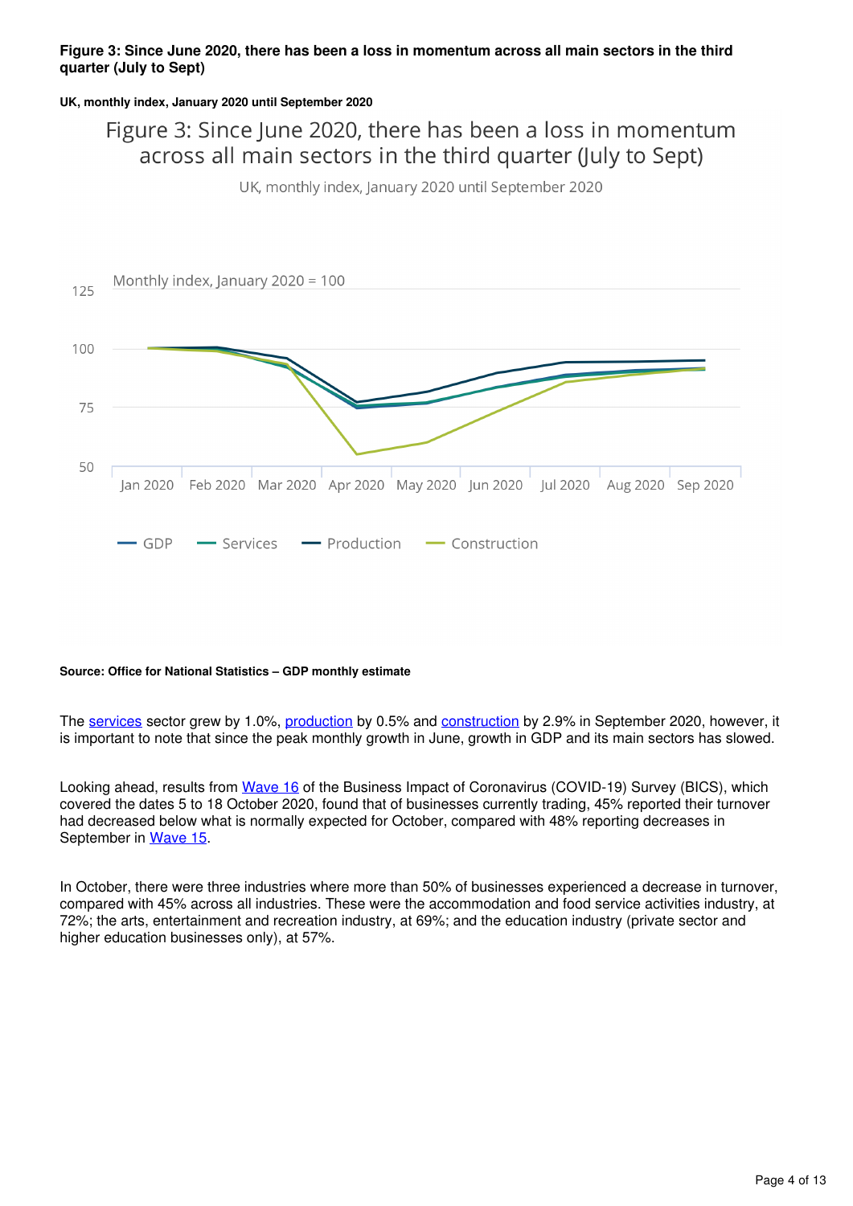**Figure 3: Since June 2020, there has been a loss in momentum across all main sectors in the third quarter (July to Sept)**

**UK, monthly index, January 2020 until September 2020**

**Source: Office for National Statistics – GDP monthly estimate**

The services sector grew by 1.0%, production by 0.5% and construction by 2.9% in September 2020, however, it is important to note that since the peak monthly growth in June, growth in GDP and its main sectors has slowed.

Looking ahead, results from Wave 16 of the Business Impact of Coronavirus (COVID-19) Survey (BICS), which covered the dates 5 to 18 October 2020, found that of businesses currently trading, 45% reported their turnover had decreased below what is normally expected for October, compared with 48% reporting decreases in September in Wave 15.

In October, there were three industries where more than 50% of businesses experienced a decrease in turnover, compared with 45% across all industries. These were the accommodation and food service activities industry, at 72%; the arts, entertainment and recreation industry, at 69%; and the education industry (private sector and higher education businesses only), at 57%.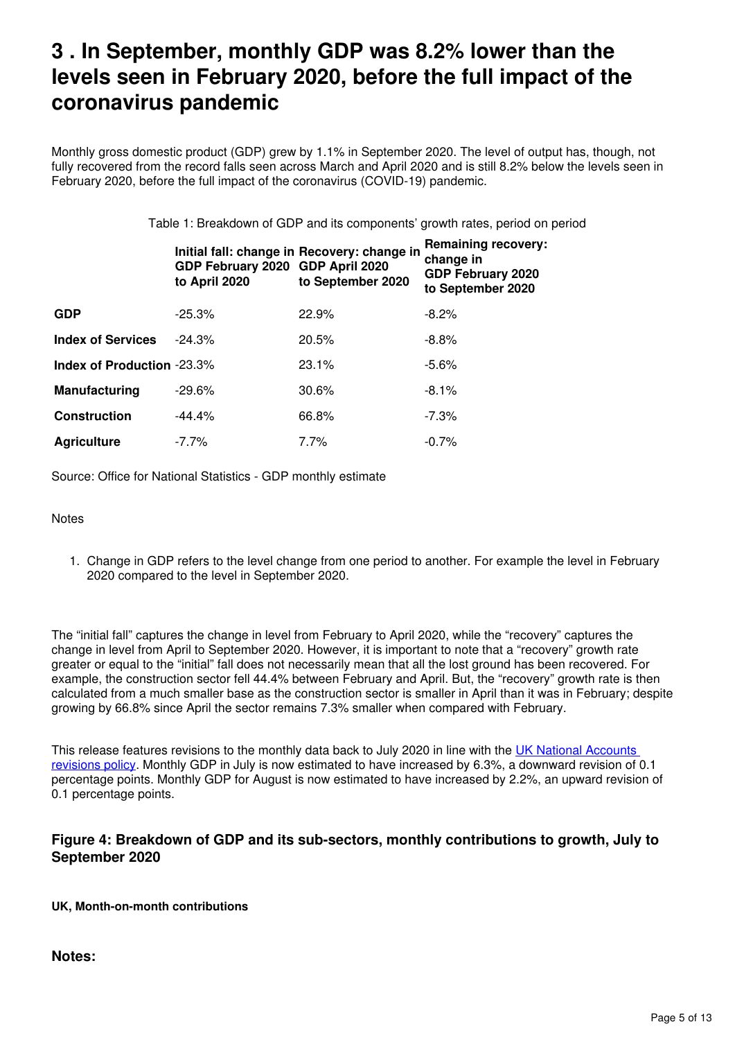## 3 . In September, monthly GDP was 8.2% lower than the levels seen in February 2020, before the full impact of the coronavirus pandemic

Monthly gross domestic product (GDP) grew by 1.1% in September 2020. The level of output has, though, not fully recovered from the record falls seen across March and April 2020 and is still 8.2% below the levels seen in February 2020, before the full impact of the coronavirus (COVID-19) pandemic.

Table 1: Breakdown of GDP and its components' growth rates, period on period

| | Initial fall: change in GDP February 2020 to April 2020 | Recovery: change in GDP April 2020 to September 2020 | Remaining recovery: change in GDP February 2020 to September 2020 |
|---|---|---|---|
| **GDP** | -25.3% | 22.9% | -8.2% |
| **Index of Services** | -24.3% | 20.5% | -8.8% |
| **Index of Production** | -23.3% | 23.1% | -5.6% |
| **Manufacturing** | -29.6% | 30.6% | -8.1% |
| **Construction** | -44.4% | 66.8% | -7.3% |
| **Agriculture** | -7.7% | 7.7% | -0.7% |

Source: Office for National Statistics - GDP monthly estimate

Notes

1. Change in GDP refers to the level change from one period to another. For example the level in February 2020 compared to the level in September 2020.

The "initial fall" captures the change in level from February to April 2020, while the "recovery" captures the change in level from April to September 2020. However, it is important to note that a "recovery" growth rate greater or equal to the "initial" fall does not necessarily mean that all the lost ground has been recovered. For example, the construction sector fell 44.4% between February and April. But, the "recovery" growth rate is then calculated from a much smaller base as the construction sector is smaller in April than it was in February; despite growing by 66.8% since April the sector remains 7.3% smaller when compared with February.

This release features revisions to the monthly data back to July 2020 in line with the UK National Accounts revisions policy. Monthly GDP in July is now estimated to have increased by 6.3%, a downward revision of 0.1 percentage points. Monthly GDP for August is now estimated to have increased by 2.2%, an upward revision of 0.1 percentage points.

### Figure 4: Breakdown of GDP and its sub-sectors, monthly contributions to growth, July to September 2020

**UK, Month-on-month contributions**

### Notes: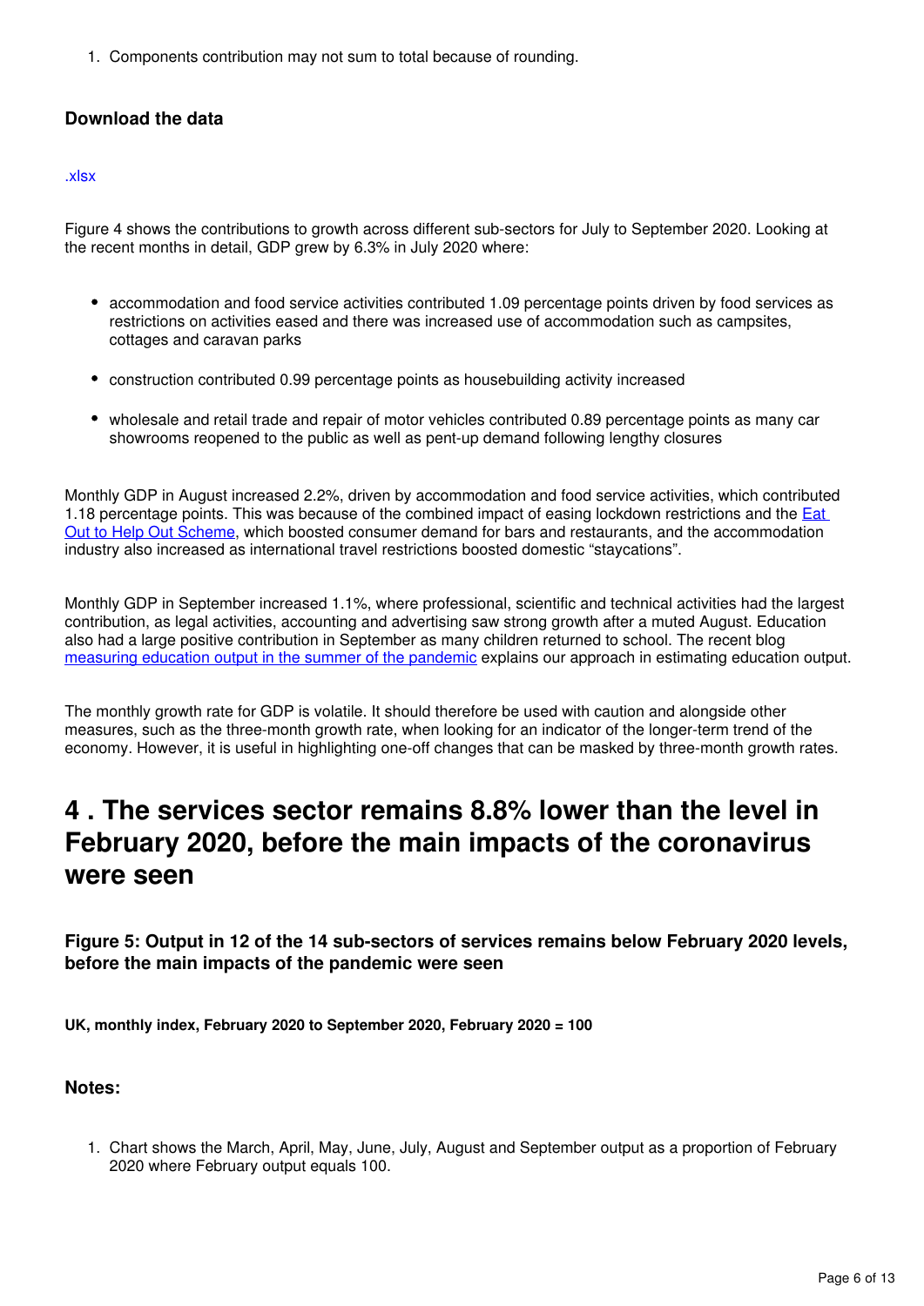1. Components contribution may not sum to total because of rounding.

#### Download the data

[.xlsx]

Figure 4 shows the contributions to growth across different sub-sectors for July to September 2020. Looking at the recent months in detail, GDP grew by 6.3% in July 2020 where:

- accommodation and food service activities contributed 1.09 percentage points driven by food services as restrictions on activities eased and there was increased use of accommodation such as campsites, cottages and caravan parks
- construction contributed 0.99 percentage points as housebuilding activity increased
- wholesale and retail trade and repair of motor vehicles contributed 0.89 percentage points as many car showrooms reopened to the public as well as pent-up demand following lengthy closures

Monthly GDP in August increased 2.2%, driven by accommodation and food service activities, which contributed 1.18 percentage points. This was because of the combined impact of easing lockdown restrictions and the [Eat Out to Help Out Scheme], which boosted consumer demand for bars and restaurants, and the accommodation industry also increased as international travel restrictions boosted domestic "staycations".

Monthly GDP in September increased 1.1%, where professional, scientific and technical activities had the largest contribution, as legal activities, accounting and advertising saw strong growth after a muted August. Education also had a large positive contribution in September as many children returned to school. The recent blog [measuring education output in the summer of the pandemic] explains our approach in estimating education output.

The monthly growth rate for GDP is volatile. It should therefore be used with caution and alongside other measures, such as the three-month growth rate, when looking for an indicator of the longer-term trend of the economy. However, it is useful in highlighting one-off changes that can be masked by three-month growth rates.

## 4 . The services sector remains 8.8% lower than the level in February 2020, before the main impacts of the coronavirus were seen

### Figure 5: Output in 12 of the 14 sub-sectors of services remains below February 2020 levels, before the main impacts of the pandemic were seen

**UK, monthly index, February 2020 to September 2020, February 2020 = 100**

#### Notes:

1. Chart shows the March, April, May, June, July, August and September output as a proportion of February 2020 where February output equals 100.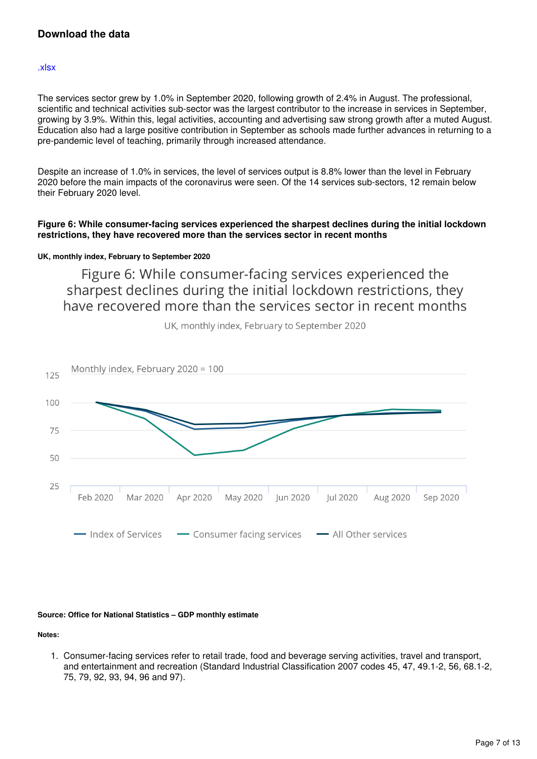### Download the data

.xlsx

The services sector grew by 1.0% in September 2020, following growth of 2.4% in August. The professional, scientific and technical activities sub-sector was the largest contributor to the increase in services in September, growing by 3.9%. Within this, legal activities, accounting and advertising saw strong growth after a muted August. Education also had a large positive contribution in September as schools made further advances in returning to a pre-pandemic level of teaching, primarily through increased attendance.

Despite an increase of 1.0% in services, the level of services output is 8.8% lower than the level in February 2020 before the main impacts of the coronavirus were seen. Of the 14 services sub-sectors, 12 remain below their February 2020 level.

**Figure 6: While consumer-facing services experienced the sharpest declines during the initial lockdown restrictions, they have recovered more than the services sector in recent months**

**UK, monthly index, February to September 2020**

**Source: Office for National Statistics – GDP monthly estimate**

**Notes:**

1. Consumer-facing services refer to retail trade, food and beverage serving activities, travel and transport, and entertainment and recreation (Standard Industrial Classification 2007 codes 45, 47, 49.1-2, 56, 68.1-2, 75, 79, 92, 93, 94, 96 and 97).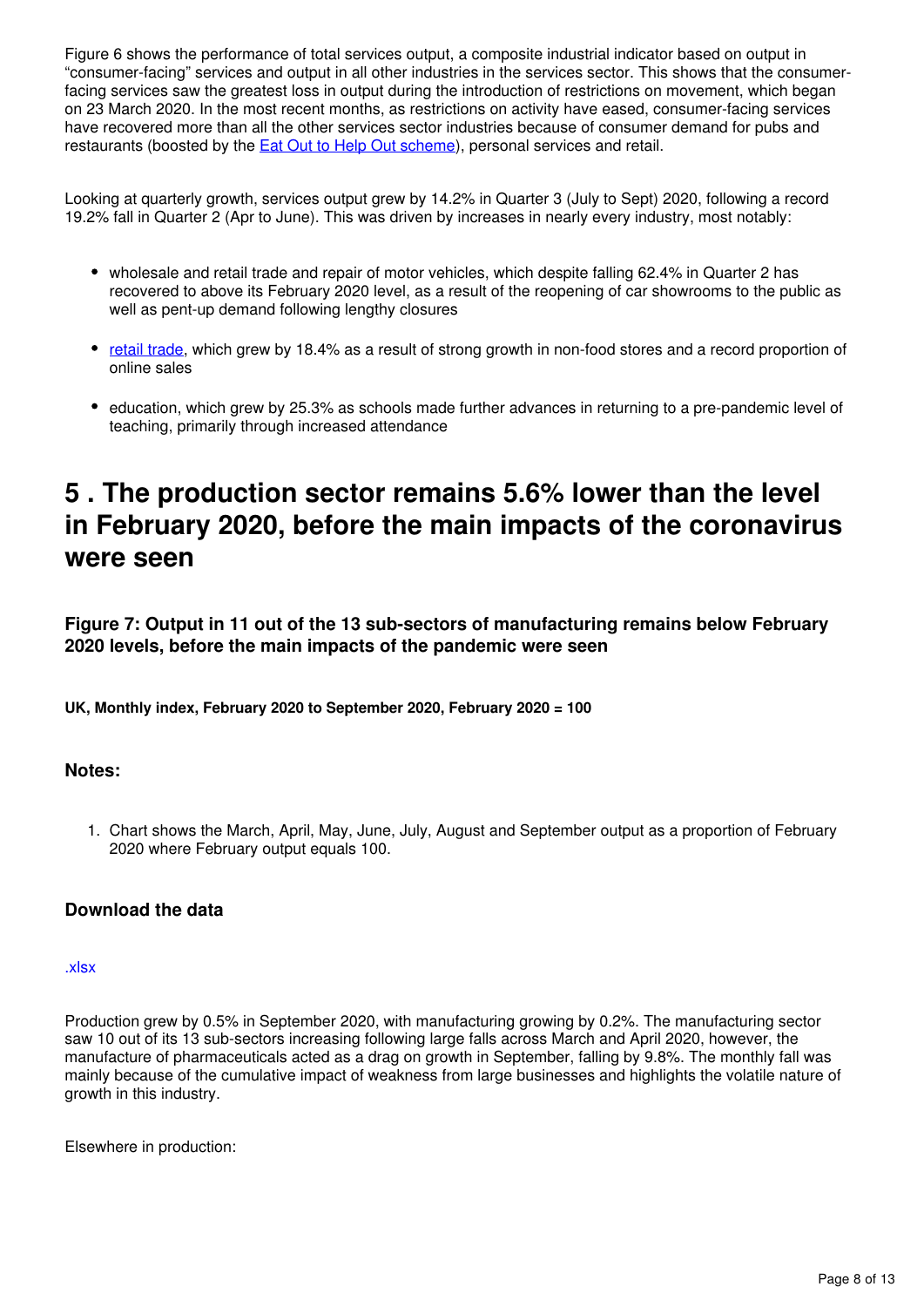Figure 6 shows the performance of total services output, a composite industrial indicator based on output in "consumer-facing" services and output in all other industries in the services sector. This shows that the consumer-facing services saw the greatest loss in output during the introduction of restrictions on movement, which began on 23 March 2020. In the most recent months, as restrictions on activity have eased, consumer-facing services have recovered more than all the other services sector industries because of consumer demand for pubs and restaurants (boosted by the Eat Out to Help Out scheme), personal services and retail.

Looking at quarterly growth, services output grew by 14.2% in Quarter 3 (July to Sept) 2020, following a record 19.2% fall in Quarter 2 (Apr to June). This was driven by increases in nearly every industry, most notably:

- wholesale and retail trade and repair of motor vehicles, which despite falling 62.4% in Quarter 2 has recovered to above its February 2020 level, as a result of the reopening of car showrooms to the public as well as pent-up demand following lengthy closures
- retail trade, which grew by 18.4% as a result of strong growth in non-food stores and a record proportion of online sales
- education, which grew by 25.3% as schools made further advances in returning to a pre-pandemic level of teaching, primarily through increased attendance

## 5 . The production sector remains 5.6% lower than the level in February 2020, before the main impacts of the coronavirus were seen

### Figure 7: Output in 11 out of the 13 sub-sectors of manufacturing remains below February 2020 levels, before the main impacts of the pandemic were seen

**UK, Monthly index, February 2020 to September 2020, February 2020 = 100**

### Notes:

1. Chart shows the March, April, May, June, July, August and September output as a proportion of February 2020 where February output equals 100.

### Download the data

.xlsx

Production grew by 0.5% in September 2020, with manufacturing growing by 0.2%. The manufacturing sector saw 10 out of its 13 sub-sectors increasing following large falls across March and April 2020, however, the manufacture of pharmaceuticals acted as a drag on growth in September, falling by 9.8%. The monthly fall was mainly because of the cumulative impact of weakness from large businesses and highlights the volatile nature of growth in this industry.

Elsewhere in production: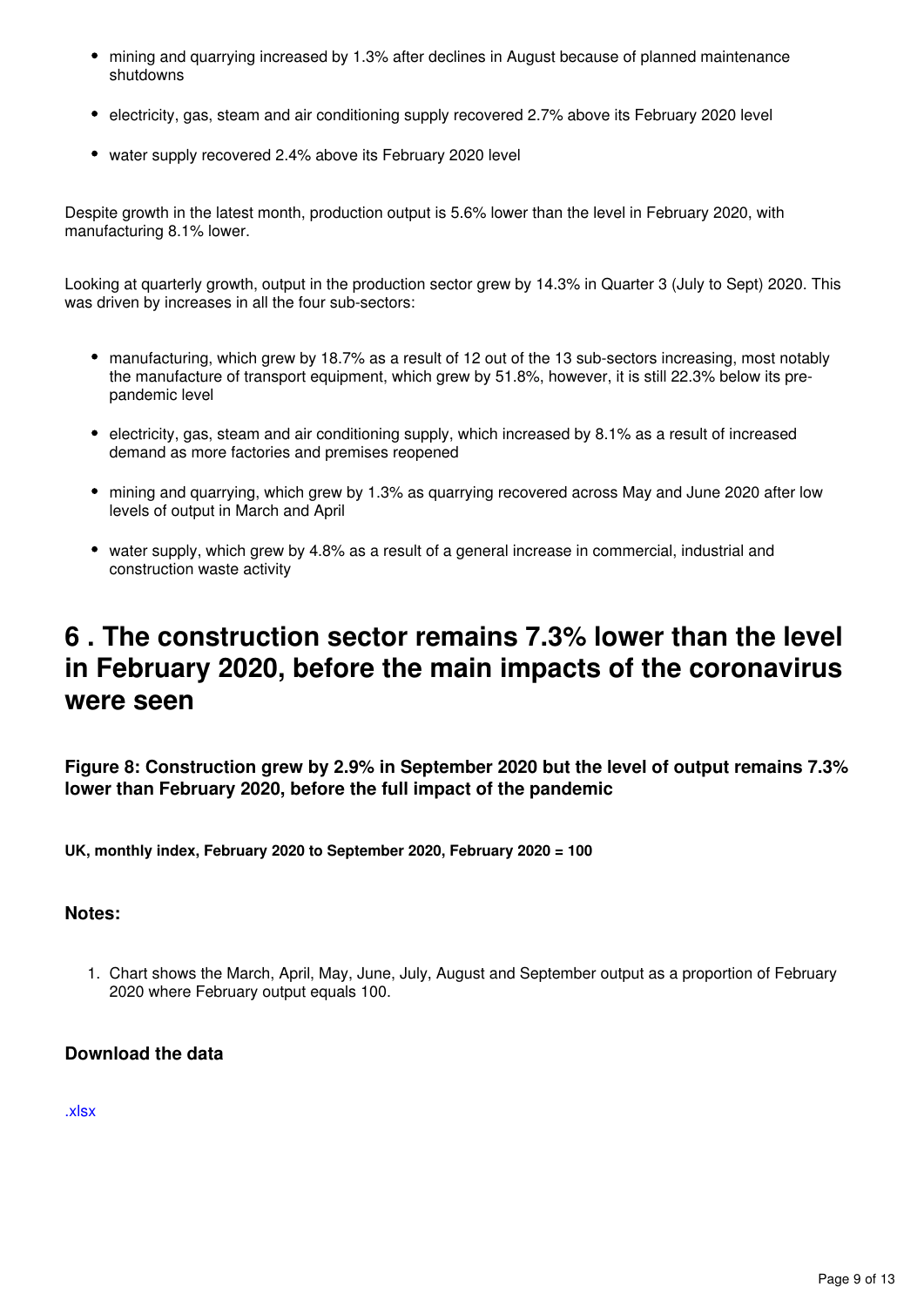- mining and quarrying increased by 1.3% after declines in August because of planned maintenance shutdowns
- electricity, gas, steam and air conditioning supply recovered 2.7% above its February 2020 level
- water supply recovered 2.4% above its February 2020 level

Despite growth in the latest month, production output is 5.6% lower than the level in February 2020, with manufacturing 8.1% lower.

Looking at quarterly growth, output in the production sector grew by 14.3% in Quarter 3 (July to Sept) 2020. This was driven by increases in all the four sub-sectors:

- manufacturing, which grew by 18.7% as a result of 12 out of the 13 sub-sectors increasing, most notably the manufacture of transport equipment, which grew by 51.8%, however, it is still 22.3% below its pre-pandemic level
- electricity, gas, steam and air conditioning supply, which increased by 8.1% as a result of increased demand as more factories and premises reopened
- mining and quarrying, which grew by 1.3% as quarrying recovered across May and June 2020 after low levels of output in March and April
- water supply, which grew by 4.8% as a result of a general increase in commercial, industrial and construction waste activity

## 6 . The construction sector remains 7.3% lower than the level in February 2020, before the main impacts of the coronavirus were seen

### Figure 8: Construction grew by 2.9% in September 2020 but the level of output remains 7.3% lower than February 2020, before the full impact of the pandemic

**UK, monthly index, February 2020 to September 2020, February 2020 = 100**

### Notes:

1. Chart shows the March, April, May, June, July, August and September output as a proportion of February 2020 where February output equals 100.

### Download the data

.xlsx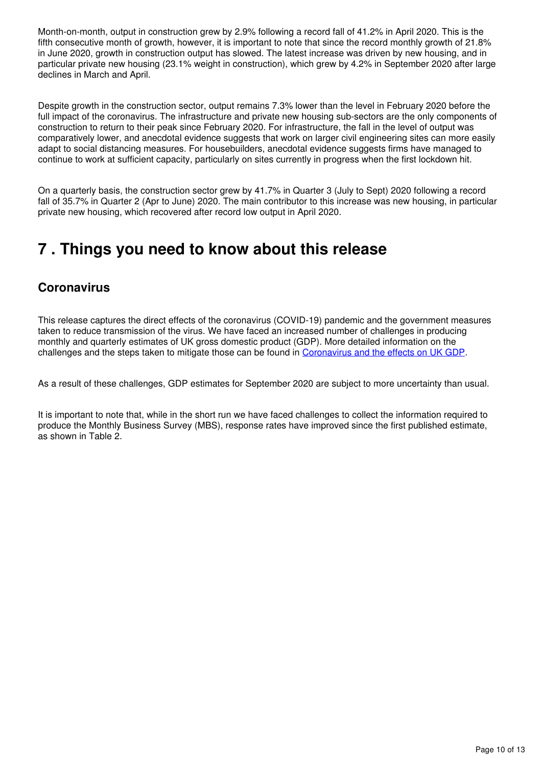Month-on-month, output in construction grew by 2.9% following a record fall of 41.2% in April 2020. This is the fifth consecutive month of growth, however, it is important to note that since the record monthly growth of 21.8% in June 2020, growth in construction output has slowed. The latest increase was driven by new housing, and in particular private new housing (23.1% weight in construction), which grew by 4.2% in September 2020 after large declines in March and April.

Despite growth in the construction sector, output remains 7.3% lower than the level in February 2020 before the full impact of the coronavirus. The infrastructure and private new housing sub-sectors are the only components of construction to return to their peak since February 2020. For infrastructure, the fall in the level of output was comparatively lower, and anecdotal evidence suggests that work on larger civil engineering sites can more easily adapt to social distancing measures. For housebuilders, anecdotal evidence suggests firms have managed to continue to work at sufficient capacity, particularly on sites currently in progress when the first lockdown hit.

On a quarterly basis, the construction sector grew by 41.7% in Quarter 3 (July to Sept) 2020 following a record fall of 35.7% in Quarter 2 (Apr to June) 2020. The main contributor to this increase was new housing, in particular private new housing, which recovered after record low output in April 2020.

# 7 . Things you need to know about this release

## Coronavirus

This release captures the direct effects of the coronavirus (COVID-19) pandemic and the government measures taken to reduce transmission of the virus. We have faced an increased number of challenges in producing monthly and quarterly estimates of UK gross domestic product (GDP). More detailed information on the challenges and the steps taken to mitigate those can be found in [Coronavirus and the effects on UK GDP](Coronavirus and the effects on UK GDP).

As a result of these challenges, GDP estimates for September 2020 are subject to more uncertainty than usual.

It is important to note that, while in the short run we have faced challenges to collect the information required to produce the Monthly Business Survey (MBS), response rates have improved since the first published estimate, as shown in Table 2.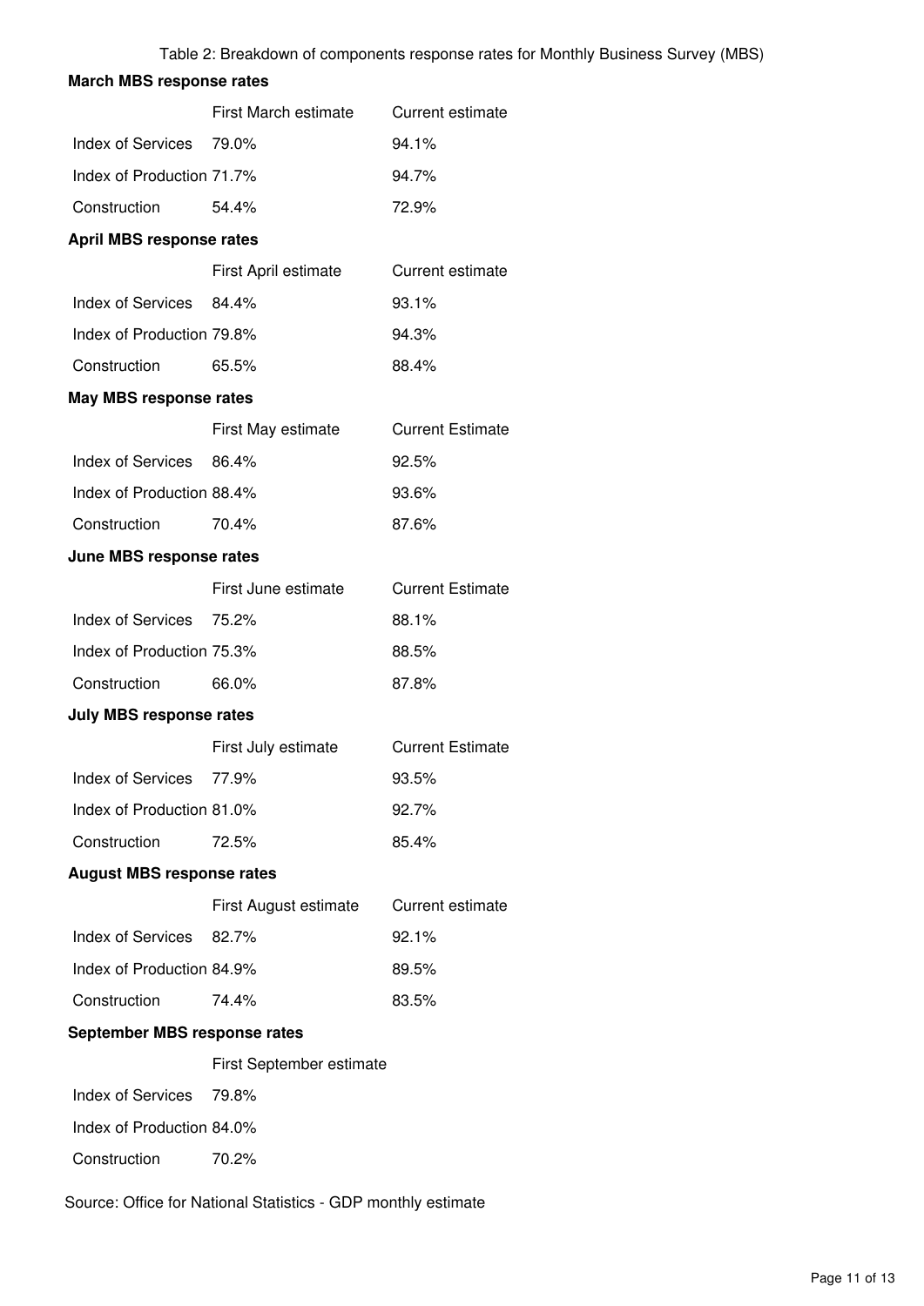Table 2: Breakdown of components response rates for Monthly Business Survey (MBS)

**March MBS response rates**

| | First March estimate | Current estimate |
|---|---|---|
| Index of Services | 79.0% | 94.1% |
| Index of Production | 71.7% | 94.7% |
| Construction | 54.4% | 72.9% |

**April MBS response rates**

| | First April estimate | Current estimate |
|---|---|---|
| Index of Services | 84.4% | 93.1% |
| Index of Production | 79.8% | 94.3% |
| Construction | 65.5% | 88.4% |

**May MBS response rates**

| | First May estimate | Current Estimate |
|---|---|---|
| Index of Services | 86.4% | 92.5% |
| Index of Production | 88.4% | 93.6% |
| Construction | 70.4% | 87.6% |

**June MBS response rates**

| | First June estimate | Current Estimate |
|---|---|---|
| Index of Services | 75.2% | 88.1% |
| Index of Production | 75.3% | 88.5% |
| Construction | 66.0% | 87.8% |

**July MBS response rates**

| | First July estimate | Current Estimate |
|---|---|---|
| Index of Services | 77.9% | 93.5% |
| Index of Production | 81.0% | 92.7% |
| Construction | 72.5% | 85.4% |

**August MBS response rates**

| | First August estimate | Current estimate |
|---|---|---|
| Index of Services | 82.7% | 92.1% |
| Index of Production | 84.9% | 89.5% |
| Construction | 74.4% | 83.5% |

**September MBS response rates**

| | First September estimate |
|---|---|
| Index of Services | 79.8% |
| Index of Production | 84.0% |
| Construction | 70.2% |

Source: Office for National Statistics - GDP monthly estimate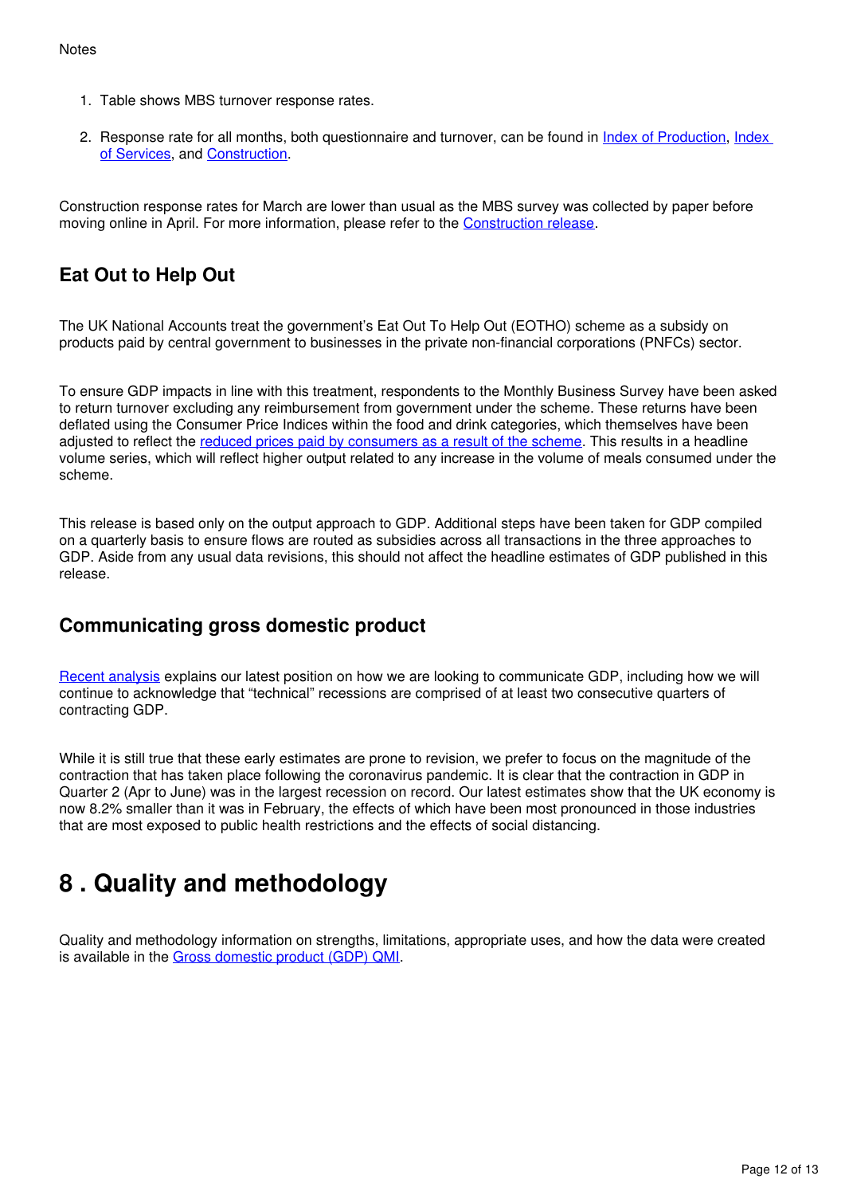Notes

1. Table shows MBS turnover response rates.

2. Response rate for all months, both questionnaire and turnover, can be found in Index of Production, Index of Services, and Construction.

Construction response rates for March are lower than usual as the MBS survey was collected by paper before moving online in April. For more information, please refer to the Construction release.

## Eat Out to Help Out

The UK National Accounts treat the government's Eat Out To Help Out (EOTHO) scheme as a subsidy on products paid by central government to businesses in the private non-financial corporations (PNFCs) sector.

To ensure GDP impacts in line with this treatment, respondents to the Monthly Business Survey have been asked to return turnover excluding any reimbursement from government under the scheme. These returns have been deflated using the Consumer Price Indices within the food and drink categories, which themselves have been adjusted to reflect the reduced prices paid by consumers as a result of the scheme. This results in a headline volume series, which will reflect higher output related to any increase in the volume of meals consumed under the scheme.

This release is based only on the output approach to GDP. Additional steps have been taken for GDP compiled on a quarterly basis to ensure flows are routed as subsidies across all transactions in the three approaches to GDP. Aside from any usual data revisions, this should not affect the headline estimates of GDP published in this release.

## Communicating gross domestic product

Recent analysis explains our latest position on how we are looking to communicate GDP, including how we will continue to acknowledge that "technical" recessions are comprised of at least two consecutive quarters of contracting GDP.

While it is still true that these early estimates are prone to revision, we prefer to focus on the magnitude of the contraction that has taken place following the coronavirus pandemic. It is clear that the contraction in GDP in Quarter 2 (Apr to June) was in the largest recession on record. Our latest estimates show that the UK economy is now 8.2% smaller than it was in February, the effects of which have been most pronounced in those industries that are most exposed to public health restrictions and the effects of social distancing.

# 8 . Quality and methodology

Quality and methodology information on strengths, limitations, appropriate uses, and how the data were created is available in the Gross domestic product (GDP) QMI.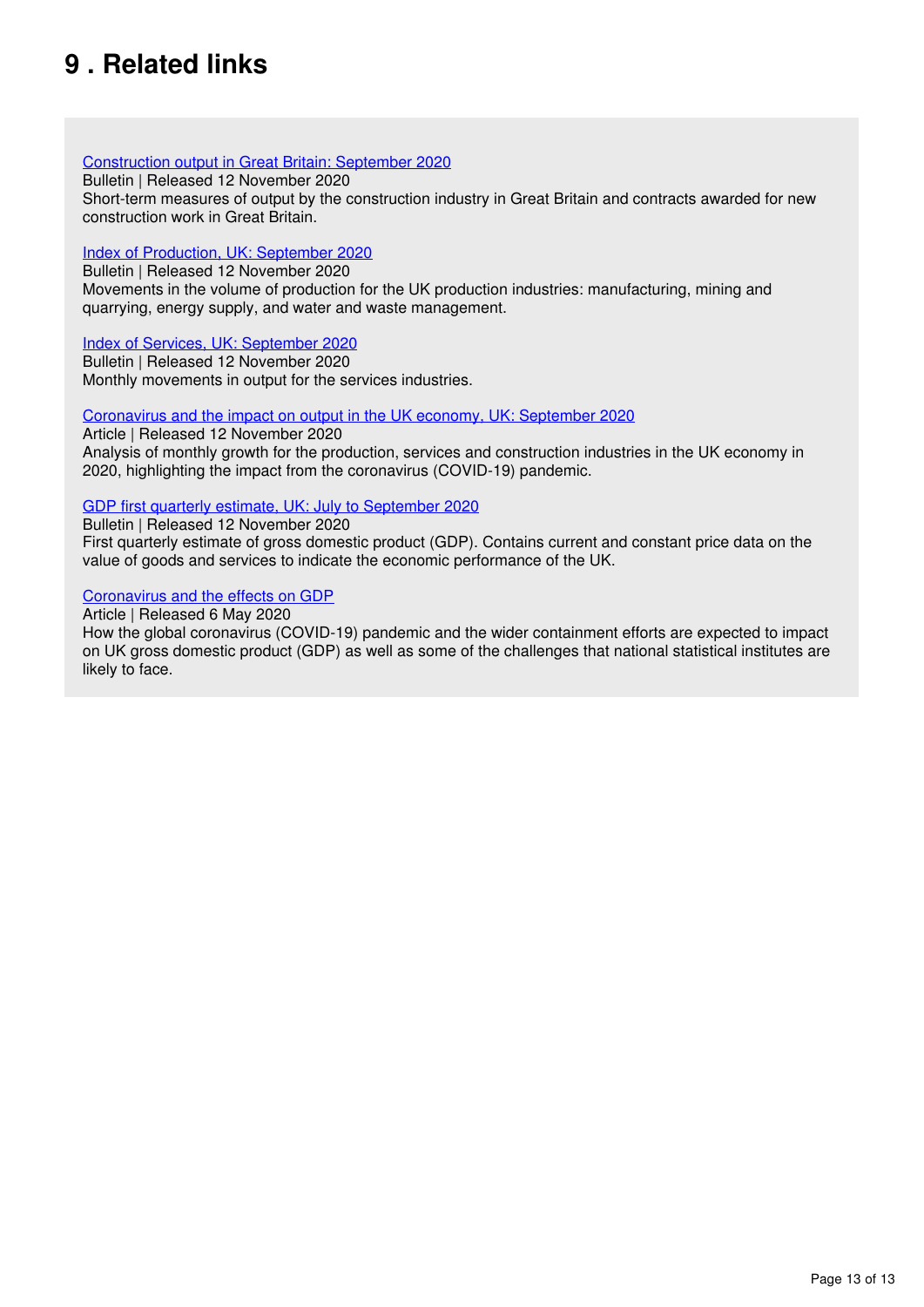## 9 . Related links

[Construction output in Great Britain: September 2020]
Bulletin | Released 12 November 2020
Short-term measures of output by the construction industry in Great Britain and contracts awarded for new construction work in Great Britain.

[Index of Production, UK: September 2020]
Bulletin | Released 12 November 2020
Movements in the volume of production for the UK production industries: manufacturing, mining and quarrying, energy supply, and water and waste management.

[Index of Services, UK: September 2020]
Bulletin | Released 12 November 2020
Monthly movements in output for the services industries.

[Coronavirus and the impact on output in the UK economy, UK: September 2020]
Article | Released 12 November 2020
Analysis of monthly growth for the production, services and construction industries in the UK economy in 2020, highlighting the impact from the coronavirus (COVID-19) pandemic.

[GDP first quarterly estimate, UK: July to September 2020]
Bulletin | Released 12 November 2020
First quarterly estimate of gross domestic product (GDP). Contains current and constant price data on the value of goods and services to indicate the economic performance of the UK.

[Coronavirus and the effects on GDP]
Article | Released 6 May 2020
How the global coronavirus (COVID-19) pandemic and the wider containment efforts are expected to impact on UK gross domestic product (GDP) as well as some of the challenges that national statistical institutes are likely to face.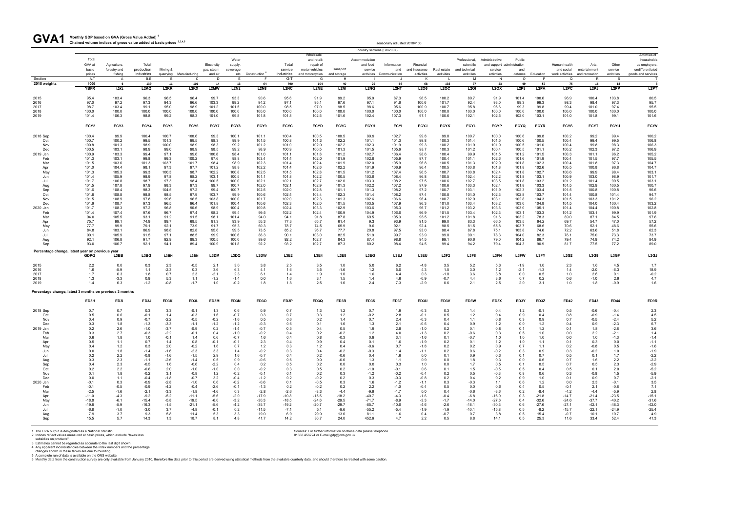# GVA1 Monthly GDP based on GVA (Gross Value Added) [1]

**Chained volume indices of gross value added at basic prices [2,3,4,5]**

seasonally adjusted 2018=100

Industry sections (SIC2007)

| | Total GVA at basic prices | Agriculture, forestry and fishing | Total production industries | Mining & quarrying | Manufacturing | Electricity gas, steam and air | Water supply, sewerage etc | Construction [6] | Total service industries | Wholesale and retail; repair of motor vehicles and motorcycles | Transport and storage | Accommodation and food service activities | Information and Communication | Financial and insurance activities | Real estate activities | Professional, scientific and technical activities | Administrative and support service activities | Public administration and defence | Education | Human health and social work activities | Arts, entertainment and recreation | Other service activities | Activities of households as employers, undifferentiated goods and services |
|---|---|---|---|---|---|---|---|---|---|---|---|---|---|---|---|---|---|---|---|---|---|---|---|
| Section | A-T | A | B-E | B | C | D | E | F | G-T | G | H | I | J | K | L | M | N | O | P | Q | R | S | T |
| 2018 weights | 1000 | 6 | 139 | 11 | 101 | 14 | 13 | 64 | 790 | 104 | 40 | 29 | 66 | 68 | 135 | 77 | 53 | 49 | 57 | 75 | 16 | 18 | 3 |
| | YBFR | L2KL | L2KQ | L2KR | L2KX | L2MW | L2N2 | L2N8 | L2NC | L2NE | L2NI | L2NQ | L2NT | L2O6 | L2OC | L2OI | L2OX | L2P8 | L2PA | L2PC | L2PJ | L2PP | L2PT |
| 2015 | 95.4 | 103.4 | 96.3 | 96.5 | 96.4 | 99.7 | 93.3 | 90.6 | 95.6 | 91.9 | 99.2 | 95.9 | 87.3 | 96.5 | 100.2 | 89.7 | 91.9 | 101.4 | 100.6 | 96.9 | 100.4 | 103.8 | 80.5 |
| 2016 | 97.0 | 97.2 | 97.3 | 94.3 | 96.6 | 103.3 | 99.2 | 94.2 | 97.1 | 95.1 | 97.6 | 97.1 | 91.6 | 100.6 | 101.7 | 92.4 | 93.0 | 99.3 | 99.3 | 98.3 | 98.4 | 97.3 | 95.7 |
| 2017 | 98.7 | 103.4 | 99.1 | 95.0 | 98.9 | 101.2 | 101.5 | 100.0 | 98.5 | 97.0 | 98.5 | 98.6 | 95.6 | 100.9 | 100.7 | 95.8 | 96.6 | 99.3 | 99.8 | 99.4 | 101.0 | 97.4 | 95.5 |
| 2018 | 100.0 | 100.0 | 100.0 | 100.0 | 100.0 | 100.0 | 100.0 | 100.0 | 100.0 | 100.0 | 100.0 | 100.0 | 100.0 | 100.0 | 100.0 | 100.0 | 100.0 | 100.0 | 100.0 | 100.0 | 100.0 | 100.0 | 100.0 |
| 2019 | 101.4 | 106.3 | 98.8 | 99.2 | 98.3 | 101.0 | 99.8 | 101.8 | 101.8 | 102.5 | 101.6 | 102.4 | 107.3 | 97.1 | 100.6 | 102.1 | 102.5 | 102.0 | 103.1 | 101.0 | 101.8 | 99.1 | 101.6 |
| | ECY2 | ECY3 | ECY4 | ECY5 | ECY6 | ECY7 | ECY8 | ECY9 | ECYC | ECYD | ECYG | ECYH | ECYI | ECYJ | ECYK | ECYL | ECYP | ECYQ | ECYR | ECYS | ECYT | ECYU | ECYV |
| 2018 Sep | 100.4 | 99.9 | 100.4 | 100.7 | 100.6 | 99.3 | 100.1 | 101.1 | 100.4 | 100.5 | 100.5 | 99.9 | 102.7 | 99.8 | 99.8 | 100.7 | 100.0 | 100.6 | 99.8 | 100.2 | 99.2 | 99.4 | 100.2 |
| Oct | 100.7 | 100.2 | 99.5 | 101.3 | 99.5 | 98.3 | 99.9 | 101.5 | 100.8 | 101.3 | 102.2 | 101.1 | 101.3 | 99.8 | 100.3 | 101.4 | 101.5 | 100.6 | 100.5 | 100.4 | 99.4 | 99.5 | 106.8 |
| Nov | 100.8 | 101.3 | 98.9 | 100.0 | 98.9 | 98.3 | 99.2 | 101.2 | 101.0 | 102.0 | 102.2 | 102.3 | 101.9 | 99.3 | 100.2 | 101.9 | 101.9 | 100.5 | 101.0 | 100.4 | 99.8 | 98.3 | 106.3 |
| Dec | 100.5 | 103.1 | 98.9 | 99.0 | 98.9 | 98.5 | 99.2 | 98.9 | 100.9 | 100.5 | 101.3 | 101.5 | 105.6 | 98.7 | 100.3 | 101.2 | 100.4 | 100.5 | 101.1 | 100.2 | 102.3 | 97.2 | 106.9 |
| 2019 Jan | 100.9 | 103.3 | 99.4 | 97.1 | 99.6 | 100.8 | 98.4 | 101.0 | 101.1 | 101.8 | 101.2 | 102.7 | 106.4 | 98.6 | 100.4 | 99.9 | 101.5 | 101.2 | 101.5 | 100.3 | 101.1 | 96.2 | 105.2 |
| Feb | 101.3 | 103.1 | 99.8 | 99.3 | 100.2 | 97.6 | 98.8 | 103.4 | 101.4 | 102.0 | 101.9 | 102.8 | 105.9 | 97.7 | 100.4 | 101.1 | 102.6 | 101.6 | 101.9 | 100.4 | 101.5 | 97.7 | 105.5 |
| Mar | 101.5 | 103.6 | 101.3 | 103.7 | 101.7 | 98.4 | 98.9 | 102.3 | 101.4 | 102.4 | 101.9 | 102.0 | 105.9 | 96.8 | 100.5 | 101.3 | 102.9 | 101.8 | 102.3 | 100.4 | 101.8 | 97.3 | 104.7 |
| Apr | 101.0 | 104.4 | 98.1 | 97.3 | 97.7 | 101.2 | 98.8 | 102.2 | 101.4 | 102.6 | 102.2 | 101.9 | 106.9 | 96.4 | 100.5 | 100.8 | 101.8 | 101.8 | 102.6 | 100.5 | 100.8 | 96.8 | 104.7 |
| May | 101.3 | 105.3 | 99.3 | 100.3 | 98.7 | 102.2 | 100.8 | 102.5 | 101.5 | 102.8 | 101.5 | 101.2 | 107.4 | 96.5 | 100.7 | 100.8 | 102.4 | 101.8 | 102.7 | 100.6 | 99.9 | 98.4 | 103.1 |
| Jun | 101.4 | 105.9 | 98.9 | 97.8 | 98.2 | 103.1 | 100.5 | 101.1 | 101.8 | 102.2 | 100.5 | 103.6 | 108.4 | 96.8 | 100.5 | 102.4 | 102.2 | 101.8 | 103.1 | 100.9 | 103.0 | 98.9 | 101.7 |
| Jul | 101.7 | 106.8 | 98.7 | 97.3 | 98.4 | 100.5 | 100.0 | 102.1 | 102.1 | 102.7 | 102.0 | 103.3 | 108.2 | 97.5 | 100.6 | 102.7 | 103.5 | 101.8 | 103.2 | 101.2 | 101.4 | 99.5 | 103.1 |
| Aug | 101.5 | 107.8 | 97.9 | 98.3 | 97.3 | 99.7 | 100.7 | 102.0 | 102.1 | 102.9 | 101.3 | 102.2 | 107.2 | 97.9 | 100.6 | 103.3 | 102.4 | 101.8 | 103.3 | 101.5 | 102.9 | 100.5 | 100.7 |
| Sep | 101.6 | 108.4 | 98.3 | 104.5 | 97.2 | 99.4 | 100.7 | 102.5 | 102.0 | 102.8 | 101.1 | 101.3 | 108.2 | 97.2 | 100.7 | 103.1 | 101.9 | 102.3 | 103.4 | 101.5 | 100.8 | 100.8 | 96.6 |
| Oct | 101.8 | 108.8 | 98.8 | 98.5 | 97.9 | 103.7 | 99.9 | 100.6 | 102.4 | 103.4 | 102.3 | 101.4 | 108.2 | 97.4 | 100.8 | 104.0 | 102.3 | 102.8 | 103.7 | 101.4 | 100.8 | 101.4 | 94.7 |
| Nov | 101.5 | 108.9 | 97.8 | 99.6 | 96.5 | 103.8 | 100.0 | 101.7 | 102.0 | 102.3 | 101.3 | 102.6 | 106.6 | 96.4 | 100.7 | 102.9 | 103.1 | 102.8 | 104.3 | 101.5 | 103.3 | 101.2 | 96.2 |
| Dec | 101.6 | 108.7 | 97.3 | 96.5 | 96.4 | 101.8 | 100.4 | 100.6 | 102.3 | 102.0 | 101.5 | 103.5 | 107.9 | 96.3 | 101.0 | 103.4 | 103.2 | 103.0 | 104.8 | 101.5 | 104.0 | 100.4 | 103.2 |
| 2020 Jan | 101.7 | 108.3 | 97.2 | 96.8 | 96.6 | 98.9 | 100.4 | 100.8 | 102.4 | 103.3 | 102.9 | 103.6 | 105.3 | 96.7 | 101.2 | 103.2 | 103.6 | 103.0 | 105.1 | 101.4 | 104.4 | 100.8 | 102.8 |
| Feb | 101.4 | 107.4 | 97.6 | 96.7 | 97.4 | 98.2 | 99.4 | 99.5 | 102.2 | 102.4 | 100.9 | 104.9 | 106.6 | 96.9 | 101.5 | 103.4 | 102.3 | 103.1 | 103.3 | 101.2 | 103.1 | 99.9 | 101.9 |
| Mar | 94.0 | 105.5 | 93.1 | 91.2 | 91.5 | 98.1 | 101.4 | 94.0 | 94.1 | 91.8 | 87.8 | 69.5 | 105.3 | 96.5 | 101.2 | 101.8 | 91.6 | 103.2 | 78.3 | 89.0 | 87.1 | 84.5 | 97.6 |
| Apr | 75.7 | 99.1 | 74.9 | 89.7 | 68.5 | 91.3 | 93.9 | 55.3 | 77.3 | 65.7 | 61.4 | 9.3 | 93.9 | 91.5 | 99.0 | 83.3 | 66.5 | 103.5 | 64.2 | 69.7 | 54.7 | 47.0 | 57.2 |
| May | 77.7 | 99.9 | 79.1 | 92.1 | 73.9 | 91.7 | 95.3 | 60.3 | 78.7 | 74.5 | 65.9 | 9.6 | 92.1 | 92.4 | 98.5 | 81.5 | 65.8 | 103.7 | 68.6 | 70.6 | 52.1 | 48.6 | 55.6 |
| Jun | 84.8 | 103.1 | 86.9 | 98.8 | 82.8 | 95.6 | 99.5 | 73.5 | 85.2 | 95.7 | 77.7 | 20.8 | 97.5 | 93.0 | 98.4 | 87.8 | 75.1 | 103.8 | 74.6 | 72.2 | 63.6 | 51.8 | 62.3 |
| Jul | 90.1 | 105.9 | 91.5 | 97.1 | 88.5 | 99.9 | 100.6 | 86.3 | 90.1 | 103.0 | 82.5 | 51.9 | 99.7 | 93.9 | 99.9 | 90.1 | 78.3 | 104.0 | 82.3 | 76.1 | 75.0 | 73.3 | 73.7 |
| Aug | 92.1 | 106.8 | 91.7 | 92.9 | 89.3 | 100.5 | 100.0 | 89.6 | 92.2 | 102.7 | 84.3 | 87.4 | 98.8 | 94.5 | 99.1 | 90.6 | 79.0 | 104.2 | 86.7 | 79.4 | 74.9 | 74.2 | 84.9 |
| Sep | 93.0 | 106.7 | 92.1 | 94.1 | 89.4 | 100.9 | 101.8 | 92.2 | 93.2 | 102.7 | 87.3 | 80.2 | 98.4 | 94.5 | 99.4 | 94.2 | 79.4 | 104.3 | 90.9 | 81.7 | 77.5 | 77.2 | 89.0 |
| **Percentage change, latest year on previous year** | | | | | | | | | | | | | | | | | | | | | | | |
| | GDPQ | L3BB | L3BG | L3BH | L3BN | L3DM | L3DQ | L3DW | L3E2 | L3E4 | L3E8 | L3EG | L3EJ | L3EU | L3F2 | L3F8 | L3FN | L3FW | L3FY | L3G2 | L3G9 | L3GF | L3GJ |
| 2015 | 2.2 | 0.0 | 0.3 | 2.3 | -0.5 | 2.1 | 3.0 | 3.8 | 2.5 | 3.5 | 1.0 | 5.0 | 6.2 | -4.8 | 3.5 | 5.2 | 5.3 | -1.9 | 1.0 | 2.3 | 1.6 | 4.5 | 1.7 |
| 2016 | 1.6 | -5.9 | 1.1 | -2.3 | 0.3 | 3.6 | 6.3 | 4.1 | 1.6 | 3.5 | -1.6 | 1.2 | 5.0 | 4.3 | 1.5 | 3.0 | 1.2 | -2.1 | -1.3 | 1.4 | -2.0 | -6.3 | 18.9 |
| 2017 | 1.7 | 6.3 | 1.8 | 0.7 | 2.3 | -2.1 | 2.3 | 6.1 | 1.4 | 1.9 | 1.0 | 1.6 | 4.4 | 0.3 | -1.0 | 3.6 | 3.8 | 0.0 | 0.5 | 1.0 | 2.6 | 0.1 | -0.2 |
| 2018 | 1.3 | -3.3 | 0.9 | 5.3 | 1.1 | -1.2 | -1.4 | 0.0 | 1.6 | 3.1 | 1.5 | 1.4 | 4.6 | -0.9 | -0.7 | 4.4 | 3.6 | 0.7 | 0.2 | 0.6 | -1.0 | 2.6 | 4.7 |
| 2019 | 1.4 | 6.3 | -1.2 | -0.8 | -1.7 | 1.0 | -0.2 | 1.8 | 1.8 | 2.5 | 1.6 | 2.4 | 7.3 | -2.9 | 0.6 | 2.1 | 2.5 | 2.0 | 3.1 | 1.0 | 1.8 | -0.9 | 1.6 |
| **Percentage change, latest 3 months on previous 3 months** | | | | | | | | | | | | | | | | | | | | | | | |
| | ED3H | ED3I | ED3J | ED3K | ED3L | ED3M | ED3N | ED3O | ED3P | ED3Q | ED3R | ED3S | ED3T | ED3U | ED3V | ED3W | ED3X | ED3Y | ED3Z | ED42 | ED43 | ED44 | ED9R |
| 2018 Sep | 0.7 | 0.7 | 0.3 | 3.3 | -0.1 | 1.3 | 0.6 | 0.9 | 0.7 | 1.3 | 1.2 | 0.7 | 1.9 | -0.3 | 0.3 | 1.4 | 0.4 | 1.2 | -0.1 | 0.5 | -0.6 | -0.4 | 2.3 |
| Oct | 0.5 | 0.6 | -0.1 | 1.4 | -0.3 | 1.6 | -0.7 | 0.3 | 0.7 | 0.3 | 1.2 | -0.2 | 2.8 | -0.1 | 0.5 | 1.2 | 0.4 | 0.9 | 0.4 | 0.8 | -0.9 | -1.4 | 4.5 |
| Nov | 0.4 | 0.9 | -0.7 | -2.2 | -0.5 | -0.2 | -1.6 | 0.5 | 0.6 | 0.2 | 1.4 | 0.7 | 2.4 | -0.3 | 0.4 | 1.1 | 0.8 | 0.3 | 0.9 | 0.7 | -0.5 | -2.4 | 5.2 |
| Dec | 0.3 | 1.8 | -1.3 | -3.3 | -1.1 | -1.2 | -1.2 | -0.3 | 0.6 | 0.1 | 1.6 | 1.3 | 2.1 | -0.6 | 0.4 | 0.9 | 1.2 | 0.0 | 1.2 | 0.4 | 0.9 | -2.3 | 6.7 |
| 2019 Jan | 0.2 | 2.6 | -1.0 | -3.7 | -0.9 | 0.2 | -1.4 | -0.7 | 0.5 | 0.4 | 0.5 | 1.9 | 2.8 | -1.0 | 0.2 | 0.1 | 0.8 | 0.1 | 1.2 | 0.1 | 1.8 | -2.8 | 3.6 |
| Feb | 0.3 | 2.7 | -0.3 | -2.1 | 0.4 | -1.0 | -0.2 | 0.4 | 0.2 | -0.2 | 1.2 | 4.0 | -1.3 | 0.2 | -0.6 | 0.3 | 0.5 | 1.0 | 0.0 | 2.2 | -2.1 | 1.4 | |
| Mar | 0.6 | 1.8 | 1.0 | -0.1 | 1.4 | 0.6 | -0.7 | 1.6 | 0.4 | 0.8 | -0.3 | 0.9 | 3.1 | -1.6 | 0.1 | -0.7 | 1.0 | 1.0 | 1.0 | 0.0 | 1.0 | -1.3 | -1.4 |
| Apr | 0.5 | 1.1 | 0.7 | 1.4 | 0.8 | -0.1 | -0.1 | 2.3 | 0.4 | 0.9 | 0.4 | 0.1 | 1.6 | -1.9 | 0.2 | 0.1 | 1.2 | 1.0 | 1.1 | 0.1 | 0.3 | 0.0 | -1.1 |
| May | 0.4 | 1.2 | 0.3 | 2.0 | -0.2 | 1.6 | 0.7 | 1.2 | 0.3 | 1.2 | 0.4 | -0.6 | 0.7 | -1.8 | 0.2 | 0.2 | 0.9 | 0.7 | 1.1 | 0.2 | -0.8 | 0.5 | -1.6 |
| Jun | 0.0 | 1.8 | -1.4 | -1.6 | -2.3 | 3.3 | 1.4 | -0.2 | 0.3 | 0.4 | -0.2 | -0.3 | 1.4 | -1.1 | 0.2 | 0.6 | -0.2 | 0.3 | 0.9 | 0.3 | -0.2 | 1.0 | -1.9 |
| Jul | 0.2 | 2.2 | -0.8 | -1.6 | -1.5 | 2.9 | 1.6 | -0.7 | 0.4 | 0.2 | -0.6 | 0.4 | 1.6 | 0.0 | 0.1 | 0.9 | 0.3 | 0.1 | 0.7 | 0.5 | 0.1 | 1.7 | -2.2 |
| Aug | 0.3 | 2.3 | -1.1 | -2.6 | -1.4 | 0.5 | 0.9 | -0.6 | 0.6 | 0.0 | -0.6 | 1.3 | 1.1 | 0.9 | 0.0 | 1.8 | 0.3 | 0.0 | 0.6 | 0.7 | 1.6 | 2.2 | -2.2 |
| Sep | 0.4 | 2.3 | -0.5 | 1.6 | -0.6 | -2.2 | 0.4 | 0.2 | 0.5 | 0.2 | 0.0 | 0.0 | 0.3 | 1.0 | 0.0 | 1.7 | 0.5 | 0.1 | 0.5 | 0.7 | 0.5 | 2.3 | -2.9 |
| Oct | 0.2 | 2.2 | -0.6 | 2.0 | -1.0 | -1.0 | 0.0 | -0.2 | 0.3 | 0.5 | 0.2 | -1.0 | -0.1 | 0.6 | 0.1 | 1.5 | -0.5 | 0.5 | 0.4 | 0.5 | 0.1 | 2.0 | -5.2 |
| Nov | 0.1 | 1.8 | -0.2 | 3.1 | -0.8 | 1.2 | -0.2 | -0.1 | 0.1 | 0.2 | 0.3 | -1.2 | -0.2 | -0.4 | 0.2 | 0.5 | -0.3 | 0.8 | 0.6 | 0.3 | -0.8 | 1.5 | -5.9 |
| Dec | 0.0 | 1.1 | -0.4 | -1.8 | -0.7 | 3.2 | -0.4 | -1.2 | 0.2 | -0.2 | 0.2 | 0.3 | -0.3 | -0.8 | 0.2 | 0.4 | 0.2 | 0.9 | 1.0 | 0.1 | 0.9 | 0.7 | -2.1 |
| 2020 Jan | -0.1 | 0.3 | -0.9 | -2.8 | -1.0 | 0.6 | -0.2 | -0.6 | 0.1 | -0.5 | 0.3 | 1.6 | -1.2 | -1.1 | 0.3 | -0.3 | 1.1 | 0.6 | 1.2 | 0.0 | 2.3 | -0.1 | 3.5 |
| Feb | -0.1 | -0.5 | -0.9 | -4.2 | -0.4 | -2.6 | -0.1 | -1.3 | 0.2 | -0.2 | 0.2 | 2.2 | -1.0 | -0.4 | 0.5 | 0.0 | 0.6 | 0.4 | 0.5 | -0.1 | 2.1 | -0.8 | 7.1 |
| Mar | -2.5 | -1.6 | -2.1 | -3.3 | -1.8 | -4.6 | 0.3 | -2.8 | -2.6 | -3.3 | -4.4 | -9.6 | -1.7 | 0.0 | 0.4 | -0.6 | -3.6 | 0.2 | -8.4 | -4.2 | -4.4 | -5.9 | 2.8 |
| Apr | -11.0 | -4.3 | -9.2 | -5.2 | -11.1 | -5.6 | -2.0 | -17.9 | -10.8 | -15.5 | -18.2 | -40.7 | -4.3 | -1.6 | -0.4 | -6.8 | -16.0 | 0.3 | -21.8 | -14.7 | -21.4 | -23.5 | -15.1 |
| May | -18.8 | -6.1 | -15.4 | -5.8 | -19.5 | -6.0 | -3.2 | -30.3 | -18.5 | -24.6 | -29.5 | -71.7 | -8.9 | -3.3 | -1.7 | -14.0 | -27.6 | 0.4 | -32.6 | -24.6 | -37.7 | -40.2 | -31.6 |
| Jun | -19.8 | -5.9 | -16.3 | -1.5 | -21.1 | -5.6 | -4.2 | -35.7 | -19.2 | -20.7 | -29.7 | -85.7 | -10.6 | -4.6 | -2.6 | -18.1 | -30.3 | 0.6 | -27.6 | -27.1 | -42.1 | -48.3 | -42.0 |
| Jul | -6.8 | -1.0 | -3.0 | 3.7 | -4.8 | -0.1 | 0.2 | -11.5 | -7.1 | 5.1 | -9.6 | -55.2 | -5.4 | -1.9 | -1.9 | -10.1 | -15.8 | 0.5 | -8.2 | -15.7 | -22.1 | -24.9 | -25.4 |
| Aug | 7.9 | 3.7 | 9.3 | 5.8 | 11.4 | 5.3 | 3.3 | 19.0 | 6.9 | 29.9 | 13.6 | 81.1 | 1.6 | 0.4 | -0.7 | 0.7 | 3.8 | 0.5 | 15.4 | -0.7 | 10.1 | 10.7 | 4.9 |
| Sep | 15.5 | 5.7 | 14.3 | 1.3 | 18.7 | 8.1 | 4.8 | 41.7 | 14.2 | 30.7 | 24.0 | 452.6 | 4.7 | 2.2 | 0.5 | 8.8 | 14.1 | 0.5 | 25.3 | 11.6 | 33.4 | 52.4 | 41.3 |

1 The GVA output is designated as a National Statistic.
2 Indices reflect values measured at basic prices, which exclude "taxes less subsidies on products".
3 Estimates cannot be regarded as accurate to the last digit shown.
4 Any apparent inconsistencies between the index numbers and the percentage changes shown in these tables are due to rounding.
5 A complete run of data is available on the ONS website.
6 Monthly data from the construction survey are only available from January 2010, therefore the data prior to this period are derived using statistical methods from the available quarterly data, and should therefore be treated with some caution.

Sources: For further information on these data please telephone 01633 456724 or E-mail gdp@ons.gov.uk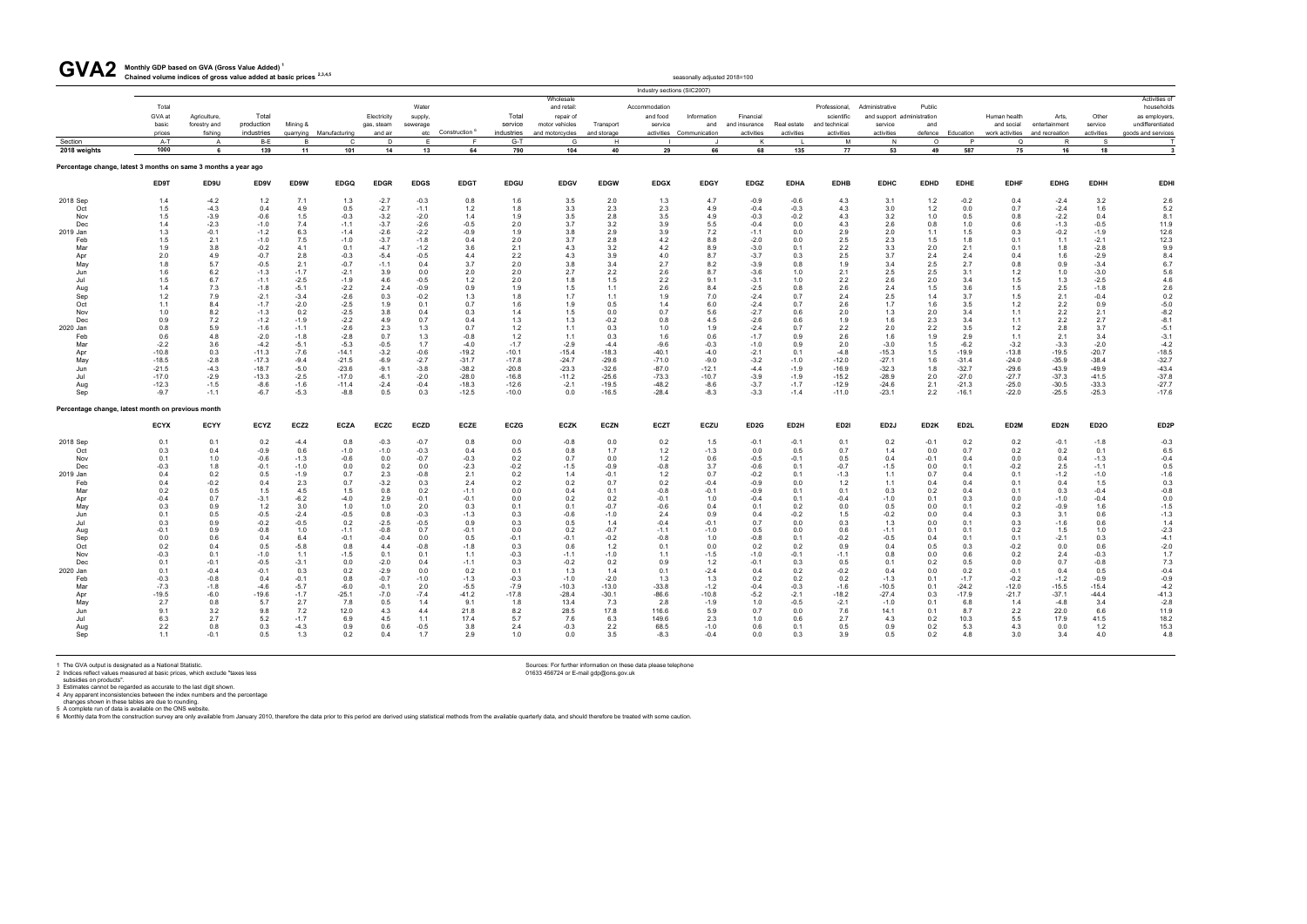# GVA2 Monthly GDP based on GVA (Gross Value Added)[1]

**Chained volume indices of gross value added at basic prices [2,3,4,5]**

seasonally adjusted 2018=100

Industry sections (SIC2007)

| | Total GVA at basic prices | Agriculture, forestry and fishing | Total production industries | Mining & quarrying | Manufacturing | Electricity gas, steam and air | Water supply, sewerage etc | Construction [6] | Total service industries | Wholesale and retail: repair of motor vehicles and motorcycles | Transport and storage | Accommodation and food service activities | Information and Communication | Financial and insurance activities | Real estate activities | Professional, scientific and technical activities | Administrative and support service activities | Public administration and defence | Education | Human health and social work activities | Arts, entertainment and recreation | Other service activities | Activities of households as employers, undifferentiated goods and services |
|---|---|---|---|---|---|---|---|---|---|---|---|---|---|---|---|---|---|---|---|---|---|---|---|
| Section | A-T | A | B-E | B | C | D | E | F | G-T | G | H | I | J | K | L | M | N | O | P | Q | R | S | T |
| 2018 weights | 1000 | 6 | 139 | 11 | 101 | 14 | 13 | 64 | 790 | 104 | 40 | 29 | 66 | 68 | 135 | 77 | 53 | 49 | 587 | 75 | 16 | 18 | 3 |
| **Percentage change, latest 3 months on same 3 months a year ago** | | | | | | | | | | | | | | | | | | | | | | | |
| | ED9T | ED9U | ED9V | ED9W | EDGQ | EDGR | EDGS | EDGT | EDGU | EDGV | EDGW | EDGX | EDGY | EDGZ | EDHA | EDHB | EDHC | EDHD | EDHE | EDHF | EDHG | EDHH | EDHI |
| 2018 Sep | 1.4 | -4.2 | 1.2 | 7.1 | 1.3 | -2.7 | -0.3 | 0.8 | 1.6 | 3.5 | 2.0 | 1.3 | 4.7 | -0.9 | -0.6 | 4.3 | 3.1 | 1.2 | -0.2 | 0.4 | -2.4 | 3.2 | 2.6 |
| Oct | 1.5 | -4.3 | 0.4 | 4.9 | 0.5 | -2.7 | -1.1 | 1.2 | 1.8 | 3.3 | 2.3 | 2.3 | 4.9 | -0.4 | -0.3 | 4.3 | 3.0 | 1.2 | 0.0 | 0.7 | -2.4 | 1.6 | 5.2 |
| Nov | 1.5 | -3.9 | -0.6 | 1.5 | -0.3 | -3.2 | -2.0 | 1.4 | 1.9 | 3.5 | 2.8 | 3.5 | 4.9 | -0.3 | -0.2 | 4.3 | 3.2 | 1.0 | 0.5 | 0.8 | -2.2 | 0.4 | 8.1 |
| Dec | 1.4 | -2.3 | -1.0 | 7.4 | -1.1 | -3.7 | -2.6 | -0.5 | 2.0 | 3.7 | 3.2 | 3.9 | 5.5 | -0.4 | 0.0 | 4.3 | 2.6 | 0.8 | 1.0 | 0.6 | -1.3 | -0.5 | 11.9 |
| 2019 Jan | 1.3 | -0.1 | -1.2 | 6.3 | -1.4 | -2.6 | -2.2 | -0.9 | 1.9 | 3.8 | 2.9 | 3.9 | 7.2 | -1.1 | 0.0 | 2.9 | 2.0 | 1.1 | 1.5 | 0.3 | -0.2 | -1.9 | 12.6 |
| Feb | 1.5 | 2.1 | -1.0 | 7.5 | -1.0 | -3.7 | -1.8 | 0.4 | 2.0 | 3.7 | 2.8 | 4.2 | 8.8 | -2.0 | 0.0 | 2.5 | 2.3 | 1.5 | 1.8 | 0.1 | 1.1 | -2.1 | 12.3 |
| Mar | 1.9 | 3.8 | -0.2 | 4.1 | 0.1 | -4.7 | -1.2 | 3.6 | 2.1 | 4.3 | 3.2 | 4.2 | 8.9 | -3.0 | 0.1 | 2.2 | 3.3 | 2.0 | 2.1 | 0.1 | 1.8 | -2.8 | 9.9 |
| Apr | 2.0 | 4.9 | -0.7 | 2.8 | -0.3 | -5.4 | -0.5 | 4.4 | 2.2 | 4.3 | 3.9 | 4.0 | 8.7 | -3.7 | 0.3 | 2.5 | 3.7 | 2.4 | 2.4 | 0.4 | 1.6 | -2.9 | 8.4 |
| May | 1.8 | 5.7 | -0.5 | 2.1 | -0.7 | -1.1 | 0.4 | 3.7 | 2.0 | 3.8 | 3.4 | 2.7 | 8.2 | -3.9 | 0.8 | 1.9 | 3.4 | 2.5 | 2.7 | 0.8 | 0.9 | -3.4 | 6.7 |
| Jun | 1.6 | 6.2 | -1.3 | -1.7 | -2.1 | 3.9 | 0.0 | 2.0 | 2.0 | 2.7 | 2.2 | 2.6 | 8.7 | -3.6 | 1.0 | 2.1 | 2.5 | 2.5 | 3.1 | 1.2 | 1.0 | -3.0 | 5.6 |
| Jul | 1.5 | 6.7 | -1.1 | -2.5 | -1.9 | 4.6 | -0.5 | 1.2 | 2.0 | 1.8 | 1.5 | 2.2 | 9.1 | -3.1 | 0.3 | 2.2 | 2.6 | 2.0 | 3.4 | 1.5 | 1.3 | -2.5 | 4.6 |
| Aug | 1.4 | 7.3 | -1.8 | -5.1 | -2.2 | 2.4 | -0.9 | 0.9 | 1.9 | 1.5 | 1.1 | 2.6 | 8.4 | -2.5 | 0.8 | 2.6 | 2.4 | 1.5 | 3.6 | 1.5 | 2.5 | -1.8 | 2.6 |
| Sep | 1.2 | 7.9 | -2.1 | -3.4 | -2.6 | 0.3 | -0.2 | 1.3 | 1.8 | 1.7 | 1.1 | 1.9 | 7.0 | -2.4 | 0.7 | 2.4 | 2.5 | 1.4 | 3.7 | 1.5 | 2.1 | -0.4 | 0.2 |
| Oct | 1.1 | 8.4 | -1.7 | -2.0 | -2.5 | 1.9 | 0.1 | 0.7 | 1.6 | 1.9 | 0.5 | 1.4 | 6.0 | -2.4 | 0.7 | 2.6 | 1.7 | 1.6 | 3.5 | 1.2 | 2.2 | 0.9 | -5.0 |
| Nov | 1.0 | 8.2 | -1.3 | 0.2 | -2.5 | 3.8 | 0.4 | 0.3 | 1.4 | 1.5 | 0.0 | 0.7 | 5.6 | -2.7 | 0.6 | 2.0 | 1.3 | 2.0 | 3.4 | 1.1 | 2.2 | 2.1 | -8.2 |
| Dec | 0.9 | 7.2 | -1.2 | -1.9 | -2.2 | 4.9 | 0.7 | 0.4 | 1.3 | 1.3 | -0.2 | 0.8 | 4.5 | -2.6 | 0.6 | 1.9 | 1.6 | 2.3 | 3.4 | 1.1 | 2.2 | 2.7 | -8.1 |
| 2020 Jan | 0.8 | 5.9 | -1.6 | -1.1 | -2.6 | 2.3 | 1.3 | 0.7 | 1.2 | 1.1 | 0.3 | 1.0 | 1.9 | -2.4 | 0.7 | 2.2 | 2.0 | 2.2 | 3.5 | 1.2 | 2.8 | 3.7 | -5.1 |
| Feb | 0.6 | 4.8 | -2.0 | -1.8 | -2.8 | 0.7 | 1.3 | -0.8 | 1.2 | 1.1 | 0.3 | 1.6 | 0.6 | -1.7 | 0.9 | 2.6 | 1.6 | 1.9 | 2.9 | 1.1 | 2.1 | 3.4 | -3.1 |
| Mar | -2.2 | 3.6 | -4.2 | -5.1 | -5.3 | -0.5 | 1.7 | -4.0 | -1.7 | -2.9 | -4.4 | -9.6 | -0.3 | -1.0 | 0.9 | 2.0 | -3.0 | 1.5 | -6.2 | -3.2 | -3.3 | -2.0 | -4.2 |
| Apr | -10.8 | 0.3 | -11.3 | -7.6 | -14.1 | -3.2 | -0.6 | -19.2 | -10.1 | -15.4 | -18.3 | -40.1 | -4.0 | -2.1 | 0.1 | -4.8 | -15.3 | 1.5 | -19.9 | -13.8 | -19.5 | -20.7 | -18.5 |
| May | -18.5 | -2.8 | -17.3 | -9.4 | -21.5 | -6.9 | -2.7 | -31.7 | -17.8 | -24.7 | -29.6 | -71.0 | -9.0 | -3.2 | -1.0 | -12.0 | -27.1 | 1.6 | -31.4 | -24.0 | -35.9 | -38.4 | -32.7 |
| Jun | -21.5 | -4.3 | -18.7 | -5.0 | -23.6 | -9.1 | -3.8 | -38.2 | -20.8 | -23.3 | -32.6 | -87.0 | -12.1 | -4.4 | -1.9 | -16.9 | -32.3 | 1.8 | -32.7 | -29.6 | -43.9 | -49.9 | -43.4 |
| Jul | -17.0 | -2.9 | -13.3 | -2.5 | -17.0 | -6.1 | -2.0 | -28.0 | -16.8 | -11.2 | -25.6 | -73.3 | -10.7 | -3.9 | -1.9 | -15.2 | -28.9 | 2.0 | -27.0 | -27.7 | -37.3 | -41.5 | -37.8 |
| Aug | -12.3 | -1.5 | -8.6 | -1.6 | -11.4 | -2.4 | -0.4 | -18.3 | -12.6 | -2.1 | -19.5 | -48.2 | -8.6 | -3.7 | -1.7 | -12.9 | -24.6 | 2.1 | -21.3 | -25.0 | -30.5 | -33.3 | -27.7 |
| Sep | -9.7 | -1.1 | -6.7 | -5.3 | -8.8 | 0.5 | 0.3 | -12.5 | -10.0 | 0.0 | -16.5 | -28.4 | -8.3 | -3.3 | -1.4 | -11.0 | -23.1 | 2.2 | -16.1 | -22.0 | -25.5 | -25.3 | -17.6 |
| **Percentage change, latest month on previous month** | | | | | | | | | | | | | | | | | | | | | | | |
| | ECYX | ECYY | ECYZ | ECZ2 | ECZA | ECZC | ECZD | ECZE | ECZG | ECZK | ECZN | ECZT | ECZU | ED2G | ED2H | ED2I | ED2J | ED2K | ED2L | ED2M | ED2N | ED2O | ED2P |
| 2018 Sep | 0.1 | 0.1 | 0.2 | -4.4 | 0.8 | -0.3 | -0.7 | 0.8 | 0.0 | -0.8 | 0.0 | 0.2 | 1.5 | -0.1 | -0.1 | 0.1 | 0.2 | -0.1 | 0.2 | 0.2 | -0.1 | -1.8 | -0.3 |
| Oct | 0.3 | 0.4 | -0.9 | 0.6 | -1.0 | -1.0 | -0.3 | 0.4 | 0.5 | 0.8 | 1.7 | 1.2 | -1.3 | 0.0 | 0.5 | 0.7 | 1.4 | 0.0 | 0.7 | 0.2 | 0.2 | 0.1 | 6.5 |
| Nov | 0.1 | 1.0 | -0.6 | -1.3 | -0.6 | 0.0 | -0.7 | -0.3 | 0.2 | 0.7 | 0.0 | 1.2 | 0.6 | -0.5 | -0.1 | 0.5 | 0.4 | -0.1 | 0.4 | 0.0 | 0.4 | -1.3 | -0.4 |
| Dec | -0.3 | 1.8 | -0.1 | -1.0 | 0.0 | 0.2 | 0.0 | -2.3 | -0.2 | -1.5 | -0.9 | -0.8 | 3.7 | -0.6 | 0.1 | -0.7 | -1.5 | 0.0 | 0.1 | -0.2 | 2.5 | -1.1 | 0.5 |
| 2019 Jan | 0.4 | 0.2 | 0.5 | -1.9 | 0.7 | 2.3 | -0.8 | 2.1 | 0.2 | 1.4 | -0.1 | 1.2 | 0.7 | -0.2 | 0.1 | -1.3 | 1.1 | 0.7 | 0.4 | 0.1 | -1.2 | -1.0 | -1.6 |
| Feb | 0.4 | -0.2 | 0.4 | 2.3 | 0.7 | -3.2 | 0.3 | 2.4 | 0.2 | 0.2 | 0.7 | 0.2 | -0.4 | -0.9 | 0.0 | 1.2 | 1.1 | 0.4 | 0.4 | 0.1 | 0.4 | 1.5 | 0.3 |
| Mar | 0.2 | 0.5 | 1.5 | 4.5 | 1.5 | 0.8 | 0.2 | -1.1 | 0.0 | 0.4 | 0.1 | -0.8 | -0.1 | -0.9 | 0.1 | 0.3 | 0.2 | 0.4 | 0.1 | 0.1 | 0.3 | -0.4 | -0.8 |
| Apr | -0.4 | 0.7 | -3.1 | -6.2 | -4.0 | 2.9 | -0.1 | -0.1 | 0.0 | 0.2 | 0.2 | -0.1 | 1.0 | -0.4 | 0.1 | -0.4 | -1.0 | 0.1 | 0.3 | 0.0 | -1.0 | -0.4 | 0.0 |
| May | 0.3 | 0.9 | 1.2 | 3.0 | 1.0 | 1.0 | 2.0 | 0.3 | 0.1 | 0.1 | -0.7 | -0.6 | 0.4 | 0.1 | 0.2 | 0.0 | 0.5 | 0.0 | 0.1 | 0.2 | -0.9 | 1.6 | -1.5 |
| Jun | 0.1 | 0.5 | -0.5 | -2.4 | -0.5 | 0.8 | -0.3 | -1.3 | 0.3 | -0.6 | -1.0 | 2.4 | 0.9 | 0.4 | -0.2 | 1.5 | -0.2 | 0.0 | 0.4 | 0.3 | 3.1 | 0.6 | -1.3 |
| Jul | 0.3 | 0.9 | -0.2 | -0.5 | 0.2 | -2.5 | -0.5 | 0.9 | 0.3 | 0.5 | 1.4 | -0.4 | -0.1 | 0.7 | 0.0 | 0.3 | 1.3 | 0.0 | 0.1 | 0.3 | -1.6 | 0.6 | 1.4 |
| Aug | -0.1 | 0.9 | -0.8 | 1.0 | -1.1 | -0.8 | 0.7 | -0.1 | 0.0 | 0.2 | -0.7 | -1.1 | -1.0 | 0.5 | 0.0 | 0.6 | -1.1 | 0.1 | 0.1 | 0.2 | 1.5 | 1.0 | -2.3 |
| Sep | 0.0 | 0.6 | 0.4 | 6.4 | -0.1 | -0.4 | 0.0 | 0.5 | -0.1 | -0.1 | -0.2 | -0.8 | 1.0 | -0.8 | 0.1 | -0.2 | -0.5 | 0.4 | 0.1 | 0.1 | -2.1 | 0.3 | -4.1 |
| Oct | 0.2 | 0.4 | 0.5 | -5.8 | 0.8 | 4.4 | -0.8 | -1.8 | 0.3 | 0.6 | 1.2 | 0.1 | 0.0 | 0.2 | 0.2 | 0.9 | 0.4 | 0.5 | 0.3 | -0.2 | 0.0 | 0.6 | -2.0 |
| Nov | -0.3 | 0.1 | -1.0 | 1.1 | -1.5 | 0.1 | 0.1 | 1.1 | -0.3 | -1.1 | -1.0 | 1.1 | -1.5 | -1.0 | -0.1 | -1.1 | 0.8 | 0.0 | 0.6 | 0.2 | 2.4 | -0.3 | 1.7 |
| Dec | 0.1 | -0.1 | -0.5 | -3.1 | 0.0 | -2.0 | 0.4 | -1.1 | 0.3 | -0.2 | 0.2 | 0.9 | 1.2 | -0.1 | 0.3 | 0.5 | 0.1 | 0.2 | 0.5 | 0.0 | 0.7 | -0.8 | 7.3 |
| 2020 Jan | 0.1 | -0.4 | -0.1 | 0.3 | 0.2 | -2.9 | 0.0 | 0.2 | 0.1 | 1.3 | 1.4 | 0.1 | -2.4 | 0.4 | 0.2 | -0.2 | 0.4 | 0.0 | 0.2 | -0.1 | 0.4 | 0.5 | -0.4 |
| Feb | -0.3 | -0.8 | 0.4 | -0.1 | 0.8 | -0.7 | -1.0 | -1.3 | -0.3 | -1.0 | -2.0 | 1.3 | 1.3 | 0.2 | 0.2 | 0.2 | -1.3 | 0.1 | -1.7 | -0.2 | -1.2 | -0.9 | -0.9 |
| Mar | -7.3 | -1.8 | -4.6 | -5.7 | -6.0 | -0.1 | 2.0 | -5.5 | -7.9 | -10.3 | -13.0 | -33.8 | -1.2 | -0.4 | -0.3 | -1.6 | -10.5 | 0.1 | -24.2 | -12.0 | -15.5 | -15.4 | -4.2 |
| Apr | -19.5 | -6.0 | -19.6 | -1.7 | -25.1 | -7.0 | -7.4 | -41.2 | -17.8 | -28.4 | -30.1 | -86.6 | -10.8 | -5.2 | -2.1 | -18.2 | -27.4 | 0.3 | -17.9 | -21.7 | -37.1 | -44.4 | -41.3 |
| May | 2.7 | 0.8 | 5.7 | 2.7 | 7.8 | 0.5 | 1.4 | 9.1 | 1.8 | 13.4 | 7.3 | 2.8 | -1.9 | 1.0 | -0.5 | -2.1 | -1.0 | 0.1 | 6.8 | 1.4 | -4.8 | 3.4 | -2.8 |
| Jun | 9.1 | 3.2 | 9.8 | 7.2 | 12.0 | 4.3 | 4.4 | 21.8 | 8.2 | 28.5 | 17.8 | 116.6 | 5.9 | 0.7 | 0.0 | 7.6 | 14.1 | 0.1 | 8.7 | 2.2 | 22.0 | 6.6 | 11.9 |
| Jul | 6.3 | 2.7 | 5.2 | -1.7 | 6.9 | 4.5 | 1.1 | 17.4 | 5.7 | 7.6 | 6.3 | 149.6 | 2.3 | 1.0 | 0.6 | 2.7 | 4.3 | 0.2 | 10.3 | 5.5 | 17.9 | 41.5 | 18.2 |
| Aug | 2.2 | 0.8 | 0.3 | -4.3 | 0.9 | 0.6 | -0.5 | 3.8 | 2.4 | -0.3 | 2.2 | 68.5 | -1.0 | 0.6 | 0.1 | 0.5 | 0.9 | 0.2 | 5.3 | 4.3 | 0.0 | 1.2 | 15.3 |
| Sep | 1.1 | -0.1 | 0.5 | 1.3 | 0.2 | 0.4 | 1.7 | 2.9 | 1.0 | 0.0 | 3.5 | -8.3 | -0.4 | 0.0 | 0.3 | 3.9 | 0.5 | 0.2 | 4.8 | 3.0 | 3.4 | 4.0 | 4.8 |

1 The GVA output is designated as a National Statistic.
2 Indices reflect values measured at basic prices, which exclude "taxes less subsidies on products".
3 Estimates cannot be regarded as accurate to the last digit shown.
4 Any apparent inconsistencies between the index numbers and the percentage changes shown in these tables are due to rounding.
5 A complete run of data is available on the ONS website.
6 Monthly data from the construction survey are only available from January 2010, therefore the data prior to this period are derived using statistical methods from the available quarterly data, and should therefore be treated with some caution.

Sources: For further information on these data please telephone 01633 456724 or E-mail gdp@ons.gov.uk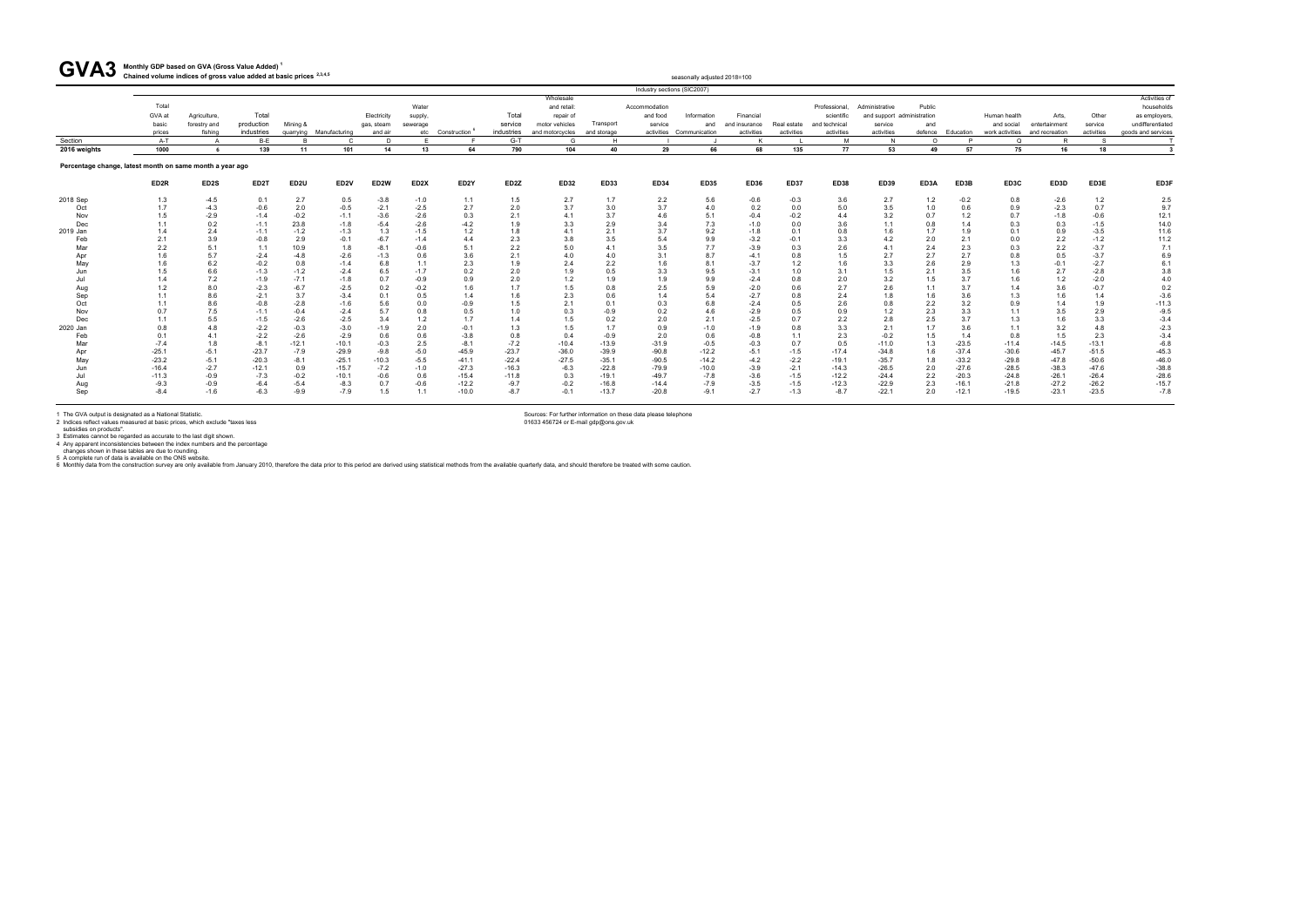# GVA3 Monthly GDP based on GVA (Gross Value Added) [1]

**Chained volume indices of gross value added at basic prices [2,3,4,5]**

seasonally adjusted 2018=100

Industry sections (SIC2007)

| | Total GVA at basic prices | Agriculture, forestry and fishing | Total production industries | Mining & quarrying | Manufacturing | Electricity gas, steam and air | Water supply, sewerage etc | Construction [6] | Total service industries | Wholesale and retail: repair of motor vehicles and motorcycles | Transport and storage | Accommodation and food service activities | Information and Communication | Financial and insurance activities | Real estate activities | Professional, scientific and technical activities | Administrative and support service activities | Public administration and defence | Education | Human health and social work activities | Arts, entertainment and recreation | Other service activities | Activities of households as employers, undifferentiated goods and services |
|---|---|---|---|---|---|---|---|---|---|---|---|---|---|---|---|---|---|---|---|---|---|---|---|
| Section | A-T | A | B-E | B | C | D | E | F | G-T | G | H | I | J | K | L | M | N | O | P | Q | R | S | T |
| 2016 weights | 1000 | 6 | 139 | 11 | 101 | 14 | 13 | 64 | 790 | 104 | 40 | 29 | 66 | 68 | 135 | 77 | 53 | 49 | 57 | 75 | 16 | 18 | 3 |
| **Percentage change, latest month on same month a year ago** | | | | | | | | | | | | | | | | | | | | | | | |
| | ED2R | ED2S | ED2T | ED2U | ED2V | ED2W | ED2X | ED2Y | ED2Z | ED32 | ED33 | ED34 | ED35 | ED36 | ED37 | ED38 | ED39 | ED3A | ED3B | ED3C | ED3D | ED3E | ED3F |
| 2018 Sep | 1.3 | -4.5 | 0.1 | 2.7 | 0.5 | -3.8 | -1.0 | 1.1 | 1.5 | 2.7 | 1.7 | 2.2 | 5.6 | -0.6 | -0.3 | 3.6 | 2.7 | 1.2 | -0.2 | 0.8 | -2.6 | 1.2 | 2.5 |
| Oct | 1.7 | -4.3 | -0.6 | 2.0 | -0.5 | -2.1 | -2.5 | 2.7 | 2.0 | 3.7 | 3.0 | 3.7 | 4.0 | 0.2 | 0.0 | 5.0 | 3.5 | 1.0 | 0.6 | 0.9 | -2.3 | 0.7 | 9.7 |
| Nov | 1.5 | -2.9 | -1.4 | -0.2 | -1.1 | -3.6 | -2.6 | 0.3 | 2.1 | 4.1 | 3.7 | 4.6 | 5.1 | -0.4 | -0.2 | 4.4 | 3.2 | 0.7 | 1.2 | 0.7 | -1.8 | -0.6 | 12.1 |
| Dec | 1.1 | 0.2 | -1.1 | 23.8 | -1.8 | -5.4 | -2.6 | -4.2 | 1.9 | 3.3 | 2.9 | 3.4 | 7.3 | -1.0 | 0.0 | 3.6 | 1.1 | 0.8 | 1.4 | 0.3 | 0.3 | -1.5 | 14.0 |
| 2019 Jan | 1.4 | 2.4 | -1.1 | -1.2 | -1.3 | 1.3 | -1.5 | 1.2 | 1.8 | 4.1 | 2.1 | 3.7 | 9.2 | -1.8 | 0.1 | 0.8 | 1.6 | 1.7 | 1.9 | 0.1 | 0.9 | -3.5 | 11.6 |
| Feb | 2.1 | 3.9 | -0.8 | 2.9 | -0.1 | -6.7 | -1.4 | 4.4 | 2.3 | 3.8 | 3.5 | 5.4 | 9.9 | -3.2 | -0.1 | 3.3 | 4.2 | 2.0 | 2.1 | 0.0 | 2.2 | -1.2 | 11.2 |
| Mar | 2.2 | 5.1 | 1.1 | 10.9 | 1.8 | -8.1 | -0.6 | 5.1 | 2.2 | 5.0 | 4.1 | 3.5 | 7.7 | -3.9 | 0.3 | 2.6 | 4.1 | 2.4 | 2.3 | 0.3 | 2.2 | -3.7 | 7.1 |
| Apr | 1.6 | 5.7 | -2.4 | -4.8 | -2.6 | -1.3 | 0.6 | 3.6 | 2.1 | 4.0 | 4.0 | 3.1 | 8.7 | -4.1 | 0.8 | 1.5 | 2.7 | 2.7 | 2.7 | 0.8 | 0.5 | -3.7 | 6.9 |
| May | 1.6 | 6.2 | -0.2 | 0.8 | -1.4 | 6.8 | 1.1 | 2.3 | 1.9 | 2.4 | 2.2 | 1.6 | 8.1 | -3.7 | 1.2 | 1.6 | 3.3 | 2.6 | 2.9 | 1.3 | -0.1 | -2.7 | 6.1 |
| Jun | 1.5 | 6.6 | -1.3 | -1.2 | -2.4 | 6.5 | -1.7 | 0.2 | 2.0 | 1.9 | 0.5 | 3.3 | 9.5 | -3.1 | 1.0 | 3.1 | 1.5 | 2.1 | 3.5 | 1.6 | 2.7 | -2.8 | 3.8 |
| Jul | 1.4 | 7.2 | -1.9 | -7.1 | -1.8 | 0.7 | -0.9 | 0.9 | 2.0 | 1.2 | 1.9 | 1.9 | 9.9 | -2.4 | 0.8 | 2.0 | 3.2 | 1.5 | 3.7 | 1.6 | 1.2 | -2.0 | 4.0 |
| Aug | 1.2 | 8.0 | -2.3 | -6.7 | -2.5 | 0.2 | -0.2 | 1.6 | 1.7 | 1.5 | 0.8 | 2.5 | 5.9 | -2.0 | 0.6 | 2.7 | 2.6 | 1.1 | 3.7 | 1.4 | 3.6 | -0.7 | 0.2 |
| Sep | 1.1 | 8.6 | -2.1 | 3.7 | -3.4 | 0.1 | 0.5 | 1.4 | 1.6 | 2.3 | 0.6 | 1.4 | 5.4 | -2.7 | 0.8 | 2.4 | 1.8 | 1.6 | 3.6 | 1.3 | 1.6 | 1.4 | -3.6 |
| Oct | 1.1 | 8.6 | -0.8 | -2.8 | -1.6 | 5.6 | 0.0 | -0.9 | 1.5 | 2.1 | 0.1 | 0.3 | 6.8 | -2.4 | 0.5 | 2.6 | 0.8 | 2.2 | 3.2 | 0.9 | 1.4 | 1.9 | -11.3 |
| Nov | 0.7 | 7.5 | -1.1 | -0.4 | -2.4 | 5.7 | 0.8 | 0.5 | 1.0 | 0.3 | -0.9 | 0.2 | 4.6 | -2.9 | 0.5 | 0.9 | 1.2 | 2.3 | 3.3 | 1.1 | 3.5 | 2.9 | -9.5 |
| Dec | 1.1 | 5.5 | -1.5 | -2.6 | -2.5 | 3.4 | 1.2 | 1.7 | 1.4 | 1.5 | 0.2 | 2.0 | 2.1 | -2.5 | 0.7 | 2.2 | 2.8 | 2.5 | 3.7 | 1.3 | 1.6 | 3.3 | -3.4 |
| 2020 Jan | 0.8 | 4.8 | -2.2 | -0.3 | -3.0 | -1.9 | 2.0 | -0.1 | 1.3 | 1.5 | 1.7 | 0.9 | -1.0 | -1.9 | 0.8 | 3.3 | 2.1 | 1.7 | 3.6 | 1.1 | 3.2 | 4.8 | -2.3 |
| Feb | 0.1 | 4.1 | -2.2 | -2.6 | -2.9 | 0.6 | 0.6 | -3.8 | 0.8 | 0.4 | -0.9 | 2.0 | 0.6 | -0.8 | 1.1 | 2.3 | -0.2 | 1.5 | 1.4 | 0.8 | 1.5 | 2.3 | -3.4 |
| Mar | -7.4 | 1.8 | -8.1 | -12.1 | -10.1 | -0.3 | 2.5 | -8.1 | -7.2 | -10.4 | -13.9 | -31.9 | -0.5 | -0.3 | 0.7 | 0.5 | -11.0 | 1.3 | -23.5 | -11.4 | -14.5 | -13.1 | -6.8 |
| Apr | -25.1 | -5.1 | -23.7 | -7.9 | -29.9 | -9.8 | -5.0 | -45.9 | -23.7 | -36.0 | -39.9 | -90.8 | -12.2 | -5.1 | -1.5 | -17.4 | -34.8 | 1.6 | -37.4 | -30.6 | -45.7 | -51.5 | -45.3 |
| May | -23.2 | -5.1 | -20.3 | -8.1 | -25.1 | -10.3 | -5.5 | -41.1 | -22.4 | -27.5 | -35.1 | -90.5 | -14.2 | -4.2 | -2.2 | -19.1 | -35.7 | 1.8 | -33.2 | -29.8 | -47.8 | -50.6 | -46.0 |
| Jun | -16.4 | -2.7 | -12.1 | 0.9 | -15.7 | -7.2 | -1.0 | -27.3 | -16.3 | -6.3 | -22.8 | -79.9 | -10.0 | -3.9 | -2.1 | -14.3 | -26.5 | 2.0 | -27.6 | -28.5 | -38.3 | -47.6 | -38.8 |
| Jul | -11.3 | -0.9 | -7.3 | -0.2 | -10.1 | -0.6 | 0.6 | -15.4 | -11.8 | 0.3 | -19.1 | -49.7 | -7.8 | -3.6 | -1.5 | -12.2 | -24.4 | 2.2 | -20.3 | -24.8 | -26.1 | -26.4 | -28.6 |
| Aug | -9.3 | -0.9 | -6.4 | -5.4 | -8.3 | 0.7 | -0.6 | -12.2 | -9.7 | -0.2 | -16.8 | -14.4 | -7.9 | -3.5 | -1.5 | -12.3 | -22.9 | 2.3 | -16.1 | -21.8 | -27.2 | -26.2 | -15.7 |
| Sep | -8.4 | -1.6 | -6.3 | -9.9 | -7.9 | 1.5 | 1.1 | -10.0 | -8.7 | -0.1 | -13.7 | -20.8 | -9.1 | -2.7 | -1.3 | -8.7 | -22.1 | 2.0 | -12.1 | -19.5 | -23.1 | -23.5 | -7.8 |

1 The GVA output is designated as a National Statistic.
2 Indices reflect values measured at basic prices, which exclude "taxes less subsidies on products".
3 Estimates cannot be regarded as accurate to the last digit shown.
4 Any apparent inconsistencies between the index numbers and the percentage changes shown in these tables are due to rounding.
5 A complete run of data is available on the ONS website.
6 Monthly data from the construction survey are only available from January 2010, therefore the data prior to this period are derived using statistical methods from the available quarterly data, and should therefore be treated with some caution.

Sources: For further information on these data please telephone 01633 456724 or E-mail gdp@ons.gov.uk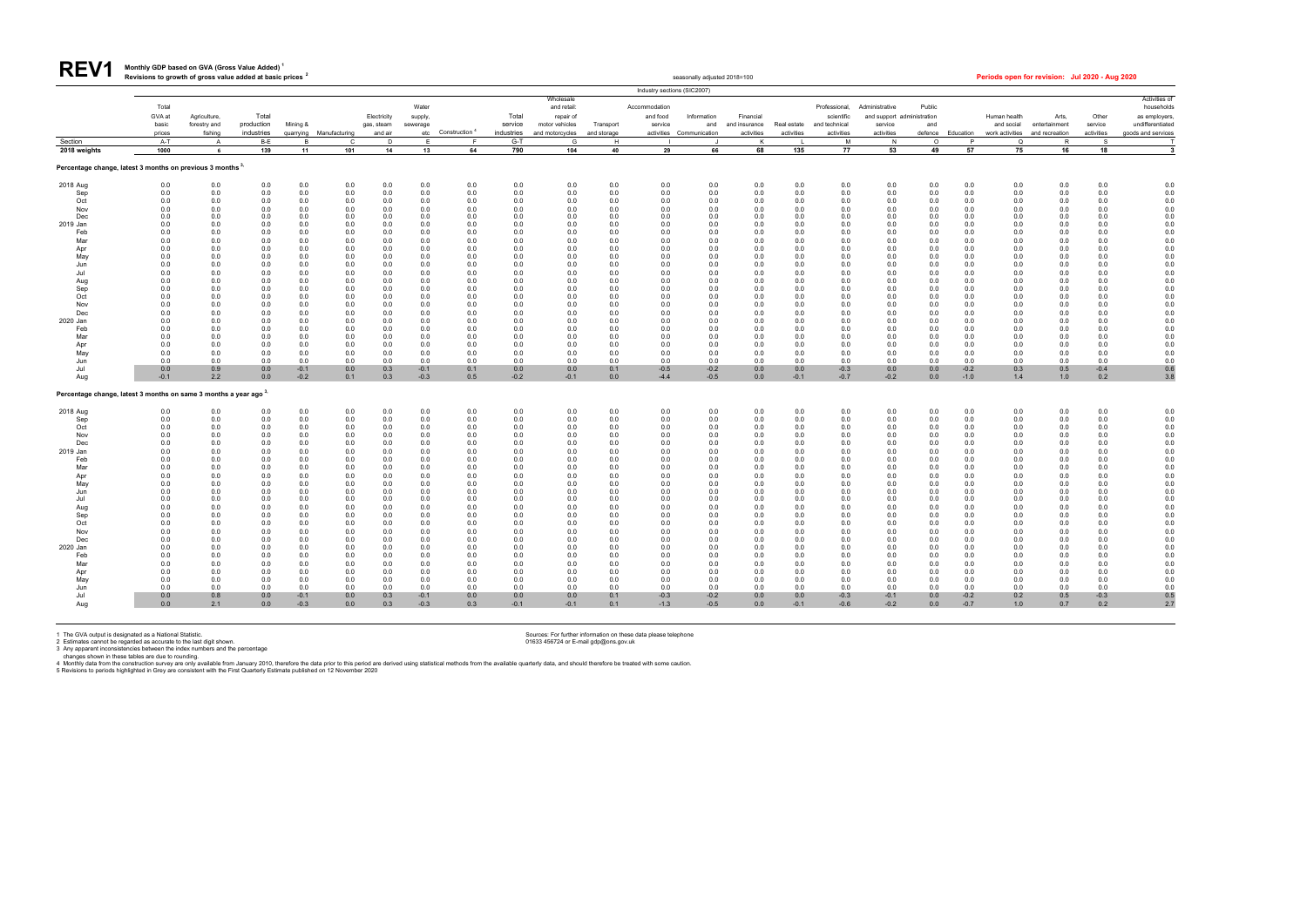# REV1 Monthly GDP based on GVA (Gross Value Added) [1]

**Revisions to growth of gross value added at basic prices [2]**

seasonally adjusted 2018=100

**Periods open for revision: Jul 2020 - Aug 2020**

Industry sections (SIC2007)

| | Total GVA at basic prices | Agriculture, forestry and fishing | Total production industries | Mining & quarrying | Manufacturing | Electricity gas, steam and air | Water supply, sewerage etc | Construction [4] | Total service industries | Wholesale and retail: repair of motor vehicles and motorcycles | Transport and storage | Accommodation and food service activities | Information and Communication | Financial and insurance activities | Real estate activities | Professional, scientific and technical activities | Administrative and support service activities | Public administration and defence | Education | Human health and social work activities | Arts, entertainment and recreation | Other service activities | Activities of households as employers, undifferentiated goods and services |
|---|---|---|---|---|---|---|---|---|---|---|---|---|---|---|---|---|---|---|---|---|---|---|---|
| Section | A-T | A | B-E | B | C | D | E | F | G-T | G | H | I | J | K | L | M | N | O | P | Q | R | S | T |
| 2018 weights | 1000 | 6 | 139 | 11 | 101 | 14 | 13 | 64 | 790 | 104 | 40 | 29 | 66 | 68 | 135 | 77 | 53 | 49 | 57 | 75 | 16 | 18 | 3 |
| **Percentage change, latest 3 months on previous 3 months [3]** | | | | | | | | | | | | | | | | | | | | | | | |
| 2018 Aug | 0.0 | 0.0 | 0.0 | 0.0 | 0.0 | 0.0 | 0.0 | 0.0 | 0.0 | 0.0 | 0.0 | 0.0 | 0.0 | 0.0 | 0.0 | 0.0 | 0.0 | 0.0 | 0.0 | 0.0 | 0.0 | 0.0 | 0.0 |
| Sep | 0.0 | 0.0 | 0.0 | 0.0 | 0.0 | 0.0 | 0.0 | 0.0 | 0.0 | 0.0 | 0.0 | 0.0 | 0.0 | 0.0 | 0.0 | 0.0 | 0.0 | 0.0 | 0.0 | 0.0 | 0.0 | 0.0 | 0.0 |
| Oct | 0.0 | 0.0 | 0.0 | 0.0 | 0.0 | 0.0 | 0.0 | 0.0 | 0.0 | 0.0 | 0.0 | 0.0 | 0.0 | 0.0 | 0.0 | 0.0 | 0.0 | 0.0 | 0.0 | 0.0 | 0.0 | 0.0 | 0.0 |
| Nov | 0.0 | 0.0 | 0.0 | 0.0 | 0.0 | 0.0 | 0.0 | 0.0 | 0.0 | 0.0 | 0.0 | 0.0 | 0.0 | 0.0 | 0.0 | 0.0 | 0.0 | 0.0 | 0.0 | 0.0 | 0.0 | 0.0 | 0.0 |
| Dec | 0.0 | 0.0 | 0.0 | 0.0 | 0.0 | 0.0 | 0.0 | 0.0 | 0.0 | 0.0 | 0.0 | 0.0 | 0.0 | 0.0 | 0.0 | 0.0 | 0.0 | 0.0 | 0.0 | 0.0 | 0.0 | 0.0 | 0.0 |
| 2019 Jan | 0.0 | 0.0 | 0.0 | 0.0 | 0.0 | 0.0 | 0.0 | 0.0 | 0.0 | 0.0 | 0.0 | 0.0 | 0.0 | 0.0 | 0.0 | 0.0 | 0.0 | 0.0 | 0.0 | 0.0 | 0.0 | 0.0 | 0.0 |
| Feb | 0.0 | 0.0 | 0.0 | 0.0 | 0.0 | 0.0 | 0.0 | 0.0 | 0.0 | 0.0 | 0.0 | 0.0 | 0.0 | 0.0 | 0.0 | 0.0 | 0.0 | 0.0 | 0.0 | 0.0 | 0.0 | 0.0 | 0.0 |
| Mar | 0.0 | 0.0 | 0.0 | 0.0 | 0.0 | 0.0 | 0.0 | 0.0 | 0.0 | 0.0 | 0.0 | 0.0 | 0.0 | 0.0 | 0.0 | 0.0 | 0.0 | 0.0 | 0.0 | 0.0 | 0.0 | 0.0 | 0.0 |
| Apr | 0.0 | 0.0 | 0.0 | 0.0 | 0.0 | 0.0 | 0.0 | 0.0 | 0.0 | 0.0 | 0.0 | 0.0 | 0.0 | 0.0 | 0.0 | 0.0 | 0.0 | 0.0 | 0.0 | 0.0 | 0.0 | 0.0 | 0.0 |
| May | 0.0 | 0.0 | 0.0 | 0.0 | 0.0 | 0.0 | 0.0 | 0.0 | 0.0 | 0.0 | 0.0 | 0.0 | 0.0 | 0.0 | 0.0 | 0.0 | 0.0 | 0.0 | 0.0 | 0.0 | 0.0 | 0.0 | 0.0 |
| Jun | 0.0 | 0.0 | 0.0 | 0.0 | 0.0 | 0.0 | 0.0 | 0.0 | 0.0 | 0.0 | 0.0 | 0.0 | 0.0 | 0.0 | 0.0 | 0.0 | 0.0 | 0.0 | 0.0 | 0.0 | 0.0 | 0.0 | 0.0 |
| Jul | 0.0 | 0.0 | 0.0 | 0.0 | 0.0 | 0.0 | 0.0 | 0.0 | 0.0 | 0.0 | 0.0 | 0.0 | 0.0 | 0.0 | 0.0 | 0.0 | 0.0 | 0.0 | 0.0 | 0.0 | 0.0 | 0.0 | 0.0 |
| Aug | 0.0 | 0.0 | 0.0 | 0.0 | 0.0 | 0.0 | 0.0 | 0.0 | 0.0 | 0.0 | 0.0 | 0.0 | 0.0 | 0.0 | 0.0 | 0.0 | 0.0 | 0.0 | 0.0 | 0.0 | 0.0 | 0.0 | 0.0 |
| Sep | 0.0 | 0.0 | 0.0 | 0.0 | 0.0 | 0.0 | 0.0 | 0.0 | 0.0 | 0.0 | 0.0 | 0.0 | 0.0 | 0.0 | 0.0 | 0.0 | 0.0 | 0.0 | 0.0 | 0.0 | 0.0 | 0.0 | 0.0 |
| Oct | 0.0 | 0.0 | 0.0 | 0.0 | 0.0 | 0.0 | 0.0 | 0.0 | 0.0 | 0.0 | 0.0 | 0.0 | 0.0 | 0.0 | 0.0 | 0.0 | 0.0 | 0.0 | 0.0 | 0.0 | 0.0 | 0.0 | 0.0 |
| Nov | 0.0 | 0.0 | 0.0 | 0.0 | 0.0 | 0.0 | 0.0 | 0.0 | 0.0 | 0.0 | 0.0 | 0.0 | 0.0 | 0.0 | 0.0 | 0.0 | 0.0 | 0.0 | 0.0 | 0.0 | 0.0 | 0.0 | 0.0 |
| Dec | 0.0 | 0.0 | 0.0 | 0.0 | 0.0 | 0.0 | 0.0 | 0.0 | 0.0 | 0.0 | 0.0 | 0.0 | 0.0 | 0.0 | 0.0 | 0.0 | 0.0 | 0.0 | 0.0 | 0.0 | 0.0 | 0.0 | 0.0 |
| 2020 Jan | 0.0 | 0.0 | 0.0 | 0.0 | 0.0 | 0.0 | 0.0 | 0.0 | 0.0 | 0.0 | 0.0 | 0.0 | 0.0 | 0.0 | 0.0 | 0.0 | 0.0 | 0.0 | 0.0 | 0.0 | 0.0 | 0.0 | 0.0 |
| Feb | 0.0 | 0.0 | 0.0 | 0.0 | 0.0 | 0.0 | 0.0 | 0.0 | 0.0 | 0.0 | 0.0 | 0.0 | 0.0 | 0.0 | 0.0 | 0.0 | 0.0 | 0.0 | 0.0 | 0.0 | 0.0 | 0.0 | 0.0 |
| Mar | 0.0 | 0.0 | 0.0 | 0.0 | 0.0 | 0.0 | 0.0 | 0.0 | 0.0 | 0.0 | 0.0 | 0.0 | 0.0 | 0.0 | 0.0 | 0.0 | 0.0 | 0.0 | 0.0 | 0.0 | 0.0 | 0.0 | 0.0 |
| Apr | 0.0 | 0.0 | 0.0 | 0.0 | 0.0 | 0.0 | 0.0 | 0.0 | 0.0 | 0.0 | 0.0 | 0.0 | 0.0 | 0.0 | 0.0 | 0.0 | 0.0 | 0.0 | 0.0 | 0.0 | 0.0 | 0.0 | 0.0 |
| May | 0.0 | 0.0 | 0.0 | 0.0 | 0.0 | 0.0 | 0.0 | 0.0 | 0.0 | 0.0 | 0.0 | 0.0 | 0.0 | 0.0 | 0.0 | 0.0 | 0.0 | 0.0 | 0.0 | 0.0 | 0.0 | 0.0 | 0.0 |
| Jun | 0.0 | 0.0 | 0.0 | 0.0 | 0.0 | 0.0 | 0.0 | 0.0 | 0.0 | 0.0 | 0.0 | 0.0 | 0.0 | 0.0 | 0.0 | 0.0 | 0.0 | 0.0 | 0.0 | 0.0 | 0.0 | 0.0 | 0.0 |
| Jul | 0.0 | 0.9 | 0.0 | -0.1 | 0.0 | 0.3 | -0.1 | 0.1 | 0.0 | 0.0 | 0.1 | -0.5 | -0.2 | 0.0 | 0.0 | -0.3 | 0.0 | 0.0 | -0.2 | 0.3 | 0.5 | -0.4 | 0.6 |
| Aug | -0.1 | 2.2 | 0.0 | -0.2 | 0.1 | 0.3 | -0.3 | 0.5 | -0.2 | -0.1 | 0.0 | -4.4 | -0.5 | 0.0 | -0.1 | -0.7 | -0.2 | 0.0 | -1.0 | 1.4 | 1.0 | 0.2 | 3.8 |
| **Percentage change, latest 3 months on same 3 months a year ago [3]** | | | | | | | | | | | | | | | | | | | | | | | |
| 2018 Aug | 0.0 | 0.0 | 0.0 | 0.0 | 0.0 | 0.0 | 0.0 | 0.0 | 0.0 | 0.0 | 0.0 | 0.0 | 0.0 | 0.0 | 0.0 | 0.0 | 0.0 | 0.0 | 0.0 | 0.0 | 0.0 | 0.0 | 0.0 |
| Sep | 0.0 | 0.0 | 0.0 | 0.0 | 0.0 | 0.0 | 0.0 | 0.0 | 0.0 | 0.0 | 0.0 | 0.0 | 0.0 | 0.0 | 0.0 | 0.0 | 0.0 | 0.0 | 0.0 | 0.0 | 0.0 | 0.0 | 0.0 |
| Oct | 0.0 | 0.0 | 0.0 | 0.0 | 0.0 | 0.0 | 0.0 | 0.0 | 0.0 | 0.0 | 0.0 | 0.0 | 0.0 | 0.0 | 0.0 | 0.0 | 0.0 | 0.0 | 0.0 | 0.0 | 0.0 | 0.0 | 0.0 |
| Nov | 0.0 | 0.0 | 0.0 | 0.0 | 0.0 | 0.0 | 0.0 | 0.0 | 0.0 | 0.0 | 0.0 | 0.0 | 0.0 | 0.0 | 0.0 | 0.0 | 0.0 | 0.0 | 0.0 | 0.0 | 0.0 | 0.0 | 0.0 |
| Dec | 0.0 | 0.0 | 0.0 | 0.0 | 0.0 | 0.0 | 0.0 | 0.0 | 0.0 | 0.0 | 0.0 | 0.0 | 0.0 | 0.0 | 0.0 | 0.0 | 0.0 | 0.0 | 0.0 | 0.0 | 0.0 | 0.0 | 0.0 |
| 2019 Jan | 0.0 | 0.0 | 0.0 | 0.0 | 0.0 | 0.0 | 0.0 | 0.0 | 0.0 | 0.0 | 0.0 | 0.0 | 0.0 | 0.0 | 0.0 | 0.0 | 0.0 | 0.0 | 0.0 | 0.0 | 0.0 | 0.0 | 0.0 |
| Feb | 0.0 | 0.0 | 0.0 | 0.0 | 0.0 | 0.0 | 0.0 | 0.0 | 0.0 | 0.0 | 0.0 | 0.0 | 0.0 | 0.0 | 0.0 | 0.0 | 0.0 | 0.0 | 0.0 | 0.0 | 0.0 | 0.0 | 0.0 |
| Mar | 0.0 | 0.0 | 0.0 | 0.0 | 0.0 | 0.0 | 0.0 | 0.0 | 0.0 | 0.0 | 0.0 | 0.0 | 0.0 | 0.0 | 0.0 | 0.0 | 0.0 | 0.0 | 0.0 | 0.0 | 0.0 | 0.0 | 0.0 |
| Apr | 0.0 | 0.0 | 0.0 | 0.0 | 0.0 | 0.0 | 0.0 | 0.0 | 0.0 | 0.0 | 0.0 | 0.0 | 0.0 | 0.0 | 0.0 | 0.0 | 0.0 | 0.0 | 0.0 | 0.0 | 0.0 | 0.0 | 0.0 |
| May | 0.0 | 0.0 | 0.0 | 0.0 | 0.0 | 0.0 | 0.0 | 0.0 | 0.0 | 0.0 | 0.0 | 0.0 | 0.0 | 0.0 | 0.0 | 0.0 | 0.0 | 0.0 | 0.0 | 0.0 | 0.0 | 0.0 | 0.0 |
| Jun | 0.0 | 0.0 | 0.0 | 0.0 | 0.0 | 0.0 | 0.0 | 0.0 | 0.0 | 0.0 | 0.0 | 0.0 | 0.0 | 0.0 | 0.0 | 0.0 | 0.0 | 0.0 | 0.0 | 0.0 | 0.0 | 0.0 | 0.0 |
| Jul | 0.0 | 0.0 | 0.0 | 0.0 | 0.0 | 0.0 | 0.0 | 0.0 | 0.0 | 0.0 | 0.0 | 0.0 | 0.0 | 0.0 | 0.0 | 0.0 | 0.0 | 0.0 | 0.0 | 0.0 | 0.0 | 0.0 | 0.0 |
| Aug | 0.0 | 0.0 | 0.0 | 0.0 | 0.0 | 0.0 | 0.0 | 0.0 | 0.0 | 0.0 | 0.0 | 0.0 | 0.0 | 0.0 | 0.0 | 0.0 | 0.0 | 0.0 | 0.0 | 0.0 | 0.0 | 0.0 | 0.0 |
| Sep | 0.0 | 0.0 | 0.0 | 0.0 | 0.0 | 0.0 | 0.0 | 0.0 | 0.0 | 0.0 | 0.0 | 0.0 | 0.0 | 0.0 | 0.0 | 0.0 | 0.0 | 0.0 | 0.0 | 0.0 | 0.0 | 0.0 | 0.0 |
| Oct | 0.0 | 0.0 | 0.0 | 0.0 | 0.0 | 0.0 | 0.0 | 0.0 | 0.0 | 0.0 | 0.0 | 0.0 | 0.0 | 0.0 | 0.0 | 0.0 | 0.0 | 0.0 | 0.0 | 0.0 | 0.0 | 0.0 | 0.0 |
| Nov | 0.0 | 0.0 | 0.0 | 0.0 | 0.0 | 0.0 | 0.0 | 0.0 | 0.0 | 0.0 | 0.0 | 0.0 | 0.0 | 0.0 | 0.0 | 0.0 | 0.0 | 0.0 | 0.0 | 0.0 | 0.0 | 0.0 | 0.0 |
| Dec | 0.0 | 0.0 | 0.0 | 0.0 | 0.0 | 0.0 | 0.0 | 0.0 | 0.0 | 0.0 | 0.0 | 0.0 | 0.0 | 0.0 | 0.0 | 0.0 | 0.0 | 0.0 | 0.0 | 0.0 | 0.0 | 0.0 | 0.0 |
| 2020 Jan | 0.0 | 0.0 | 0.0 | 0.0 | 0.0 | 0.0 | 0.0 | 0.0 | 0.0 | 0.0 | 0.0 | 0.0 | 0.0 | 0.0 | 0.0 | 0.0 | 0.0 | 0.0 | 0.0 | 0.0 | 0.0 | 0.0 | 0.0 |
| Feb | 0.0 | 0.0 | 0.0 | 0.0 | 0.0 | 0.0 | 0.0 | 0.0 | 0.0 | 0.0 | 0.0 | 0.0 | 0.0 | 0.0 | 0.0 | 0.0 | 0.0 | 0.0 | 0.0 | 0.0 | 0.0 | 0.0 | 0.0 |
| Mar | 0.0 | 0.0 | 0.0 | 0.0 | 0.0 | 0.0 | 0.0 | 0.0 | 0.0 | 0.0 | 0.0 | 0.0 | 0.0 | 0.0 | 0.0 | 0.0 | 0.0 | 0.0 | 0.0 | 0.0 | 0.0 | 0.0 | 0.0 |
| Apr | 0.0 | 0.0 | 0.0 | 0.0 | 0.0 | 0.0 | 0.0 | 0.0 | 0.0 | 0.0 | 0.0 | 0.0 | 0.0 | 0.0 | 0.0 | 0.0 | 0.0 | 0.0 | 0.0 | 0.0 | 0.0 | 0.0 | 0.0 |
| May | 0.0 | 0.0 | 0.0 | 0.0 | 0.0 | 0.0 | 0.0 | 0.0 | 0.0 | 0.0 | 0.0 | 0.0 | 0.0 | 0.0 | 0.0 | 0.0 | 0.0 | 0.0 | 0.0 | 0.0 | 0.0 | 0.0 | 0.0 |
| Jun | 0.0 | 0.0 | 0.0 | 0.0 | 0.0 | 0.0 | 0.0 | 0.0 | 0.0 | 0.0 | 0.0 | 0.0 | 0.0 | 0.0 | 0.0 | 0.0 | 0.0 | 0.0 | 0.0 | 0.0 | 0.0 | 0.0 | 0.0 |
| Jul | 0.0 | 0.8 | 0.0 | -0.1 | 0.0 | 0.3 | -0.1 | 0.0 | 0.0 | 0.0 | 0.1 | -0.3 | -0.2 | 0.0 | 0.0 | -0.3 | -0.1 | 0.0 | -0.2 | 0.2 | 0.5 | -0.3 | 0.5 |
| Aug | 0.0 | 2.1 | 0.0 | -0.3 | 0.0 | 0.3 | -0.3 | 0.3 | -0.1 | -0.1 | 0.1 | -1.3 | -0.5 | 0.0 | -0.1 | -0.6 | -0.2 | 0.0 | -0.7 | 1.0 | 0.7 | 0.2 | 2.7 |

1 The GVA output is designated as a National Statistic.
2 Estimates cannot be regarded as accurate to the last digit shown.
3 Any apparent inconsistencies between the index numbers and the percentage changes shown in these tables are due to rounding.
4 Monthly data from the construction survey are only available from January 2010, therefore the data prior to this period are derived using statistical methods from the available quarterly data, and should therefore be treated with some caution.
5 Revisions to periods highlighted in Grey are consistent with the First Quarterly Estimate published on 12 November 2020

Sources: For further information on these data please telephone 01633 456724 or E-mail gdp@ons.gov.uk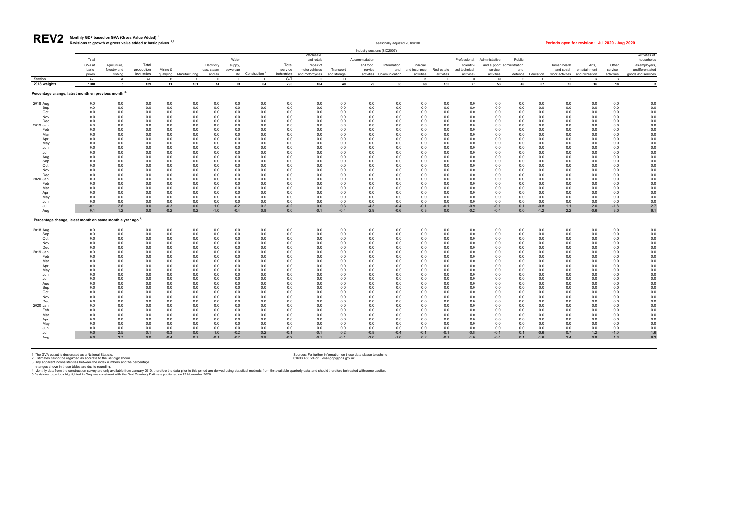# REV2 Monthly GDP based on GVA (Gross Value Added) [1]

**Revisions to growth of gross value added at basic prices [2,3]**

seasonally adjusted 2018=100

**Periods open for revision: Jul 2020 - Aug 2020**

Industry sections (SIC2007)

| | Total GVA at basic prices | Agriculture, forestry and fishing | Total production industries | Mining & quarrying | Manufacturing | Electricity gas, steam and air | Water supply, sewerage etc | Construction [4] | Total service industries | Wholesale and retail: repair of motor vehicles and motorcycles | Transport and storage | Accommodation and food service activities | Information and Communication | Financial and insurance activities | Real estate activities | Professional, scientific and technical activities | Administrative and support service activities | Public administration and defence | Education | Human health and social work activities | Arts, entertainment and recreation | Other service activities | Activities of households as employers, undifferentiated goods and services |
|---|---|---|---|---|---|---|---|---|---|---|---|---|---|---|---|---|---|---|---|---|---|---|---|
| Section | A-T | A | B-E | B | C | D | E | F | G-T | G | H | I | J | K | L | M | N | O | P | Q | R | S | T |
| 2018 weights | 1000 | 6 | 139 | 11 | 101 | 14 | 13 | 64 | 790 | 104 | 40 | 29 | 66 | 68 | 135 | 77 | 53 | 49 | 57 | 75 | 16 | 18 | 3 |
| **Percentage change, latest month on previous month [3]** | | | | | | | | | | | | | | | | | | | | | | | |
| 2018 Aug | 0.0 | 0.0 | 0.0 | 0.0 | 0.0 | 0.0 | 0.0 | 0.0 | 0.0 | 0.0 | 0.0 | 0.0 | 0.0 | 0.0 | 0.0 | 0.0 | 0.0 | 0.0 | 0.0 | 0.0 | 0.0 | 0.0 | 0.0 |
| Sep | 0.0 | 0.0 | 0.0 | 0.0 | 0.0 | 0.0 | 0.0 | 0.0 | 0.0 | 0.0 | 0.0 | 0.0 | 0.0 | 0.0 | 0.0 | 0.0 | 0.0 | 0.0 | 0.0 | 0.0 | 0.0 | 0.0 | 0.0 |
| Oct | 0.0 | 0.0 | 0.0 | 0.0 | 0.0 | 0.0 | 0.0 | 0.0 | 0.0 | 0.0 | 0.0 | 0.0 | 0.0 | 0.0 | 0.0 | 0.0 | 0.0 | 0.0 | 0.0 | 0.0 | 0.0 | 0.0 | 0.0 |
| Nov | 0.0 | 0.0 | 0.0 | 0.0 | 0.0 | 0.0 | 0.0 | 0.0 | 0.0 | 0.0 | 0.0 | 0.0 | 0.0 | 0.0 | 0.0 | 0.0 | 0.0 | 0.0 | 0.0 | 0.0 | 0.0 | 0.0 | 0.0 |
| Dec | 0.0 | 0.0 | 0.0 | 0.0 | 0.0 | 0.0 | 0.0 | 0.0 | 0.0 | 0.0 | 0.0 | 0.0 | 0.0 | 0.0 | 0.0 | 0.0 | 0.0 | 0.0 | 0.0 | 0.0 | 0.0 | 0.0 | 0.0 |
| 2019 Jan | 0.0 | 0.0 | 0.0 | 0.0 | 0.0 | 0.0 | 0.0 | 0.0 | 0.0 | 0.0 | 0.0 | 0.0 | 0.0 | 0.0 | 0.0 | 0.0 | 0.0 | 0.0 | 0.0 | 0.0 | 0.0 | 0.0 | 0.0 |
| Feb | 0.0 | 0.0 | 0.0 | 0.0 | 0.0 | 0.0 | 0.0 | 0.0 | 0.0 | 0.0 | 0.0 | 0.0 | 0.0 | 0.0 | 0.0 | 0.0 | 0.0 | 0.0 | 0.0 | 0.0 | 0.0 | 0.0 | 0.0 |
| Mar | 0.0 | 0.0 | 0.0 | 0.0 | 0.0 | 0.0 | 0.0 | 0.0 | 0.0 | 0.0 | 0.0 | 0.0 | 0.0 | 0.0 | 0.0 | 0.0 | 0.0 | 0.0 | 0.0 | 0.0 | 0.0 | 0.0 | 0.0 |
| Apr | 0.0 | 0.0 | 0.0 | 0.0 | 0.0 | 0.0 | 0.0 | 0.0 | 0.0 | 0.0 | 0.0 | 0.0 | 0.0 | 0.0 | 0.0 | 0.0 | 0.0 | 0.0 | 0.0 | 0.0 | 0.0 | 0.0 | 0.0 |
| May | 0.0 | 0.0 | 0.0 | 0.0 | 0.0 | 0.0 | 0.0 | 0.0 | 0.0 | 0.0 | 0.0 | 0.0 | 0.0 | 0.0 | 0.0 | 0.0 | 0.0 | 0.0 | 0.0 | 0.0 | 0.0 | 0.0 | 0.0 |
| Jun | 0.0 | 0.0 | 0.0 | 0.0 | 0.0 | 0.0 | 0.0 | 0.0 | 0.0 | 0.0 | 0.0 | 0.0 | 0.0 | 0.0 | 0.0 | 0.0 | 0.0 | 0.0 | 0.0 | 0.0 | 0.0 | 0.0 | 0.0 |
| Jul | 0.0 | 0.0 | 0.0 | 0.0 | 0.0 | 0.0 | 0.0 | 0.0 | 0.0 | 0.0 | 0.0 | 0.0 | 0.0 | 0.0 | 0.0 | 0.0 | 0.0 | 0.0 | 0.0 | 0.0 | 0.0 | 0.0 | 0.0 |
| Aug | 0.0 | 0.0 | 0.0 | 0.0 | 0.0 | 0.0 | 0.0 | 0.0 | 0.0 | 0.0 | 0.0 | 0.0 | 0.0 | 0.0 | 0.0 | 0.0 | 0.0 | 0.0 | 0.0 | 0.0 | 0.0 | 0.0 | 0.0 |
| Sep | 0.0 | 0.0 | 0.0 | 0.0 | 0.0 | 0.0 | 0.0 | 0.0 | 0.0 | 0.0 | 0.0 | 0.0 | 0.0 | 0.0 | 0.0 | 0.0 | 0.0 | 0.0 | 0.0 | 0.0 | 0.0 | 0.0 | 0.0 |
| Oct | 0.0 | 0.0 | 0.0 | 0.0 | 0.0 | 0.0 | 0.0 | 0.0 | 0.0 | 0.0 | 0.0 | 0.0 | 0.0 | 0.0 | 0.0 | 0.0 | 0.0 | 0.0 | 0.0 | 0.0 | 0.0 | 0.0 | 0.0 |
| Nov | 0.0 | 0.0 | 0.0 | 0.0 | 0.0 | 0.0 | 0.0 | 0.0 | 0.0 | 0.0 | 0.0 | 0.0 | 0.0 | 0.0 | 0.0 | 0.0 | 0.0 | 0.0 | 0.0 | 0.0 | 0.0 | 0.0 | 0.0 |
| Dec | 0.0 | 0.0 | 0.0 | 0.0 | 0.0 | 0.0 | 0.0 | 0.0 | 0.0 | 0.0 | 0.0 | 0.0 | 0.0 | 0.0 | 0.0 | 0.0 | 0.0 | 0.0 | 0.0 | 0.0 | 0.0 | 0.0 | 0.0 |
| 2020 Jan | 0.0 | 0.0 | 0.0 | 0.0 | 0.0 | 0.0 | 0.0 | 0.0 | 0.0 | 0.0 | 0.0 | 0.0 | 0.0 | 0.0 | 0.0 | 0.0 | 0.0 | 0.0 | 0.0 | 0.0 | 0.0 | 0.0 | 0.0 |
| Feb | 0.0 | 0.0 | 0.0 | 0.0 | 0.0 | 0.0 | 0.0 | 0.0 | 0.0 | 0.0 | 0.0 | 0.0 | 0.0 | 0.0 | 0.0 | 0.0 | 0.0 | 0.0 | 0.0 | 0.0 | 0.0 | 0.0 | 0.0 |
| Mar | 0.0 | 0.0 | 0.0 | 0.0 | 0.0 | 0.0 | 0.0 | 0.0 | 0.0 | 0.0 | 0.0 | 0.0 | 0.0 | 0.0 | 0.0 | 0.0 | 0.0 | 0.0 | 0.0 | 0.0 | 0.0 | 0.0 | 0.0 |
| Apr | 0.0 | 0.0 | 0.0 | 0.0 | 0.0 | 0.0 | 0.0 | 0.0 | 0.0 | 0.0 | 0.0 | 0.0 | 0.0 | 0.0 | 0.0 | 0.0 | 0.0 | 0.0 | 0.0 | 0.0 | 0.0 | 0.0 | 0.0 |
| May | 0.0 | 0.0 | 0.0 | 0.0 | 0.0 | 0.0 | 0.0 | 0.0 | 0.0 | 0.0 | 0.0 | 0.0 | 0.0 | 0.0 | 0.0 | 0.0 | 0.0 | 0.0 | 0.0 | 0.0 | 0.0 | 0.0 | 0.0 |
| Jun | 0.0 | 0.0 | 0.0 | 0.0 | 0.0 | 0.0 | 0.0 | 0.0 | 0.0 | 0.0 | 0.0 | 0.0 | 0.0 | 0.0 | 0.0 | 0.0 | 0.0 | 0.0 | 0.0 | 0.0 | 0.0 | 0.0 | 0.0 |
| Jul | -0.1 | 2.6 | 0.0 | -0.3 | 0.0 | 1.0 | -0.2 | 0.2 | -0.2 | 0.0 | 0.3 | -4.3 | -0.4 | -0.1 | -0.1 | -0.9 | -0.1 | 0.1 | -0.8 | 1.1 | 2.0 | -1.8 | 2.7 |
| Aug | 0.1 | 1.2 | 0.0 | -0.2 | 0.2 | -1.0 | -0.4 | 0.8 | 0.0 | -0.1 | -0.4 | -2.9 | -0.6 | 0.3 | 0.0 | -0.2 | -0.4 | 0.0 | -1.2 | 2.2 | -0.6 | 3.0 | 6.1 |
| **Percentage change, latest month on same month a year ago [3]** | | | | | | | | | | | | | | | | | | | | | | | |
| 2018 Aug | 0.0 | 0.0 | 0.0 | 0.0 | 0.0 | 0.0 | 0.0 | 0.0 | 0.0 | 0.0 | 0.0 | 0.0 | 0.0 | 0.0 | 0.0 | 0.0 | 0.0 | 0.0 | 0.0 | 0.0 | 0.0 | 0.0 | 0.0 |
| Sep | 0.0 | 0.0 | 0.0 | 0.0 | 0.0 | 0.0 | 0.0 | 0.0 | 0.0 | 0.0 | 0.0 | 0.0 | 0.0 | 0.0 | 0.0 | 0.0 | 0.0 | 0.0 | 0.0 | 0.0 | 0.0 | 0.0 | 0.0 |
| Oct | 0.0 | 0.0 | 0.0 | 0.0 | 0.0 | 0.0 | 0.0 | 0.0 | 0.0 | 0.0 | 0.0 | 0.0 | 0.0 | 0.0 | 0.0 | 0.0 | 0.0 | 0.0 | 0.0 | 0.0 | 0.0 | 0.0 | 0.0 |
| Nov | 0.0 | 0.0 | 0.0 | 0.0 | 0.0 | 0.0 | 0.0 | 0.0 | 0.0 | 0.0 | 0.0 | 0.0 | 0.0 | 0.0 | 0.0 | 0.0 | 0.0 | 0.0 | 0.0 | 0.0 | 0.0 | 0.0 | 0.0 |
| Dec | 0.0 | 0.0 | 0.0 | 0.0 | 0.0 | 0.0 | 0.0 | 0.0 | 0.0 | 0.0 | 0.0 | 0.0 | 0.0 | 0.0 | 0.0 | 0.0 | 0.0 | 0.0 | 0.0 | 0.0 | 0.0 | 0.0 | 0.0 |
| 2019 Jan | 0.0 | 0.0 | 0.0 | 0.0 | 0.0 | 0.0 | 0.0 | 0.0 | 0.0 | 0.0 | 0.0 | 0.0 | 0.0 | 0.0 | 0.0 | 0.0 | 0.0 | 0.0 | 0.0 | 0.0 | 0.0 | 0.0 | 0.0 |
| Feb | 0.0 | 0.0 | 0.0 | 0.0 | 0.0 | 0.0 | 0.0 | 0.0 | 0.0 | 0.0 | 0.0 | 0.0 | 0.0 | 0.0 | 0.0 | 0.0 | 0.0 | 0.0 | 0.0 | 0.0 | 0.0 | 0.0 | 0.0 |
| Mar | 0.0 | 0.0 | 0.0 | 0.0 | 0.0 | 0.0 | 0.0 | 0.0 | 0.0 | 0.0 | 0.0 | 0.0 | 0.0 | 0.0 | 0.0 | 0.0 | 0.0 | 0.0 | 0.0 | 0.0 | 0.0 | 0.0 | 0.0 |
| Apr | 0.0 | 0.0 | 0.0 | 0.0 | 0.0 | 0.0 | 0.0 | 0.0 | 0.0 | 0.0 | 0.0 | 0.0 | 0.0 | 0.0 | 0.0 | 0.0 | 0.0 | 0.0 | 0.0 | 0.0 | 0.0 | 0.0 | 0.0 |
| May | 0.0 | 0.0 | 0.0 | 0.0 | 0.0 | 0.0 | 0.0 | 0.0 | 0.0 | 0.0 | 0.0 | 0.0 | 0.0 | 0.0 | 0.0 | 0.0 | 0.0 | 0.0 | 0.0 | 0.0 | 0.0 | 0.0 | 0.0 |
| Jun | 0.0 | 0.0 | 0.0 | 0.0 | 0.0 | 0.0 | 0.0 | 0.0 | 0.0 | 0.0 | 0.0 | 0.0 | 0.0 | 0.0 | 0.0 | 0.0 | 0.0 | 0.0 | 0.0 | 0.0 | 0.0 | 0.0 | 0.0 |
| Jul | 0.0 | 0.0 | 0.0 | 0.0 | 0.0 | 0.0 | 0.0 | 0.0 | 0.0 | 0.0 | 0.0 | 0.0 | 0.0 | 0.0 | 0.0 | 0.0 | 0.0 | 0.0 | 0.0 | 0.0 | 0.0 | 0.0 | 0.0 |
| Aug | 0.0 | 0.0 | 0.0 | 0.0 | 0.0 | 0.0 | 0.0 | 0.0 | 0.0 | 0.0 | 0.0 | 0.0 | 0.0 | 0.0 | 0.0 | 0.0 | 0.0 | 0.0 | 0.0 | 0.0 | 0.0 | 0.0 | 0.0 |
| Sep | 0.0 | 0.0 | 0.0 | 0.0 | 0.0 | 0.0 | 0.0 | 0.0 | 0.0 | 0.0 | 0.0 | 0.0 | 0.0 | 0.0 | 0.0 | 0.0 | 0.0 | 0.0 | 0.0 | 0.0 | 0.0 | 0.0 | 0.0 |
| Oct | 0.0 | 0.0 | 0.0 | 0.0 | 0.0 | 0.0 | 0.0 | 0.0 | 0.0 | 0.0 | 0.0 | 0.0 | 0.0 | 0.0 | 0.0 | 0.0 | 0.0 | 0.0 | 0.0 | 0.0 | 0.0 | 0.0 | 0.0 |
| Nov | 0.0 | 0.0 | 0.0 | 0.0 | 0.0 | 0.0 | 0.0 | 0.0 | 0.0 | 0.0 | 0.0 | 0.0 | 0.0 | 0.0 | 0.0 | 0.0 | 0.0 | 0.0 | 0.0 | 0.0 | 0.0 | 0.0 | 0.0 |
| Dec | 0.0 | 0.0 | 0.0 | 0.0 | 0.0 | 0.0 | 0.0 | 0.0 | 0.0 | 0.0 | 0.0 | 0.0 | 0.0 | 0.0 | 0.0 | 0.0 | 0.0 | 0.0 | 0.0 | 0.0 | 0.0 | 0.0 | 0.0 |
| 2020 Jan | 0.0 | 0.0 | 0.0 | 0.0 | 0.0 | 0.0 | 0.0 | 0.0 | 0.0 | 0.0 | 0.0 | 0.0 | 0.0 | 0.0 | 0.0 | 0.0 | 0.0 | 0.0 | 0.0 | 0.0 | 0.0 | 0.0 | 0.0 |
| Feb | 0.0 | 0.0 | 0.0 | 0.0 | 0.0 | 0.0 | 0.0 | 0.0 | 0.0 | 0.0 | 0.0 | 0.0 | 0.0 | 0.0 | 0.0 | 0.0 | 0.0 | 0.0 | 0.0 | 0.0 | 0.0 | 0.0 | 0.0 |
| Mar | 0.0 | 0.0 | 0.0 | 0.0 | 0.0 | 0.0 | 0.0 | 0.0 | 0.0 | 0.0 | 0.0 | 0.0 | 0.0 | 0.0 | 0.0 | 0.0 | 0.0 | 0.0 | 0.0 | 0.0 | 0.0 | 0.0 | 0.0 |
| Apr | 0.0 | 0.0 | 0.0 | 0.0 | 0.0 | 0.0 | 0.0 | 0.0 | 0.0 | 0.0 | 0.0 | 0.0 | 0.0 | 0.0 | 0.0 | 0.0 | 0.0 | 0.0 | 0.0 | 0.0 | 0.0 | 0.0 | 0.0 |
| May | 0.0 | 0.0 | 0.0 | 0.0 | 0.0 | 0.0 | 0.0 | 0.0 | 0.0 | 0.0 | 0.0 | 0.0 | 0.0 | 0.0 | 0.0 | 0.0 | 0.0 | 0.0 | 0.0 | 0.0 | 0.0 | 0.0 | 0.0 |
| Jun | 0.0 | 0.0 | 0.0 | 0.0 | 0.0 | 0.0 | 0.0 | 0.0 | 0.0 | 0.0 | 0.0 | 0.0 | 0.0 | 0.0 | 0.0 | 0.0 | 0.0 | 0.0 | 0.0 | 0.0 | 0.0 | 0.0 | 0.0 |
| Jul | 0.0 | 2.5 | 0.1 | -0.3 | 0.0 | 1.0 | -0.2 | 0.2 | -0.1 | -0.1 | 0.2 | -0.8 | -0.4 | -0.1 | -0.1 | -0.8 | -0.1 | 0.1 | -0.6 | 0.7 | 1.2 | -1.0 | 1.8 |
| Aug | 0.0 | 3.7 | 0.0 | -0.4 | 0.1 | -0.1 | -0.7 | 0.8 | -0.2 | -0.1 | -0.1 | -3.0 | -1.0 | 0.2 | -0.1 | -1.0 | -0.4 | 0.1 | -1.6 | 2.4 | 0.8 | 1.3 | 6.3 |

1 The GVA output is designated as a National Statistic.
2 Estimates cannot be regarded as accurate to the last digit shown.
3 Any apparent inconsistencies between the index numbers and the percentage changes shown in these tables are due to rounding.
4 Monthly data from the construction survey are only available from January 2010, therefore the data prior to this period are derived using statistical methods from the available quarterly data, and should therefore be treated with some caution.
5 Revisions to periods highlighted in Grey are consistent with the First Quarterly Estimate published on 12 November 2020

Sources: For further information on these data please telephone 01633 456724 or E-mail gdp@ons.gov.uk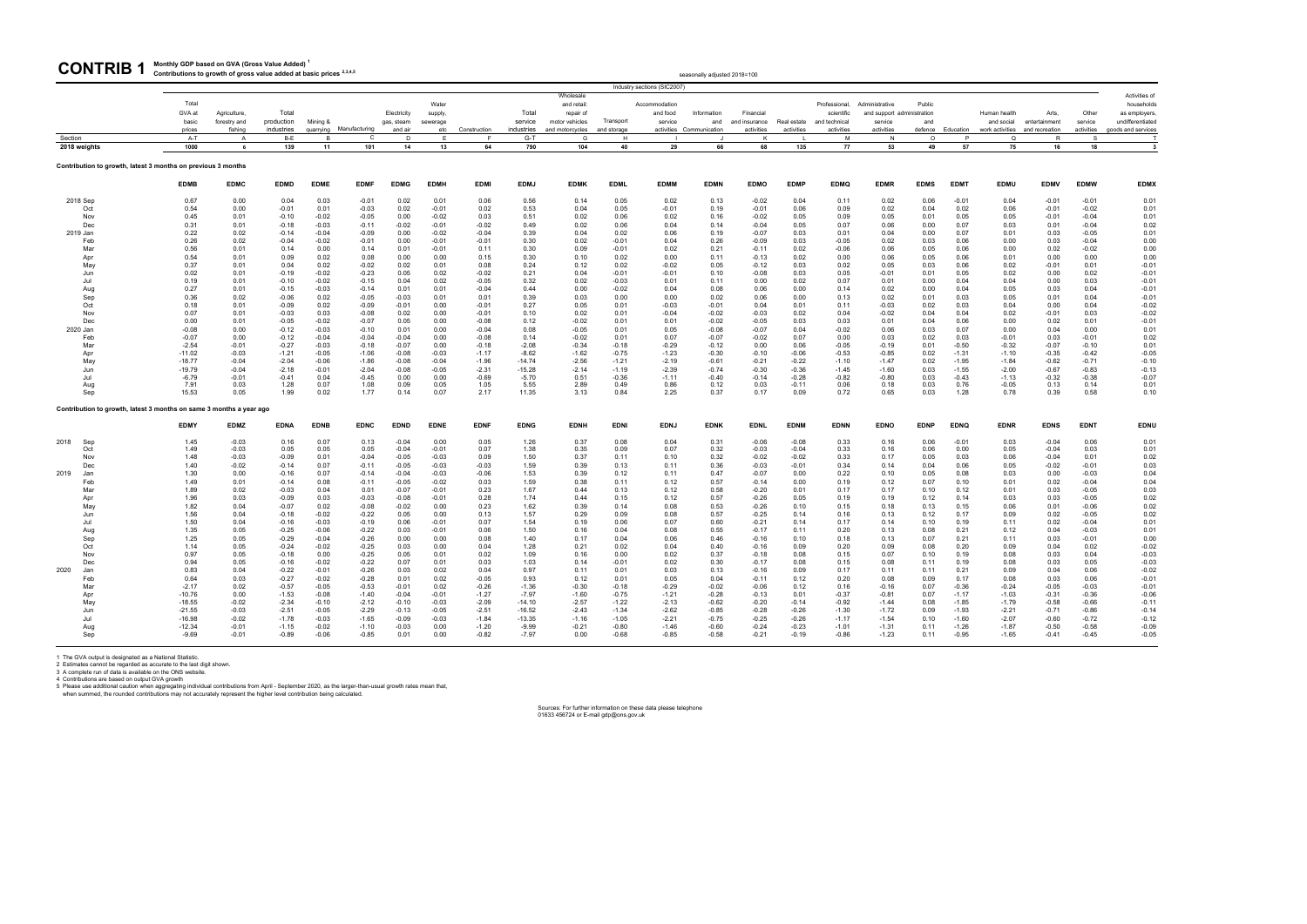# CONTRIB 1 Monthly GDP based on GVA (Gross Value Added) [1]

**Contributions to growth of gross value added at basic prices [2,3,4,5]**

seasonally adjusted 2018=100

Industry sections (SIC2007)

| | Total GVA at basic prices | Agriculture, forestry and fishing | Total production industries | Mining & quarrying | Manufacturing | Electricity gas, steam and air | Water supply, sewerage etc | Construction | Total service industries | Wholesale and retail; repair of motor vehicles and motorcycles | Transport and storage | Accommodation and food service activities | Information and Communication | Financial and insurance activities | Real estate activities | Professional, scientific and technical activities | Administrative and support service activities | Public administration and defence | Education | Human health and social work activities | Arts, entertainment and recreation | Other service activities | Activities of households as employers, undifferentiated goods and services |
|---|---|---|---|---|---|---|---|---|---|---|---|---|---|---|---|---|---|---|---|---|---|---|---|
| Section | A-T | A | B-E | B | C | D | E | F | G-T | G | H | I | J | K | L | M | N | O | P | Q | R | S | T |
| 2018 weights | 1000 | 6 | 139 | 11 | 101 | 14 | 13 | 64 | 790 | 104 | 40 | 29 | 66 | 68 | 135 | 77 | 53 | 49 | 57 | 75 | 16 | 18 | 3 |

**Contribution to growth, latest 3 months on previous 3 months**

| | EDMB | EDMC | EDMD | EDME | EDMF | EDMG | EDMH | EDMI | EDMJ | EDMK | EDML | EDMM | EDMN | EDMO | EDMP | EDMQ | EDMR | EDMS | EDMT | EDMU | EDMV | EDMW | EDMX |
|---|---|---|---|---|---|---|---|---|---|---|---|---|---|---|---|---|---|---|---|---|---|---|---|
| 2018 Sep | 0.67 | 0.00 | 0.04 | 0.03 | -0.01 | 0.02 | 0.01 | 0.06 | 0.56 | 0.14 | 0.05 | 0.02 | 0.13 | -0.02 | 0.04 | 0.11 | 0.02 | 0.06 | -0.01 | 0.04 | -0.01 | -0.01 | 0.01 |
| Oct | 0.54 | 0.00 | -0.01 | 0.01 | -0.03 | 0.02 | -0.01 | 0.02 | 0.53 | 0.04 | 0.05 | -0.01 | 0.19 | -0.01 | 0.06 | 0.09 | 0.02 | 0.04 | 0.02 | 0.06 | -0.01 | -0.02 | 0.01 |
| Nov | 0.45 | 0.01 | -0.10 | -0.02 | -0.05 | 0.00 | -0.02 | 0.03 | 0.51 | 0.02 | 0.06 | 0.02 | 0.16 | -0.02 | 0.05 | 0.09 | 0.05 | 0.01 | 0.05 | 0.05 | -0.01 | -0.04 | 0.01 |
| Dec | 0.31 | 0.01 | -0.18 | -0.03 | -0.11 | -0.02 | -0.01 | -0.02 | 0.49 | 0.02 | 0.06 | 0.04 | 0.14 | -0.04 | 0.05 | 0.07 | 0.06 | 0.00 | 0.07 | 0.03 | 0.01 | -0.04 | 0.02 |
| 2019 Jan | 0.22 | 0.02 | -0.14 | -0.04 | -0.09 | 0.00 | -0.02 | -0.04 | 0.39 | 0.04 | 0.02 | 0.06 | 0.19 | -0.07 | 0.03 | 0.01 | 0.04 | 0.00 | 0.07 | 0.01 | 0.03 | -0.05 | 0.01 |
| Feb | 0.26 | 0.02 | -0.04 | -0.02 | -0.01 | 0.00 | -0.01 | -0.01 | 0.30 | 0.02 | -0.01 | 0.04 | 0.26 | -0.09 | 0.03 | -0.05 | 0.02 | 0.03 | 0.06 | 0.00 | 0.03 | -0.04 | 0.00 |
| Mar | 0.56 | 0.01 | 0.14 | 0.00 | 0.14 | 0.01 | -0.01 | 0.11 | 0.30 | 0.09 | -0.01 | 0.02 | 0.21 | -0.11 | 0.02 | -0.06 | 0.06 | 0.05 | 0.06 | 0.00 | 0.02 | -0.02 | 0.00 |
| Apr | 0.54 | 0.01 | 0.09 | 0.02 | 0.08 | 0.00 | 0.00 | 0.15 | 0.30 | 0.10 | 0.02 | 0.00 | 0.11 | -0.13 | 0.02 | 0.00 | 0.06 | 0.05 | 0.06 | 0.01 | 0.00 | 0.00 | 0.00 |
| May | 0.37 | 0.01 | 0.04 | 0.02 | -0.02 | 0.02 | 0.01 | 0.08 | 0.24 | 0.12 | 0.02 | -0.02 | 0.05 | -0.12 | 0.02 | 0.02 | 0.05 | 0.03 | 0.06 | 0.02 | -0.01 | 0.01 | -0.01 |
| Jun | 0.02 | 0.01 | -0.19 | -0.02 | -0.23 | 0.05 | 0.02 | -0.02 | 0.21 | 0.04 | -0.01 | -0.01 | 0.10 | -0.08 | 0.03 | 0.05 | -0.01 | 0.01 | 0.05 | 0.02 | 0.00 | 0.02 | -0.01 |
| Jul | 0.19 | 0.01 | -0.10 | -0.02 | -0.15 | 0.04 | 0.02 | -0.05 | 0.32 | 0.02 | -0.03 | 0.01 | 0.11 | 0.00 | 0.02 | 0.07 | 0.01 | 0.00 | 0.04 | 0.04 | 0.00 | 0.03 | -0.01 |
| Aug | 0.27 | 0.01 | -0.15 | -0.03 | -0.14 | 0.01 | 0.01 | -0.04 | 0.44 | 0.00 | -0.02 | 0.04 | 0.08 | 0.06 | 0.00 | 0.14 | 0.02 | 0.00 | 0.04 | 0.05 | 0.03 | 0.04 | -0.01 |
| Sep | 0.36 | 0.02 | -0.06 | 0.02 | -0.05 | -0.03 | 0.01 | 0.01 | 0.39 | 0.03 | 0.00 | 0.00 | 0.02 | 0.06 | 0.00 | 0.13 | 0.02 | 0.01 | 0.03 | 0.05 | 0.01 | 0.04 | -0.01 |
| Oct | 0.18 | 0.01 | -0.09 | 0.02 | -0.09 | -0.01 | 0.00 | -0.01 | 0.27 | 0.05 | 0.01 | -0.03 | -0.01 | 0.04 | 0.01 | 0.11 | -0.03 | 0.02 | 0.03 | 0.04 | 0.00 | 0.04 | -0.02 |
| Nov | 0.07 | 0.01 | -0.03 | 0.03 | -0.08 | 0.02 | 0.00 | -0.01 | 0.10 | 0.02 | 0.01 | -0.04 | -0.02 | -0.03 | 0.02 | 0.04 | -0.02 | 0.04 | 0.04 | 0.02 | -0.01 | 0.03 | -0.02 |
| Dec | 0.00 | 0.01 | -0.05 | -0.02 | -0.07 | 0.05 | 0.00 | -0.08 | 0.12 | -0.02 | 0.01 | 0.01 | -0.02 | -0.05 | 0.03 | 0.03 | 0.01 | 0.04 | 0.06 | 0.00 | 0.02 | 0.01 | -0.01 |
| 2020 Jan | -0.08 | 0.00 | -0.12 | -0.03 | -0.10 | 0.01 | 0.00 | -0.04 | 0.08 | -0.05 | 0.01 | 0.05 | -0.08 | -0.07 | 0.04 | -0.02 | 0.06 | 0.03 | 0.07 | 0.00 | 0.04 | 0.00 | 0.01 |
| Feb | -0.07 | 0.00 | -0.12 | -0.04 | -0.04 | 0.00 | 0.00 | 0.08 | 0.14 | -0.02 | 0.01 | 0.07 | -0.07 | -0.02 | 0.07 | 0.00 | 0.03 | 0.02 | 0.03 | -0.01 | 0.03 | -0.01 | 0.02 |
| Mar | -2.54 | -0.01 | -0.27 | -0.03 | -0.18 | -0.07 | 0.00 | -0.18 | -2.08 | -0.34 | -0.18 | -0.29 | -0.12 | 0.00 | 0.06 | -0.05 | -0.19 | 0.01 | -0.50 | -0.32 | -0.07 | -0.10 | 0.01 |
| Apr | -11.02 | -0.03 | -1.21 | -0.05 | -1.06 | -0.08 | -0.03 | -1.17 | -8.62 | -1.62 | -0.75 | -1.23 | -0.30 | -0.10 | -0.06 | -0.53 | -0.85 | 0.02 | -1.31 | -1.10 | -0.35 | -0.42 | -0.05 |
| May | -18.77 | -0.04 | -2.04 | -0.06 | -1.86 | -0.08 | -0.04 | -1.96 | -14.74 | -2.56 | -1.21 | -2.19 | -0.61 | -0.21 | -0.22 | -1.10 | -1.47 | 0.02 | -1.95 | -1.84 | -0.62 | -0.71 | -0.10 |
| Jun | -19.79 | -0.04 | -2.18 | -0.01 | -2.04 | -0.08 | -0.05 | -2.31 | -15.28 | -2.14 | -1.19 | -2.39 | -0.74 | -0.30 | -0.36 | -1.45 | -1.60 | 0.03 | -1.55 | -2.00 | -0.67 | -0.83 | -0.13 |
| Jul | -6.79 | -0.01 | -0.41 | 0.04 | -0.45 | 0.00 | 0.00 | -0.69 | -5.70 | 0.51 | -0.36 | -1.11 | -0.40 | -0.14 | -0.28 | -0.82 | -0.80 | 0.03 | -0.43 | -1.13 | -0.32 | -0.38 | -0.07 |
| Aug | 7.91 | 0.03 | 1.28 | 0.07 | 1.08 | 0.09 | 0.05 | 1.05 | 5.55 | 2.89 | 0.49 | 0.86 | 0.12 | 0.03 | -0.11 | 0.06 | 0.18 | 0.03 | 0.76 | -0.05 | 0.13 | 0.14 | 0.01 |
| Sep | 15.53 | 0.05 | 1.99 | 0.02 | 1.77 | 0.14 | 0.07 | 2.17 | 11.35 | 3.13 | 0.84 | 2.25 | 0.37 | 0.17 | 0.09 | 0.72 | 0.65 | 0.03 | 1.28 | 0.78 | 0.39 | 0.58 | 0.10 |

**Contribution to growth, latest 3 months on same 3 months a year ago**

| | EDMY | EDMZ | EDNA | EDNB | EDNC | EDND | EDNE | EDNF | EDNG | EDNH | EDNI | EDNJ | EDNK | EDNL | EDNM | EDNN | EDNO | EDNP | EDNQ | EDNR | EDNS | EDNT | EDNU |
|---|---|---|---|---|---|---|---|---|---|---|---|---|---|---|---|---|---|---|---|---|---|---|---|
| 2018 Sep | 1.45 | -0.03 | 0.16 | 0.07 | 0.13 | -0.04 | 0.00 | 0.05 | 1.26 | 0.37 | 0.08 | 0.04 | 0.31 | -0.06 | -0.08 | 0.33 | 0.16 | 0.06 | -0.01 | 0.03 | -0.04 | 0.06 | 0.01 |
| Oct | 1.49 | -0.03 | 0.05 | 0.05 | 0.05 | -0.04 | -0.01 | 0.07 | 1.38 | 0.35 | 0.09 | 0.07 | 0.32 | -0.03 | -0.04 | 0.33 | 0.16 | 0.06 | 0.00 | 0.05 | -0.04 | 0.03 | 0.01 |
| Nov | 1.48 | -0.03 | -0.09 | 0.01 | -0.04 | -0.05 | -0.03 | 0.09 | 1.50 | 0.37 | 0.11 | 0.10 | 0.32 | -0.02 | -0.02 | 0.33 | 0.17 | 0.05 | 0.03 | 0.06 | -0.04 | 0.01 | 0.02 |
| Dec | 1.40 | -0.02 | -0.14 | 0.07 | -0.11 | -0.05 | -0.03 | -0.03 | 1.59 | 0.39 | 0.13 | 0.11 | 0.36 | -0.03 | -0.01 | 0.34 | 0.14 | 0.04 | 0.06 | 0.05 | -0.02 | -0.01 | 0.03 |
| 2019 Jan | 1.30 | 0.00 | -0.16 | 0.07 | -0.14 | -0.04 | -0.03 | -0.06 | 1.53 | 0.39 | 0.12 | 0.11 | 0.47 | -0.07 | 0.00 | 0.22 | 0.10 | 0.05 | 0.08 | 0.03 | 0.00 | -0.03 | 0.04 |
| Feb | 1.49 | 0.01 | -0.14 | 0.08 | -0.11 | -0.05 | -0.02 | 0.03 | 1.59 | 0.38 | 0.11 | 0.12 | 0.57 | -0.14 | 0.00 | 0.19 | 0.12 | 0.07 | 0.10 | 0.01 | 0.02 | -0.04 | 0.04 |
| Mar | 1.89 | 0.02 | -0.03 | 0.04 | 0.01 | -0.07 | -0.01 | 0.23 | 1.67 | 0.44 | 0.13 | 0.12 | 0.58 | -0.20 | 0.01 | 0.17 | 0.17 | 0.10 | 0.12 | 0.01 | 0.03 | -0.05 | 0.03 |
| Apr | 1.96 | 0.03 | -0.09 | 0.03 | -0.03 | -0.08 | -0.01 | 0.28 | 1.74 | 0.44 | 0.15 | 0.12 | 0.57 | -0.26 | 0.05 | 0.19 | 0.19 | 0.12 | 0.14 | 0.03 | 0.03 | -0.05 | 0.02 |
| May | 1.82 | 0.04 | -0.07 | 0.02 | -0.08 | -0.02 | 0.00 | 0.23 | 1.62 | 0.39 | 0.14 | 0.08 | 0.53 | -0.26 | 0.10 | 0.15 | 0.18 | 0.13 | 0.15 | 0.06 | 0.01 | -0.06 | 0.02 |
| Jun | 1.56 | 0.04 | -0.18 | -0.02 | -0.22 | 0.05 | 0.00 | 0.13 | 1.57 | 0.29 | 0.09 | 0.08 | 0.57 | -0.25 | 0.14 | 0.16 | 0.13 | 0.12 | 0.17 | 0.09 | 0.02 | -0.05 | 0.02 |
| Jul | 1.50 | 0.04 | -0.16 | -0.03 | -0.19 | 0.06 | -0.01 | 0.07 | 1.54 | 0.19 | 0.06 | 0.07 | 0.60 | -0.21 | 0.14 | 0.17 | 0.14 | 0.10 | 0.19 | 0.11 | 0.02 | -0.04 | 0.01 |
| Aug | 1.35 | 0.05 | -0.25 | -0.06 | -0.22 | 0.03 | -0.01 | 0.06 | 1.50 | 0.16 | 0.04 | 0.08 | 0.55 | -0.17 | 0.11 | 0.20 | 0.13 | 0.08 | 0.21 | 0.12 | 0.04 | -0.03 | 0.01 |
| Sep | 1.25 | 0.05 | -0.29 | -0.04 | -0.26 | 0.00 | 0.00 | 0.08 | 1.40 | 0.17 | 0.04 | 0.06 | 0.46 | -0.16 | 0.10 | 0.18 | 0.13 | 0.07 | 0.21 | 0.11 | 0.03 | -0.01 | 0.00 |
| Oct | 1.14 | 0.05 | -0.24 | -0.02 | -0.25 | 0.03 | 0.00 | 0.04 | 1.28 | 0.21 | 0.02 | 0.04 | 0.40 | -0.16 | 0.09 | 0.20 | 0.09 | 0.08 | 0.20 | 0.09 | 0.04 | 0.02 | -0.02 |
| Nov | 0.97 | 0.05 | -0.18 | 0.00 | -0.25 | 0.05 | 0.01 | 0.02 | 1.09 | 0.16 | 0.00 | 0.02 | 0.37 | -0.18 | 0.08 | 0.15 | 0.07 | 0.10 | 0.19 | 0.08 | 0.03 | 0.04 | -0.03 |
| Dec | 0.94 | 0.05 | -0.16 | -0.02 | -0.22 | 0.07 | 0.01 | 0.03 | 1.03 | 0.14 | -0.01 | 0.02 | 0.30 | -0.17 | 0.08 | 0.15 | 0.08 | 0.11 | 0.19 | 0.08 | 0.03 | 0.05 | -0.03 |
| 2020 Jan | 0.83 | 0.04 | -0.22 | -0.01 | -0.26 | 0.03 | 0.02 | 0.04 | 0.97 | 0.11 | 0.01 | 0.03 | 0.13 | -0.16 | 0.09 | 0.17 | 0.11 | 0.11 | 0.21 | 0.09 | 0.04 | 0.06 | -0.02 |
| Feb | 0.64 | 0.03 | -0.27 | -0.02 | -0.28 | 0.01 | 0.02 | -0.05 | 0.93 | 0.12 | 0.01 | 0.05 | 0.04 | -0.11 | 0.12 | 0.20 | 0.08 | 0.09 | 0.17 | 0.08 | 0.03 | 0.06 | -0.01 |
| Mar | -2.17 | 0.02 | -0.57 | -0.05 | -0.53 | -0.01 | 0.02 | -0.26 | -1.36 | -0.30 | -0.18 | -0.29 | -0.02 | -0.06 | 0.12 | 0.16 | -0.16 | 0.07 | -0.36 | -0.24 | -0.05 | -0.03 | -0.01 |
| Apr | -10.76 | 0.00 | -1.53 | -0.08 | -1.40 | -0.04 | -0.01 | -1.27 | -7.97 | -1.60 | -0.75 | -1.21 | -0.28 | -0.13 | 0.01 | -0.37 | -0.81 | 0.07 | -1.17 | -1.03 | -0.31 | -0.36 | -0.06 |
| May | -18.55 | -0.02 | -2.34 | -0.10 | -2.12 | -0.10 | -0.03 | -2.09 | -14.10 | -2.57 | -1.22 | -2.13 | -0.62 | -0.20 | -0.14 | -0.92 | -1.44 | 0.08 | -1.85 | -1.79 | -0.58 | -0.66 | -0.11 |
| Jun | -21.55 | -0.03 | -2.51 | -0.05 | -2.29 | -0.13 | -0.05 | -2.51 | -16.52 | -2.43 | -1.34 | -2.62 | -0.85 | -0.28 | -0.26 | -1.30 | -1.72 | 0.09 | -1.93 | -2.21 | -0.71 | -0.86 | -0.14 |
| Jul | -16.98 | -0.02 | -1.78 | -0.03 | -1.65 | -0.09 | -0.03 | -1.84 | -13.35 | -1.16 | -1.05 | -2.21 | -0.75 | -0.25 | -0.26 | -1.17 | -1.54 | 0.10 | -1.60 | -2.07 | -0.60 | -0.72 | -0.12 |
| Aug | -12.34 | -0.01 | -1.15 | -0.02 | -1.10 | -0.03 | 0.00 | -1.20 | -9.99 | -0.21 | -0.80 | -1.46 | -0.60 | -0.24 | -0.23 | -1.01 | -1.31 | 0.11 | -1.26 | -1.87 | -0.50 | -0.58 | -0.09 |
| Sep | -9.69 | -0.01 | -0.89 | -0.06 | -0.85 | 0.01 | 0.00 | -0.82 | -7.97 | 0.00 | -0.68 | -0.85 | -0.58 | -0.21 | -0.19 | -0.86 | -1.23 | 0.11 | -0.95 | -1.65 | -0.41 | -0.45 | -0.05 |

1 The GVA output is designated as a National Statistic.
2 Estimates cannot be regarded as accurate to the last digit shown.
3 A complete run of data is available on the ONS website.
4 Contributions are based on output GVA growth
5 Please use additional caution when aggregating individual contributions from April - September 2020, as the larger-than-usual growth rates mean that, when summed, the rounded contributions may not accurately represent the higher level contribution being calculated.

Sources: For further information on these data please telephone 01633 456724 or E-mail gdp@ons.gov.uk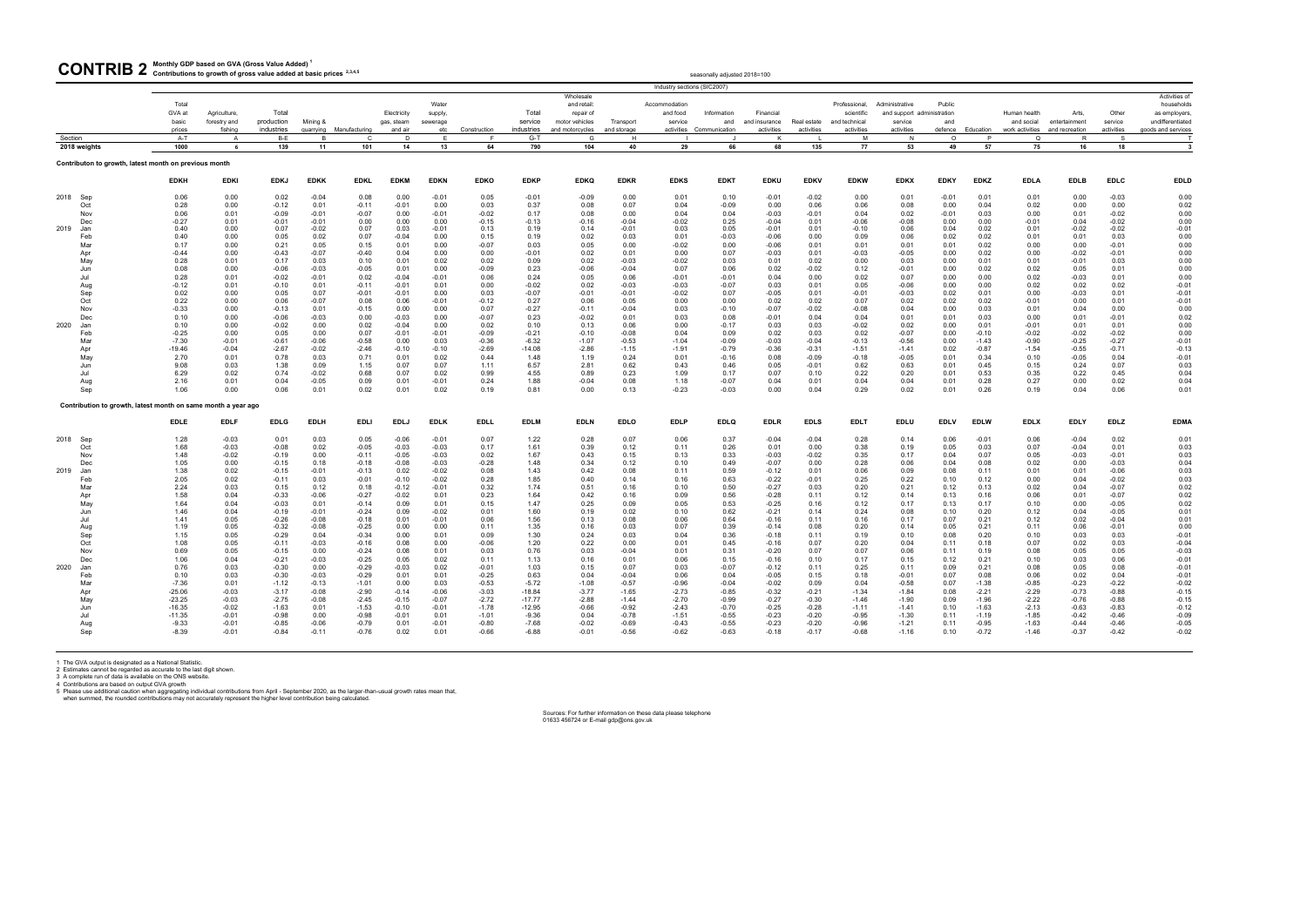# CONTRIB 2 Monthly GDP based on GVA (Gross Value Added) [1] Contributions to growth of gross value added at basic prices [2,3,4,5]

seasonally adjusted 2018=100

Industry sections (SIC2007)

| | Total GVA at basic prices | Agriculture, forestry and fishing | Total production industries | Mining & quarrying | Manufacturing | Electricity gas, steam and air | Water supply, sewerage etc | Construction | Total service industries | Wholesale and retail: repair of motor vehicles and motorcycles | Transport and storage | Accommodation and food service activities | Information and Communication | Financial and insurance activities | Real estate activities | Professional, scientific and technical activities | Administrative and support service activities | Public administration and defence | Education | Human health and social work activities | Arts, entertainment and recreation | Other service activities | Activities of households as employers, undifferentiated goods and services |
|---|---|---|---|---|---|---|---|---|---|---|---|---|---|---|---|---|---|---|---|---|---|---|---|
| Section | A-T | A | B-E | B | C | D | E | F | G-T | G | H | I | J | K | L | M | N | O | P | Q | R | S | T |
| 2018 weights | 1000 | 6 | 139 | 11 | 101 | 14 | 13 | 64 | 790 | 104 | 40 | 29 | 66 | 68 | 135 | 77 | 53 | 49 | 57 | 75 | 16 | 18 | 3 |
| **Contributon to growth, latest month on previous month** | | | | | | | | | | | | | | | | | | | | | | | |
| | **EDKH** | **EDKI** | **EDKJ** | **EDKK** | **EDKL** | **EDKM** | **EDKN** | **EDKO** | **EDKP** | **EDKQ** | **EDKR** | **EDKS** | **EDKT** | **EDKU** | **EDKV** | **EDKW** | **EDKX** | **EDKY** | **EDKZ** | **EDLA** | **EDLB** | **EDLC** | **EDLD** |
| 2018 Sep | 0.06 | 0.00 | 0.02 | -0.04 | 0.08 | 0.00 | -0.01 | 0.05 | -0.01 | -0.09 | 0.00 | 0.01 | 0.10 | -0.01 | -0.02 | 0.00 | 0.01 | -0.01 | 0.01 | 0.01 | 0.00 | -0.03 | 0.00 |
| Oct | 0.28 | 0.00 | -0.12 | 0.01 | -0.11 | -0.01 | 0.00 | 0.03 | 0.37 | 0.08 | 0.07 | 0.04 | -0.09 | 0.00 | 0.06 | 0.06 | 0.08 | 0.00 | 0.04 | 0.02 | 0.00 | 0.00 | 0.02 |
| Nov | 0.06 | 0.01 | -0.09 | -0.01 | -0.07 | 0.00 | -0.01 | -0.02 | 0.17 | 0.08 | 0.00 | 0.04 | 0.04 | -0.03 | -0.01 | 0.04 | 0.02 | -0.01 | 0.03 | 0.00 | 0.01 | -0.02 | 0.00 |
| Dec | -0.27 | 0.01 | -0.01 | -0.01 | 0.00 | 0.00 | 0.00 | -0.15 | -0.13 | -0.16 | -0.04 | -0.02 | 0.25 | -0.04 | 0.01 | -0.06 | -0.08 | 0.00 | 0.00 | -0.01 | 0.04 | -0.02 | 0.00 |
| 2019 Jan | 0.40 | 0.00 | 0.07 | -0.02 | 0.07 | 0.03 | -0.01 | 0.13 | 0.19 | 0.14 | -0.01 | 0.03 | 0.05 | -0.01 | 0.01 | -0.10 | 0.06 | 0.04 | 0.02 | 0.01 | -0.02 | -0.02 | -0.01 |
| Feb | 0.40 | 0.00 | 0.05 | 0.02 | 0.07 | -0.04 | 0.00 | 0.15 | 0.19 | 0.02 | 0.03 | 0.01 | -0.03 | -0.06 | 0.00 | 0.09 | 0.06 | 0.02 | 0.02 | 0.01 | 0.01 | 0.03 | 0.00 |
| Mar | 0.17 | 0.00 | 0.21 | 0.05 | 0.15 | 0.01 | 0.00 | -0.07 | 0.03 | 0.05 | 0.00 | -0.02 | 0.00 | -0.06 | 0.01 | 0.01 | 0.01 | 0.01 | 0.02 | 0.00 | 0.00 | -0.01 | 0.00 |
| Apr | -0.44 | 0.00 | -0.43 | -0.07 | -0.40 | 0.04 | 0.00 | 0.00 | -0.01 | 0.02 | 0.01 | 0.00 | 0.07 | -0.03 | 0.01 | -0.03 | -0.05 | 0.00 | 0.02 | 0.00 | -0.02 | -0.01 | 0.00 |
| May | 0.28 | 0.01 | 0.17 | 0.03 | 0.10 | 0.01 | 0.02 | 0.02 | 0.09 | 0.02 | -0.03 | -0.02 | 0.03 | 0.01 | 0.02 | 0.00 | 0.03 | 0.00 | 0.01 | 0.01 | -0.01 | 0.03 | 0.00 |
| Jun | 0.08 | 0.00 | -0.06 | -0.03 | -0.05 | 0.01 | 0.00 | -0.09 | 0.23 | -0.06 | -0.04 | 0.07 | 0.06 | 0.02 | -0.02 | 0.12 | -0.01 | 0.00 | 0.02 | 0.02 | 0.05 | 0.01 | 0.00 |
| Jul | 0.28 | 0.01 | -0.02 | -0.01 | 0.02 | -0.04 | -0.01 | 0.06 | 0.24 | 0.05 | 0.06 | -0.01 | -0.01 | 0.04 | 0.00 | 0.02 | 0.07 | 0.00 | 0.00 | 0.02 | -0.03 | 0.01 | 0.00 |
| Aug | -0.12 | 0.01 | -0.10 | 0.01 | -0.11 | -0.01 | 0.01 | 0.00 | -0.02 | 0.02 | -0.03 | -0.03 | -0.07 | 0.03 | 0.01 | 0.05 | -0.06 | 0.00 | 0.00 | 0.02 | 0.02 | 0.02 | -0.01 |
| Sep | 0.02 | 0.00 | 0.05 | 0.07 | -0.01 | -0.01 | 0.00 | 0.03 | -0.07 | -0.01 | -0.01 | -0.02 | 0.07 | -0.05 | 0.01 | -0.01 | -0.03 | 0.02 | 0.01 | 0.00 | -0.03 | 0.01 | -0.01 |
| Oct | 0.22 | 0.00 | 0.06 | -0.07 | 0.08 | 0.06 | -0.01 | -0.12 | 0.27 | 0.06 | 0.05 | 0.00 | 0.00 | 0.02 | 0.02 | 0.07 | 0.02 | 0.02 | 0.02 | -0.01 | 0.00 | 0.01 | -0.01 |
| Nov | -0.33 | 0.00 | -0.13 | 0.01 | -0.15 | 0.00 | 0.00 | 0.07 | -0.27 | -0.11 | -0.04 | 0.03 | -0.10 | -0.07 | -0.02 | -0.08 | 0.04 | 0.00 | 0.03 | 0.01 | 0.04 | 0.00 | 0.00 |
| Dec | 0.10 | 0.00 | -0.06 | -0.03 | 0.00 | -0.03 | 0.00 | -0.07 | 0.23 | -0.02 | 0.01 | 0.03 | 0.08 | -0.01 | 0.04 | 0.04 | 0.01 | 0.01 | 0.03 | 0.00 | 0.01 | -0.01 | 0.02 |
| 2020 Jan | 0.10 | 0.00 | -0.02 | 0.00 | 0.02 | -0.04 | 0.00 | 0.02 | 0.10 | 0.13 | 0.06 | 0.00 | -0.17 | 0.03 | 0.03 | -0.02 | 0.02 | 0.00 | 0.01 | -0.01 | 0.01 | 0.01 | 0.00 |
| Feb | -0.25 | 0.00 | 0.05 | 0.00 | 0.07 | -0.01 | -0.01 | -0.09 | -0.21 | -0.10 | -0.08 | 0.04 | 0.09 | 0.02 | 0.03 | 0.02 | -0.07 | 0.00 | -0.10 | -0.02 | -0.02 | -0.02 | 0.00 |
| Mar | -7.30 | -0.01 | -0.61 | -0.06 | -0.58 | 0.00 | 0.03 | -0.36 | -6.32 | -1.07 | -0.53 | -1.04 | -0.09 | -0.03 | -0.04 | -0.13 | -0.56 | 0.00 | -1.43 | -0.90 | -0.25 | -0.27 | -0.01 |
| Apr | -19.46 | -0.04 | -2.67 | -0.02 | -2.46 | -0.10 | -0.10 | -2.69 | -14.08 | -2.86 | -1.15 | -1.91 | -0.79 | -0.36 | -0.31 | -1.51 | -1.41 | 0.02 | -0.87 | -1.54 | -0.55 | -0.71 | -0.13 |
| May | 2.70 | 0.01 | 0.78 | 0.03 | 0.71 | 0.01 | 0.02 | 0.44 | 1.48 | 1.19 | 0.24 | 0.01 | -0.16 | 0.08 | -0.09 | -0.18 | -0.05 | 0.01 | 0.34 | 0.10 | -0.05 | 0.04 | -0.01 |
| Jun | 9.08 | 0.03 | 1.38 | 0.09 | 1.15 | 0.07 | 0.07 | 1.11 | 6.57 | 2.81 | 0.62 | 0.43 | 0.46 | 0.05 | -0.01 | 0.62 | 0.63 | 0.01 | 0.45 | 0.15 | 0.24 | 0.07 | 0.03 |
| Jul | 6.29 | 0.02 | 0.74 | -0.02 | 0.68 | 0.07 | 0.02 | 0.99 | 4.55 | 0.89 | 0.23 | 1.09 | 0.17 | 0.07 | 0.10 | 0.22 | 0.20 | 0.01 | 0.53 | 0.35 | 0.22 | 0.45 | 0.04 |
| Aug | 2.16 | 0.01 | 0.04 | -0.05 | 0.09 | 0.01 | -0.01 | 0.24 | 1.88 | -0.04 | 0.08 | 1.18 | -0.07 | 0.04 | 0.01 | 0.04 | 0.04 | 0.01 | 0.28 | 0.27 | 0.00 | 0.02 | 0.04 |
| Sep | 1.06 | 0.00 | 0.06 | 0.01 | 0.02 | 0.01 | 0.02 | 0.19 | 0.81 | 0.00 | 0.13 | -0.23 | -0.03 | 0.00 | 0.04 | 0.29 | 0.02 | 0.01 | 0.26 | 0.19 | 0.04 | 0.06 | 0.01 |
| **Contribution to growth, latest month on same month a year ago** | | | | | | | | | | | | | | | | | | | | | | | |
| | **EDLE** | **EDLF** | **EDLG** | **EDLH** | **EDLI** | **EDLJ** | **EDLK** | **EDLL** | **EDLM** | **EDLN** | **EDLO** | **EDLP** | **EDLQ** | **EDLR** | **EDLS** | **EDLT** | **EDLU** | **EDLV** | **EDLW** | **EDLX** | **EDLY** | **EDLZ** | **EDMA** |
| 2018 Sep | 1.28 | -0.03 | 0.01 | 0.03 | 0.05 | -0.06 | -0.01 | 0.07 | 1.22 | 0.28 | 0.07 | 0.06 | 0.37 | -0.04 | -0.04 | 0.28 | 0.14 | 0.06 | -0.01 | 0.06 | -0.04 | 0.02 | 0.01 |
| Oct | 1.68 | -0.03 | -0.08 | 0.02 | -0.05 | -0.03 | -0.03 | 0.17 | 1.61 | 0.39 | 0.12 | 0.11 | 0.26 | 0.01 | 0.00 | 0.38 | 0.19 | 0.05 | 0.03 | 0.07 | -0.04 | 0.01 | 0.03 |
| Nov | 1.48 | -0.02 | -0.19 | 0.00 | -0.11 | -0.05 | -0.03 | 0.02 | 1.67 | 0.43 | 0.15 | 0.13 | 0.33 | -0.03 | -0.02 | 0.35 | 0.17 | 0.04 | 0.07 | 0.05 | -0.03 | -0.01 | 0.03 |
| Dec | 1.05 | 0.00 | -0.15 | 0.18 | -0.18 | -0.08 | -0.03 | -0.28 | 1.48 | 0.34 | 0.12 | 0.10 | 0.49 | -0.07 | 0.00 | 0.28 | 0.06 | 0.04 | 0.08 | 0.02 | 0.00 | -0.03 | 0.04 |
| 2019 Jan | 1.38 | 0.02 | -0.15 | -0.01 | -0.13 | 0.02 | -0.02 | 0.08 | 1.43 | 0.42 | 0.08 | 0.11 | 0.59 | -0.12 | 0.01 | 0.06 | 0.09 | 0.08 | 0.11 | 0.01 | 0.01 | -0.06 | 0.03 |
| Feb | 2.05 | 0.02 | -0.11 | 0.03 | -0.01 | -0.10 | -0.02 | 0.28 | 1.85 | 0.40 | 0.14 | 0.16 | 0.63 | -0.22 | -0.01 | 0.25 | 0.22 | 0.10 | 0.12 | 0.00 | 0.04 | -0.02 | 0.03 |
| Mar | 2.24 | 0.03 | 0.15 | 0.12 | 0.18 | -0.12 | -0.01 | 0.32 | 1.74 | 0.51 | 0.16 | 0.10 | 0.50 | -0.27 | 0.03 | 0.20 | 0.21 | 0.12 | 0.13 | 0.02 | 0.04 | -0.07 | 0.02 |
| Apr | 1.58 | 0.04 | -0.33 | -0.06 | -0.27 | -0.02 | 0.01 | 0.23 | 1.64 | 0.42 | 0.16 | 0.09 | 0.56 | -0.28 | 0.11 | 0.12 | 0.14 | 0.13 | 0.16 | 0.06 | 0.01 | -0.07 | 0.02 |
| May | 1.64 | 0.04 | -0.03 | 0.01 | -0.14 | 0.09 | 0.01 | 0.15 | 1.47 | 0.25 | 0.09 | 0.05 | 0.53 | -0.25 | 0.16 | 0.12 | 0.17 | 0.13 | 0.17 | 0.10 | 0.00 | -0.05 | 0.02 |
| Jun | 1.46 | 0.04 | -0.19 | -0.01 | -0.24 | 0.09 | -0.02 | 0.01 | 1.60 | 0.19 | 0.02 | 0.10 | 0.62 | -0.21 | 0.14 | 0.24 | 0.08 | 0.10 | 0.20 | 0.12 | 0.04 | -0.05 | 0.01 |
| Jul | 1.41 | 0.05 | -0.26 | -0.08 | -0.18 | 0.01 | -0.01 | 0.06 | 1.56 | 0.13 | 0.08 | 0.06 | 0.64 | -0.16 | 0.11 | 0.16 | 0.17 | 0.07 | 0.21 | 0.12 | 0.02 | -0.04 | 0.01 |
| Aug | 1.19 | 0.05 | -0.32 | -0.08 | -0.25 | 0.00 | 0.00 | 0.11 | 1.35 | 0.16 | 0.03 | 0.07 | 0.39 | -0.14 | 0.08 | 0.20 | 0.14 | 0.05 | 0.21 | 0.11 | 0.06 | -0.01 | 0.00 |
| Sep | 1.15 | 0.05 | -0.29 | 0.04 | -0.34 | 0.00 | 0.01 | 0.09 | 1.30 | 0.24 | 0.03 | 0.04 | 0.36 | -0.18 | 0.11 | 0.19 | 0.10 | 0.08 | 0.20 | 0.10 | 0.03 | 0.03 | -0.01 |
| Oct | 1.08 | 0.05 | -0.11 | -0.03 | -0.16 | 0.08 | 0.00 | -0.06 | 1.20 | 0.22 | 0.00 | 0.01 | 0.45 | -0.16 | 0.07 | 0.20 | 0.04 | 0.11 | 0.18 | 0.07 | 0.02 | 0.03 | -0.04 |
| Nov | 0.69 | 0.05 | -0.15 | 0.00 | -0.24 | 0.08 | 0.01 | 0.03 | 0.76 | 0.03 | -0.04 | 0.01 | 0.31 | -0.20 | 0.07 | 0.07 | 0.06 | 0.11 | 0.19 | 0.08 | 0.05 | 0.05 | -0.03 |
| Dec | 1.06 | 0.04 | -0.21 | -0.03 | -0.25 | 0.05 | 0.02 | 0.11 | 1.13 | 0.16 | 0.01 | 0.06 | 0.15 | -0.16 | 0.10 | 0.17 | 0.15 | 0.12 | 0.21 | 0.10 | 0.03 | 0.06 | -0.01 |
| 2020 Jan | 0.76 | 0.03 | -0.30 | 0.00 | -0.29 | -0.03 | 0.02 | -0.01 | 1.03 | 0.15 | 0.07 | 0.03 | -0.07 | -0.12 | 0.11 | 0.25 | 0.11 | 0.09 | 0.21 | 0.08 | 0.05 | 0.08 | -0.01 |
| Feb | 0.10 | 0.03 | -0.30 | -0.03 | -0.29 | 0.01 | 0.01 | -0.25 | 0.63 | 0.04 | -0.04 | 0.06 | 0.04 | -0.05 | 0.15 | 0.18 | -0.01 | 0.07 | 0.08 | 0.06 | 0.02 | 0.04 | -0.01 |
| Mar | -7.36 | 0.01 | -1.12 | -0.13 | -1.01 | 0.00 | 0.03 | -0.53 | -5.72 | -1.08 | -0.57 | -0.96 | -0.04 | -0.02 | 0.09 | 0.04 | -0.58 | 0.07 | -1.38 | -0.85 | -0.23 | -0.22 | -0.02 |
| Apr | -25.06 | -0.03 | -3.17 | -0.08 | -2.90 | -0.14 | -0.06 | -3.03 | -18.84 | -3.77 | -1.65 | -2.73 | -0.85 | -0.32 | -0.21 | -1.34 | -1.84 | 0.08 | -2.21 | -2.29 | -0.73 | -0.88 | -0.15 |
| May | -23.25 | -0.03 | -2.75 | -0.08 | -2.45 | -0.15 | -0.07 | -2.72 | -17.77 | -2.88 | -1.44 | -2.70 | -0.99 | -0.27 | -0.30 | -1.46 | -1.90 | 0.09 | -1.96 | -2.22 | -0.76 | -0.88 | -0.15 |
| Jun | -16.35 | -0.02 | -1.63 | 0.01 | -1.53 | -0.10 | -0.01 | -1.78 | -12.95 | -0.66 | -0.92 | -2.43 | -0.70 | -0.25 | -0.28 | -1.11 | -1.41 | 0.10 | -1.63 | -2.13 | -0.63 | -0.83 | -0.12 |
| Jul | -11.35 | -0.01 | -0.98 | 0.00 | -0.98 | -0.01 | 0.01 | -1.01 | -9.36 | 0.04 | -0.78 | -1.51 | -0.55 | -0.23 | -0.20 | -0.95 | -1.30 | 0.11 | -1.19 | -1.85 | -0.42 | -0.46 | -0.09 |
| Aug | -9.33 | -0.01 | -0.85 | -0.06 | -0.79 | 0.01 | -0.01 | -0.80 | -7.68 | -0.02 | -0.69 | -0.43 | -0.55 | -0.23 | -0.20 | -0.96 | -1.21 | 0.11 | -0.95 | -1.63 | -0.44 | -0.46 | -0.05 |
| Sep | -8.39 | -0.01 | -0.84 | -0.11 | -0.76 | 0.02 | 0.01 | -0.66 | -6.88 | -0.01 | -0.56 | -0.62 | -0.63 | -0.18 | -0.17 | -0.68 | -1.16 | 0.10 | -0.72 | -1.46 | -0.37 | -0.42 | -0.02 |

1 The GVA output is designated as a National Statistic.
2 Estimates cannot be regarded as accurate to the last digit shown.
3 A complete run of data is available on the ONS website.
4 Contributions are based on output GVA growth
5 Please use additional caution when aggregating individual contributions from April - September 2020, as the larger-than-usual growth rates mean that, when summed, the rounded contributions may not accurately represent the higher level contribution being calculated.

Sources: For further information on these data please telephone 01633 456724 or E-mail gdp@ons.gov.uk